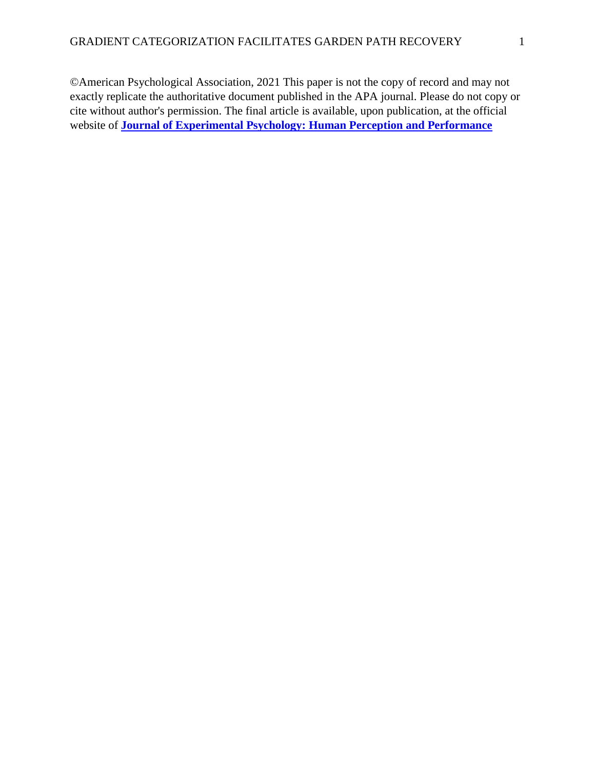©American Psychological Association, 2021 This paper is not the copy of record and may not exactly replicate the authoritative document published in the APA journal. Please do not copy or cite without author's permission. The final article is available, upon publication, at the official website of **Journal of Experimental Psychology: Human Perception and Performance**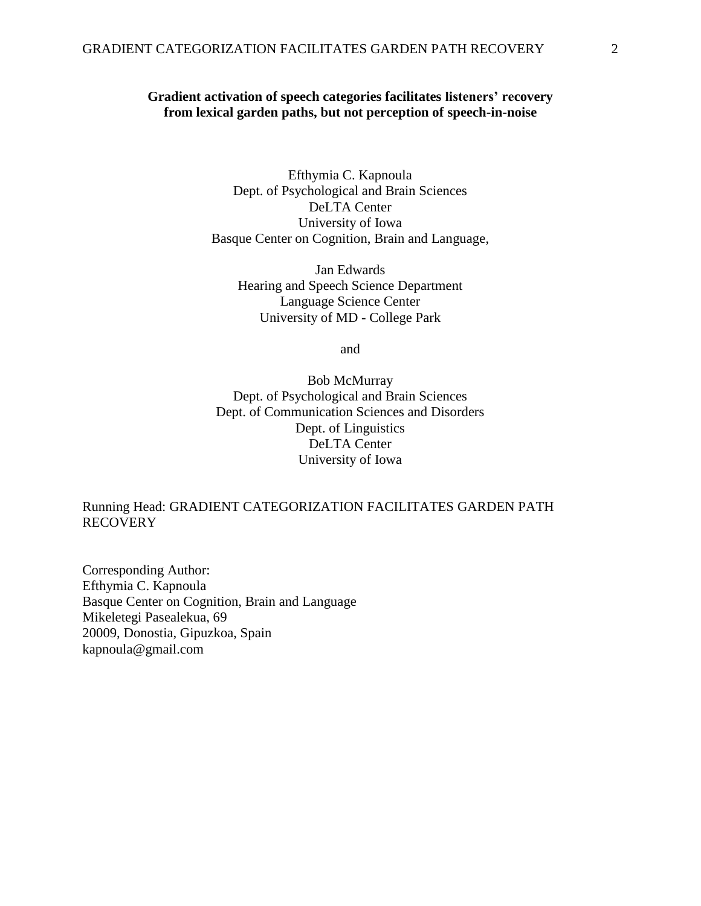**Gradient activation of speech categories facilitates listeners' recovery from lexical garden paths, but not perception of speech-in-noise**

Efthymia C. Kapnoula
Dept. of Psychological and Brain Sciences
DeLTA Center
University of Iowa
Basque Center on Cognition, Brain and Language,

Jan Edwards
Hearing and Speech Science Department
Language Science Center
University of MD - College Park

and

Bob McMurray
Dept. of Psychological and Brain Sciences
Dept. of Communication Sciences and Disorders
Dept. of Linguistics
DeLTA Center
University of Iowa

Running Head: GRADIENT CATEGORIZATION FACILITATES GARDEN PATH RECOVERY

Corresponding Author:
Efthymia C. Kapnoula
Basque Center on Cognition, Brain and Language
Mikeletegi Pasealekua, 69
20009, Donostia, Gipuzkoa, Spain
kapnoula@gmail.com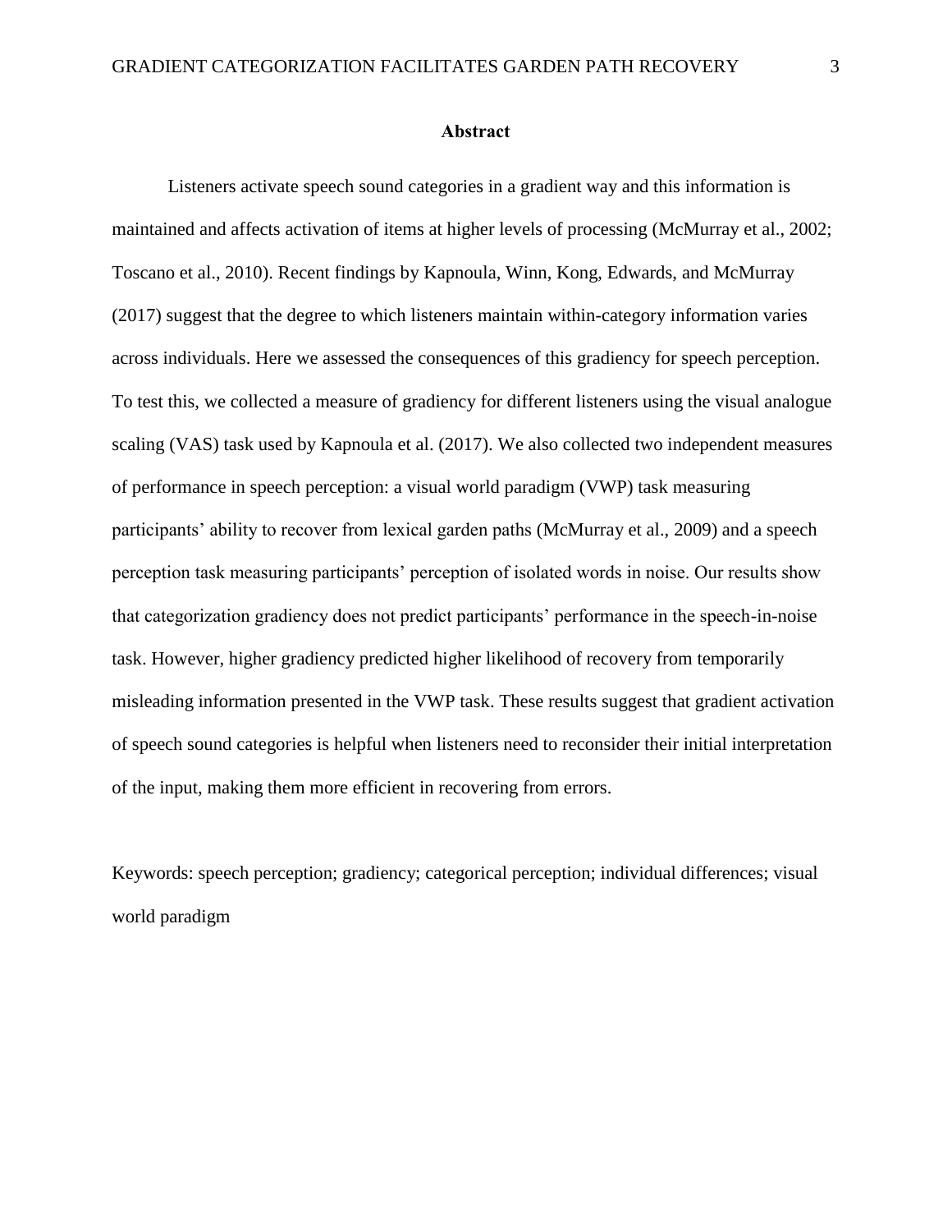## Abstract

Listeners activate speech sound categories in a gradient way and this information is maintained and affects activation of items at higher levels of processing (McMurray et al., 2002; Toscano et al., 2010). Recent findings by Kapnoula, Winn, Kong, Edwards, and McMurray (2017) suggest that the degree to which listeners maintain within-category information varies across individuals. Here we assessed the consequences of this gradiency for speech perception. To test this, we collected a measure of gradiency for different listeners using the visual analogue scaling (VAS) task used by Kapnoula et al. (2017). We also collected two independent measures of performance in speech perception: a visual world paradigm (VWP) task measuring participants' ability to recover from lexical garden paths (McMurray et al., 2009) and a speech perception task measuring participants' perception of isolated words in noise. Our results show that categorization gradiency does not predict participants' performance in the speech-in-noise task. However, higher gradiency predicted higher likelihood of recovery from temporarily misleading information presented in the VWP task. These results suggest that gradient activation of speech sound categories is helpful when listeners need to reconsider their initial interpretation of the input, making them more efficient in recovering from errors.

Keywords: speech perception; gradiency; categorical perception; individual differences; visual world paradigm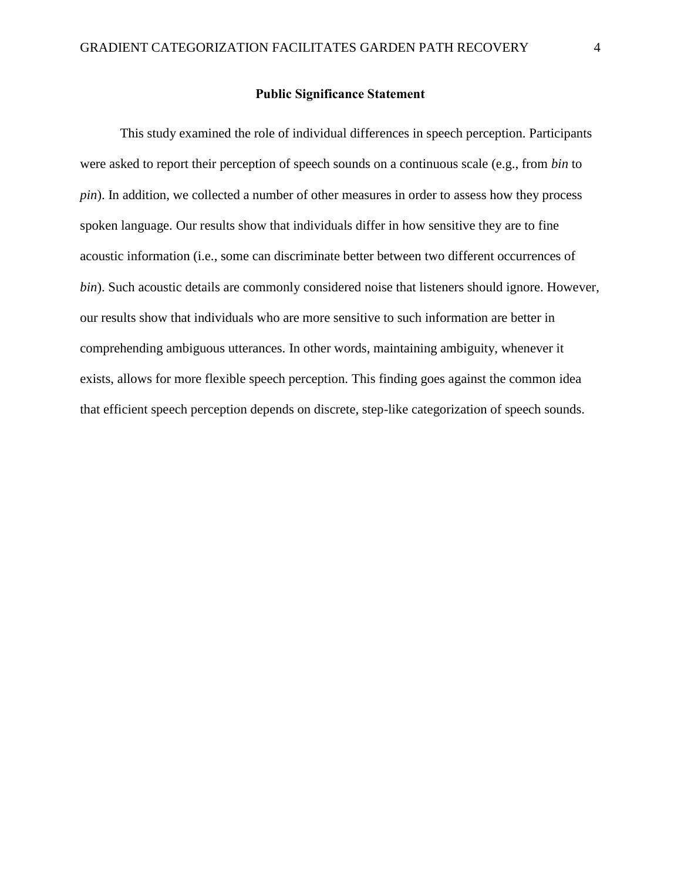## Public Significance Statement

This study examined the role of individual differences in speech perception. Participants were asked to report their perception of speech sounds on a continuous scale (e.g., from *bin* to *pin*). In addition, we collected a number of other measures in order to assess how they process spoken language. Our results show that individuals differ in how sensitive they are to fine acoustic information (i.e., some can discriminate better between two different occurrences of *bin*). Such acoustic details are commonly considered noise that listeners should ignore. However, our results show that individuals who are more sensitive to such information are better in comprehending ambiguous utterances. In other words, maintaining ambiguity, whenever it exists, allows for more flexible speech perception. This finding goes against the common idea that efficient speech perception depends on discrete, step-like categorization of speech sounds.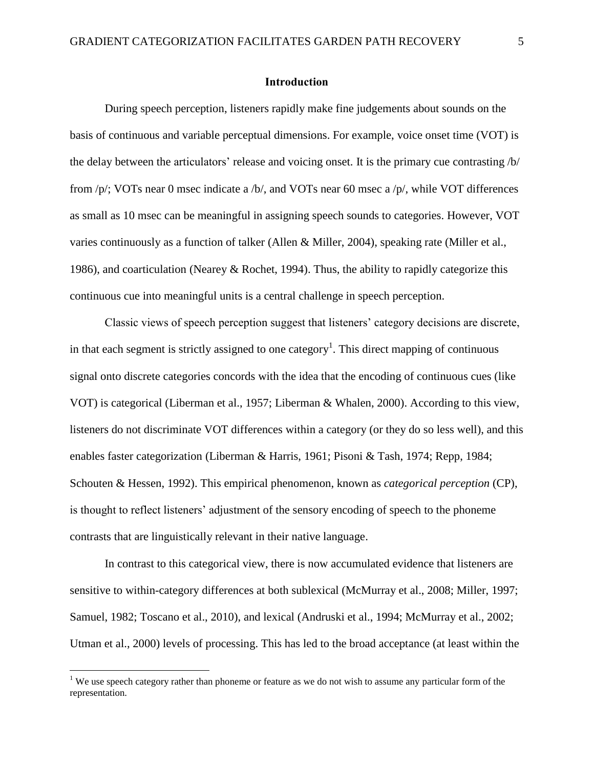## Introduction

During speech perception, listeners rapidly make fine judgements about sounds on the basis of continuous and variable perceptual dimensions. For example, voice onset time (VOT) is the delay between the articulators' release and voicing onset. It is the primary cue contrasting /b/ from /p/; VOTs near 0 msec indicate a /b/, and VOTs near 60 msec a /p/, while VOT differences as small as 10 msec can be meaningful in assigning speech sounds to categories. However, VOT varies continuously as a function of talker (Allen & Miller, 2004), speaking rate (Miller et al., 1986), and coarticulation (Nearey & Rochet, 1994). Thus, the ability to rapidly categorize this continuous cue into meaningful units is a central challenge in speech perception.

Classic views of speech perception suggest that listeners' category decisions are discrete, in that each segment is strictly assigned to one category[1]. This direct mapping of continuous signal onto discrete categories concords with the idea that the encoding of continuous cues (like VOT) is categorical (Liberman et al., 1957; Liberman & Whalen, 2000). According to this view, listeners do not discriminate VOT differences within a category (or they do so less well), and this enables faster categorization (Liberman & Harris, 1961; Pisoni & Tash, 1974; Repp, 1984; Schouten & Hessen, 1992). This empirical phenomenon, known as *categorical perception* (CP), is thought to reflect listeners' adjustment of the sensory encoding of speech to the phoneme contrasts that are linguistically relevant in their native language.

In contrast to this categorical view, there is now accumulated evidence that listeners are sensitive to within-category differences at both sublexical (McMurray et al., 2008; Miller, 1997; Samuel, 1982; Toscano et al., 2010), and lexical (Andruski et al., 1994; McMurray et al., 2002; Utman et al., 2000) levels of processing. This has led to the broad acceptance (at least within the

[1] We use speech category rather than phoneme or feature as we do not wish to assume any particular form of the representation.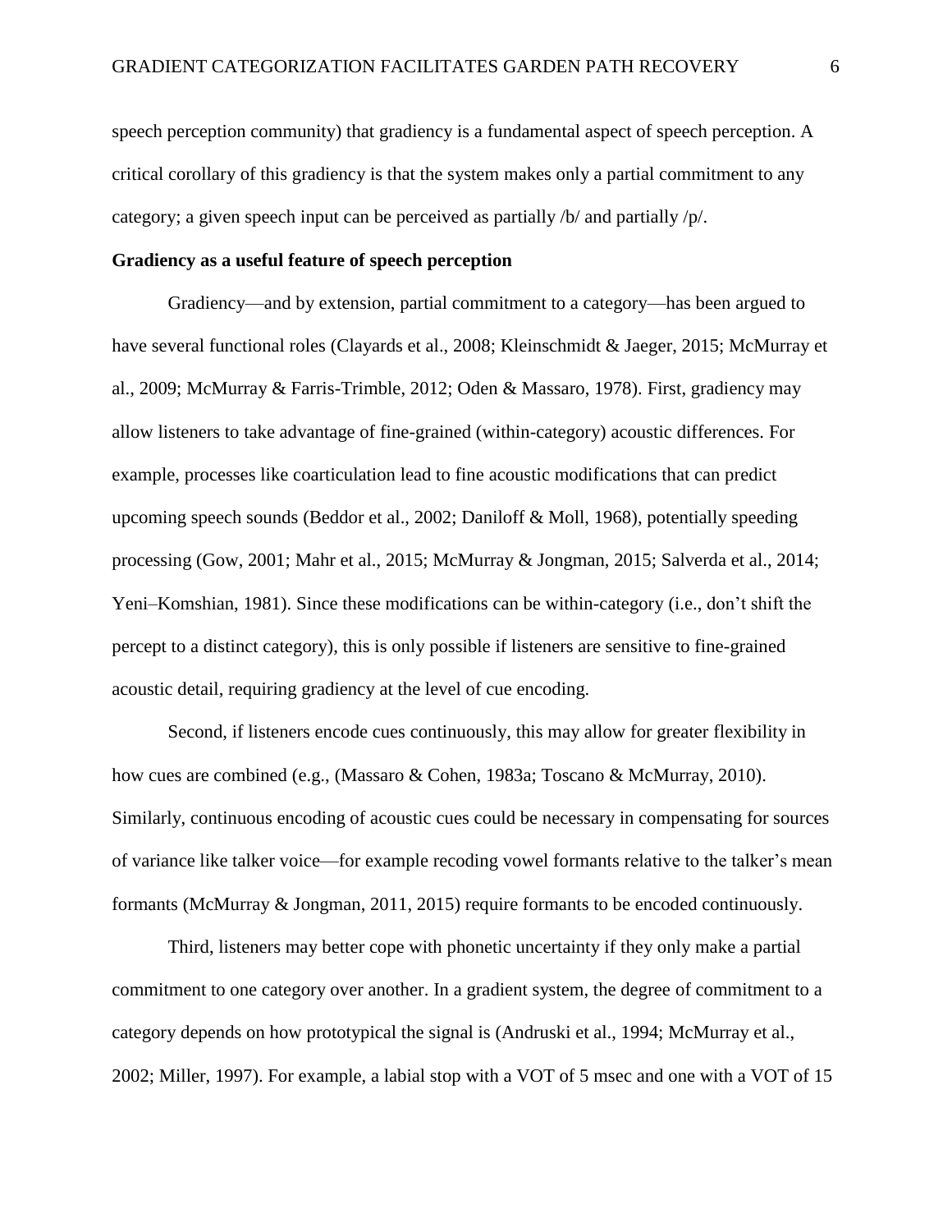speech perception community) that gradiency is a fundamental aspect of speech perception. A critical corollary of this gradiency is that the system makes only a partial commitment to any category; a given speech input can be perceived as partially /b/ and partially /p/.

## Gradiency as a useful feature of speech perception

Gradiency—and by extension, partial commitment to a category—has been argued to have several functional roles (Clayards et al., 2008; Kleinschmidt & Jaeger, 2015; McMurray et al., 2009; McMurray & Farris-Trimble, 2012; Oden & Massaro, 1978). First, gradiency may allow listeners to take advantage of fine-grained (within-category) acoustic differences. For example, processes like coarticulation lead to fine acoustic modifications that can predict upcoming speech sounds (Beddor et al., 2002; Daniloff & Moll, 1968), potentially speeding processing (Gow, 2001; Mahr et al., 2015; McMurray & Jongman, 2015; Salverda et al., 2014; Yeni–Komshian, 1981). Since these modifications can be within-category (i.e., don't shift the percept to a distinct category), this is only possible if listeners are sensitive to fine-grained acoustic detail, requiring gradiency at the level of cue encoding.

Second, if listeners encode cues continuously, this may allow for greater flexibility in how cues are combined (e.g., (Massaro & Cohen, 1983a; Toscano & McMurray, 2010). Similarly, continuous encoding of acoustic cues could be necessary in compensating for sources of variance like talker voice—for example recoding vowel formants relative to the talker's mean formants (McMurray & Jongman, 2011, 2015) require formants to be encoded continuously.

Third, listeners may better cope with phonetic uncertainty if they only make a partial commitment to one category over another. In a gradient system, the degree of commitment to a category depends on how prototypical the signal is (Andruski et al., 1994; McMurray et al., 2002; Miller, 1997). For example, a labial stop with a VOT of 5 msec and one with a VOT of 15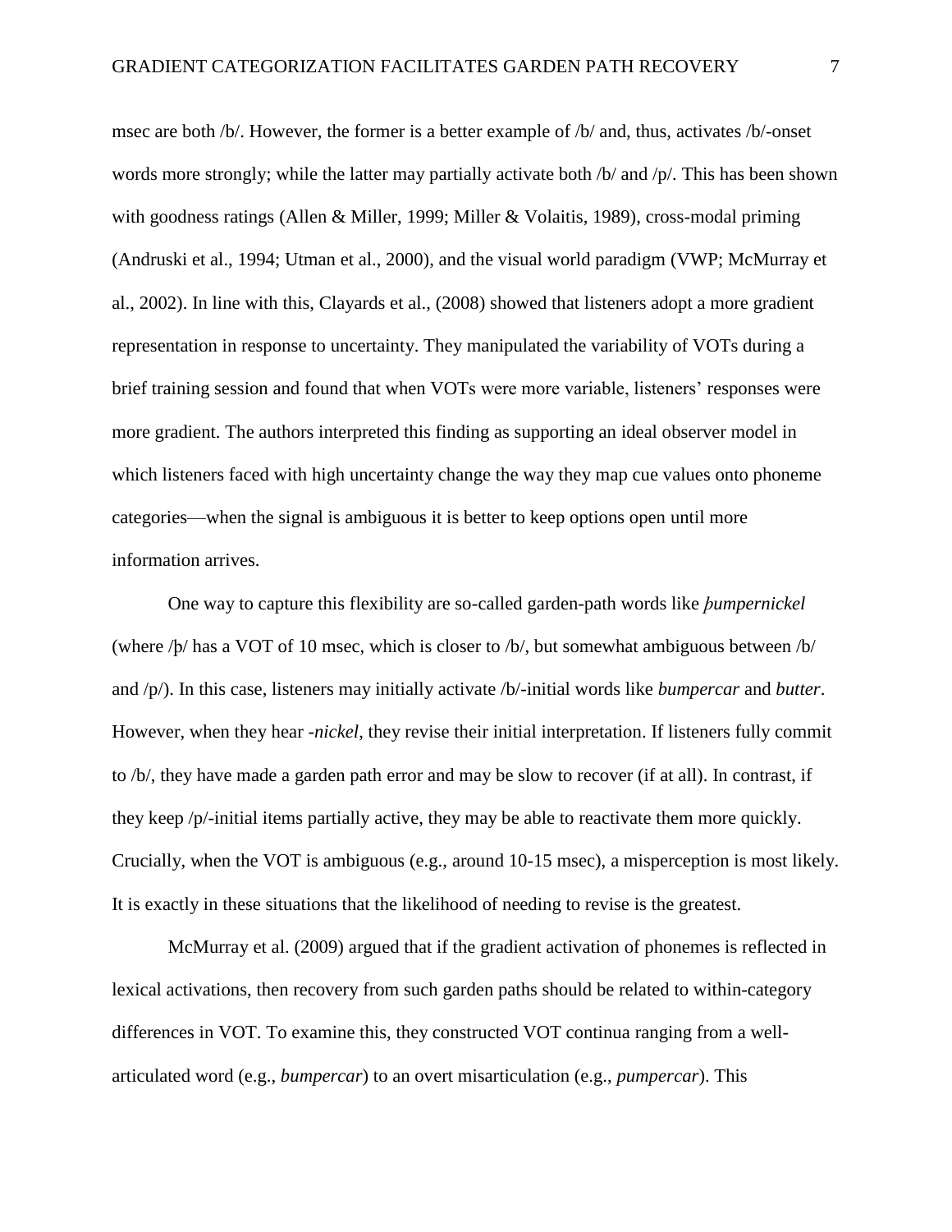msec are both /b/. However, the former is a better example of /b/ and, thus, activates /b/-onset words more strongly; while the latter may partially activate both /b/ and /p/. This has been shown with goodness ratings (Allen & Miller, 1999; Miller & Volaitis, 1989), cross-modal priming (Andruski et al., 1994; Utman et al., 2000), and the visual world paradigm (VWP; McMurray et al., 2002). In line with this, Clayards et al., (2008) showed that listeners adopt a more gradient representation in response to uncertainty. They manipulated the variability of VOTs during a brief training session and found that when VOTs were more variable, listeners' responses were more gradient. The authors interpreted this finding as supporting an ideal observer model in which listeners faced with high uncertainty change the way they map cue values onto phoneme categories—when the signal is ambiguous it is better to keep options open until more information arrives.

One way to capture this flexibility are so-called garden-path words like *þumpernickel* (where /þ/ has a VOT of 10 msec, which is closer to /b/, but somewhat ambiguous between /b/ and /p/). In this case, listeners may initially activate /b/-initial words like *bumpercar* and *butter*. However, when they hear *-nickel*, they revise their initial interpretation. If listeners fully commit to /b/, they have made a garden path error and may be slow to recover (if at all). In contrast, if they keep /p/-initial items partially active, they may be able to reactivate them more quickly. Crucially, when the VOT is ambiguous (e.g., around 10-15 msec), a misperception is most likely. It is exactly in these situations that the likelihood of needing to revise is the greatest.

McMurray et al. (2009) argued that if the gradient activation of phonemes is reflected in lexical activations, then recovery from such garden paths should be related to within-category differences in VOT. To examine this, they constructed VOT continua ranging from a well-articulated word (e.g., *bumpercar*) to an overt misarticulation (e.g., *pumpercar*). This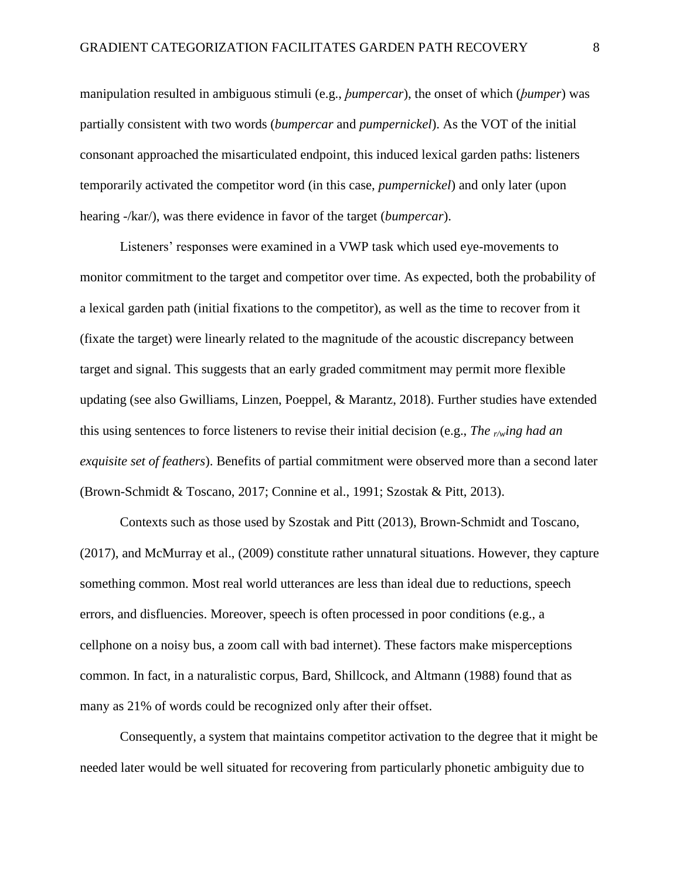manipulation resulted in ambiguous stimuli (e.g., *þumpercar*), the onset of which (*þumper*) was partially consistent with two words (*bumpercar* and *pumpernickel*). As the VOT of the initial consonant approached the misarticulated endpoint, this induced lexical garden paths: listeners temporarily activated the competitor word (in this case, *pumpernickel*) and only later (upon hearing -/kar/), was there evidence in favor of the target (*bumpercar*).

Listeners' responses were examined in a VWP task which used eye-movements to monitor commitment to the target and competitor over time. As expected, both the probability of a lexical garden path (initial fixations to the competitor), as well as the time to recover from it (fixate the target) were linearly related to the magnitude of the acoustic discrepancy between target and signal. This suggests that an early graded commitment may permit more flexible updating (see also Gwilliams, Linzen, Poeppel, & Marantz, 2018). Further studies have extended this using sentences to force listeners to revise their initial decision (e.g., *The $_{r/w}$ing had an exquisite set of feathers*). Benefits of partial commitment were observed more than a second later (Brown-Schmidt & Toscano, 2017; Connine et al., 1991; Szostak & Pitt, 2013).

Contexts such as those used by Szostak and Pitt (2013), Brown-Schmidt and Toscano, (2017), and McMurray et al., (2009) constitute rather unnatural situations. However, they capture something common. Most real world utterances are less than ideal due to reductions, speech errors, and disfluencies. Moreover, speech is often processed in poor conditions (e.g., a cellphone on a noisy bus, a zoom call with bad internet). These factors make misperceptions common. In fact, in a naturalistic corpus, Bard, Shillcock, and Altmann (1988) found that as many as 21% of words could be recognized only after their offset.

Consequently, a system that maintains competitor activation to the degree that it might be needed later would be well situated for recovering from particularly phonetic ambiguity due to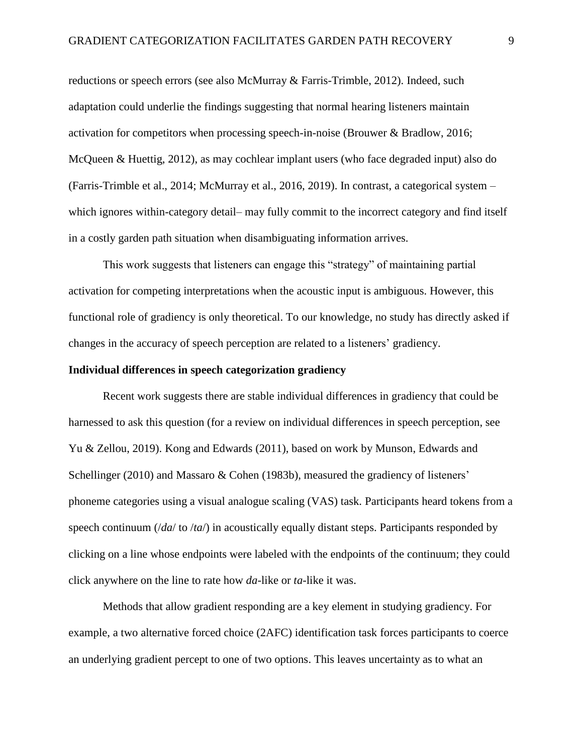reductions or speech errors (see also McMurray & Farris-Trimble, 2012). Indeed, such adaptation could underlie the findings suggesting that normal hearing listeners maintain activation for competitors when processing speech-in-noise (Brouwer & Bradlow, 2016; McQueen & Huettig, 2012), as may cochlear implant users (who face degraded input) also do (Farris-Trimble et al., 2014; McMurray et al., 2016, 2019). In contrast, a categorical system – which ignores within-category detail– may fully commit to the incorrect category and find itself in a costly garden path situation when disambiguating information arrives.

This work suggests that listeners can engage this "strategy" of maintaining partial activation for competing interpretations when the acoustic input is ambiguous. However, this functional role of gradiency is only theoretical. To our knowledge, no study has directly asked if changes in the accuracy of speech perception are related to a listeners' gradiency.

**Individual differences in speech categorization gradiency**

Recent work suggests there are stable individual differences in gradiency that could be harnessed to ask this question (for a review on individual differences in speech perception, see Yu & Zellou, 2019). Kong and Edwards (2011), based on work by Munson, Edwards and Schellinger (2010) and Massaro & Cohen (1983b), measured the gradiency of listeners' phoneme categories using a visual analogue scaling (VAS) task. Participants heard tokens from a speech continuum (/*da*/ to /*ta*/) in acoustically equally distant steps. Participants responded by clicking on a line whose endpoints were labeled with the endpoints of the continuum; they could click anywhere on the line to rate how *da*-like or *ta*-like it was.

Methods that allow gradient responding are a key element in studying gradiency. For example, a two alternative forced choice (2AFC) identification task forces participants to coerce an underlying gradient percept to one of two options. This leaves uncertainty as to what an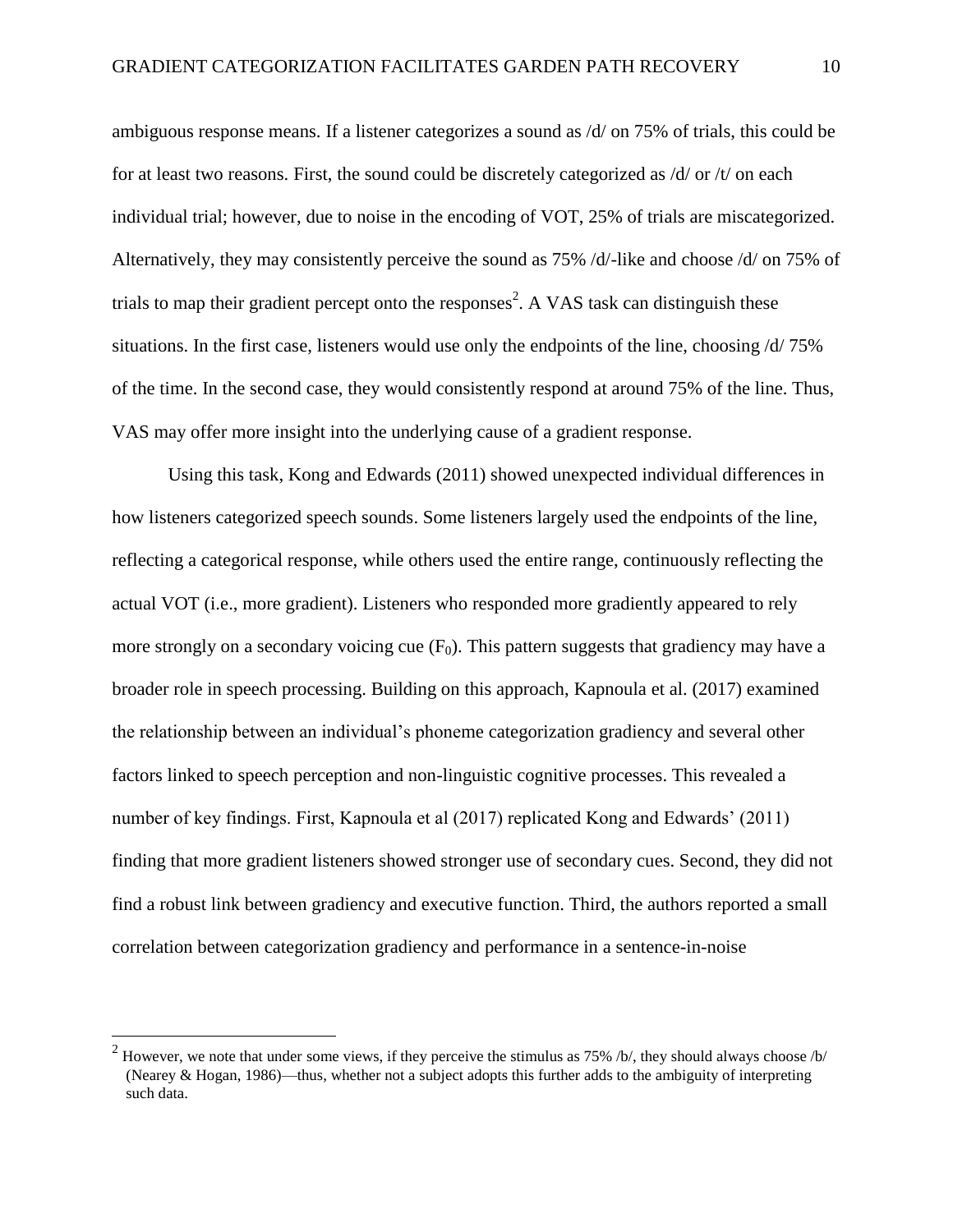ambiguous response means. If a listener categorizes a sound as /d/ on 75% of trials, this could be for at least two reasons. First, the sound could be discretely categorized as /d/ or /t/ on each individual trial; however, due to noise in the encoding of VOT, 25% of trials are miscategorized. Alternatively, they may consistently perceive the sound as 75% /d/-like and choose /d/ on 75% of trials to map their gradient percept onto the responses[2]. A VAS task can distinguish these situations. In the first case, listeners would use only the endpoints of the line, choosing /d/ 75% of the time. In the second case, they would consistently respond at around 75% of the line. Thus, VAS may offer more insight into the underlying cause of a gradient response.

Using this task, Kong and Edwards (2011) showed unexpected individual differences in how listeners categorized speech sounds. Some listeners largely used the endpoints of the line, reflecting a categorical response, while others used the entire range, continuously reflecting the actual VOT (i.e., more gradient). Listeners who responded more gradiently appeared to rely more strongly on a secondary voicing cue ($F_0$). This pattern suggests that gradiency may have a broader role in speech processing. Building on this approach, Kapnoula et al. (2017) examined the relationship between an individual's phoneme categorization gradiency and several other factors linked to speech perception and non-linguistic cognitive processes. This revealed a number of key findings. First, Kapnoula et al (2017) replicated Kong and Edwards' (2011) finding that more gradient listeners showed stronger use of secondary cues. Second, they did not find a robust link between gradiency and executive function. Third, the authors reported a small correlation between categorization gradiency and performance in a sentence-in-noise

---

[2] However, we note that under some views, if they perceive the stimulus as 75% /b/, they should always choose /b/ (Nearey & Hogan, 1986)—thus, whether not a subject adopts this further adds to the ambiguity of interpreting such data.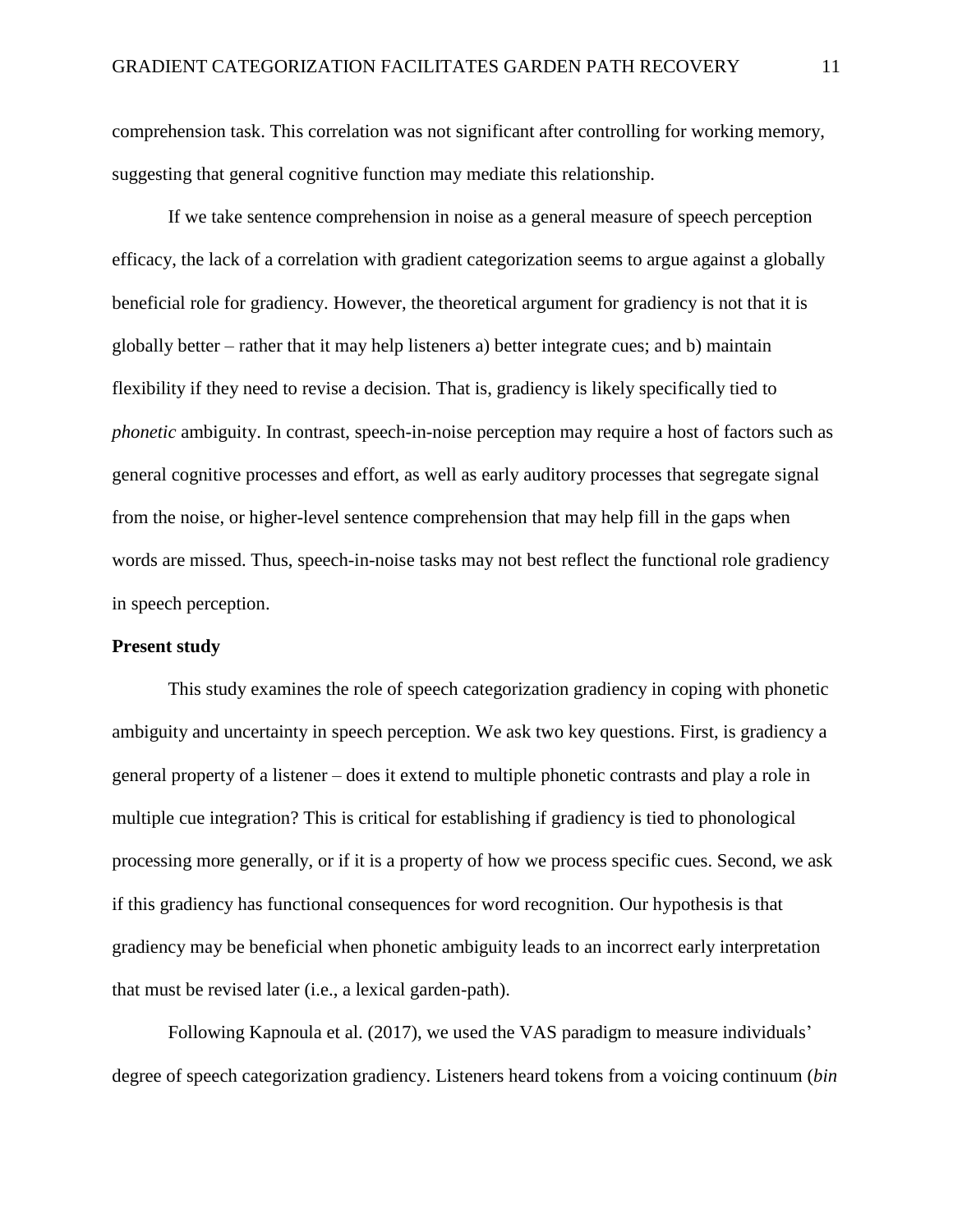comprehension task. This correlation was not significant after controlling for working memory, suggesting that general cognitive function may mediate this relationship.

If we take sentence comprehension in noise as a general measure of speech perception efficacy, the lack of a correlation with gradient categorization seems to argue against a globally beneficial role for gradiency. However, the theoretical argument for gradiency is not that it is globally better – rather that it may help listeners a) better integrate cues; and b) maintain flexibility if they need to revise a decision. That is, gradiency is likely specifically tied to *phonetic* ambiguity. In contrast, speech-in-noise perception may require a host of factors such as general cognitive processes and effort, as well as early auditory processes that segregate signal from the noise, or higher-level sentence comprehension that may help fill in the gaps when words are missed. Thus, speech-in-noise tasks may not best reflect the functional role gradiency in speech perception.

**Present study**

This study examines the role of speech categorization gradiency in coping with phonetic ambiguity and uncertainty in speech perception. We ask two key questions. First, is gradiency a general property of a listener – does it extend to multiple phonetic contrasts and play a role in multiple cue integration? This is critical for establishing if gradiency is tied to phonological processing more generally, or if it is a property of how we process specific cues. Second, we ask if this gradiency has functional consequences for word recognition. Our hypothesis is that gradiency may be beneficial when phonetic ambiguity leads to an incorrect early interpretation that must be revised later (i.e., a lexical garden-path).

Following Kapnoula et al. (2017), we used the VAS paradigm to measure individuals' degree of speech categorization gradiency. Listeners heard tokens from a voicing continuum (*bin*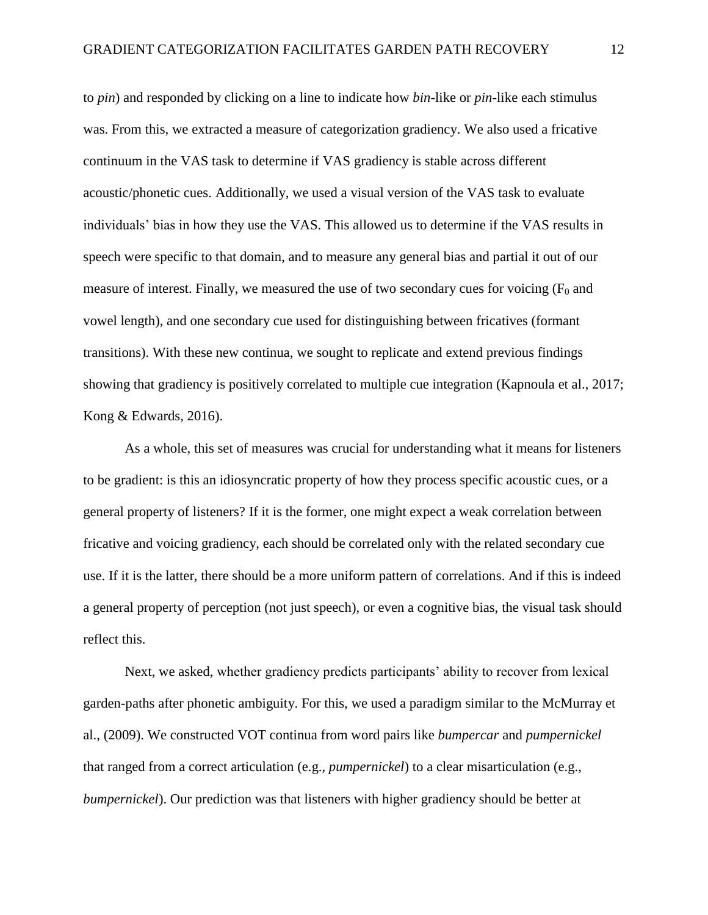to *pin*) and responded by clicking on a line to indicate how *bin*-like or *pin*-like each stimulus was. From this, we extracted a measure of categorization gradiency. We also used a fricative continuum in the VAS task to determine if VAS gradiency is stable across different acoustic/phonetic cues. Additionally, we used a visual version of the VAS task to evaluate individuals' bias in how they use the VAS. This allowed us to determine if the VAS results in speech were specific to that domain, and to measure any general bias and partial it out of our measure of interest. Finally, we measured the use of two secondary cues for voicing ($F_0$ and vowel length), and one secondary cue used for distinguishing between fricatives (formant transitions). With these new continua, we sought to replicate and extend previous findings showing that gradiency is positively correlated to multiple cue integration (Kapnoula et al., 2017; Kong & Edwards, 2016).

As a whole, this set of measures was crucial for understanding what it means for listeners to be gradient: is this an idiosyncratic property of how they process specific acoustic cues, or a general property of listeners? If it is the former, one might expect a weak correlation between fricative and voicing gradiency, each should be correlated only with the related secondary cue use. If it is the latter, there should be a more uniform pattern of correlations. And if this is indeed a general property of perception (not just speech), or even a cognitive bias, the visual task should reflect this.

Next, we asked, whether gradiency predicts participants' ability to recover from lexical garden-paths after phonetic ambiguity. For this, we used a paradigm similar to the McMurray et al., (2009). We constructed VOT continua from word pairs like *bumpercar* and *pumpernickel* that ranged from a correct articulation (e.g., *pumpernickel*) to a clear misarticulation (e.g., *bumpernickel*). Our prediction was that listeners with higher gradiency should be better at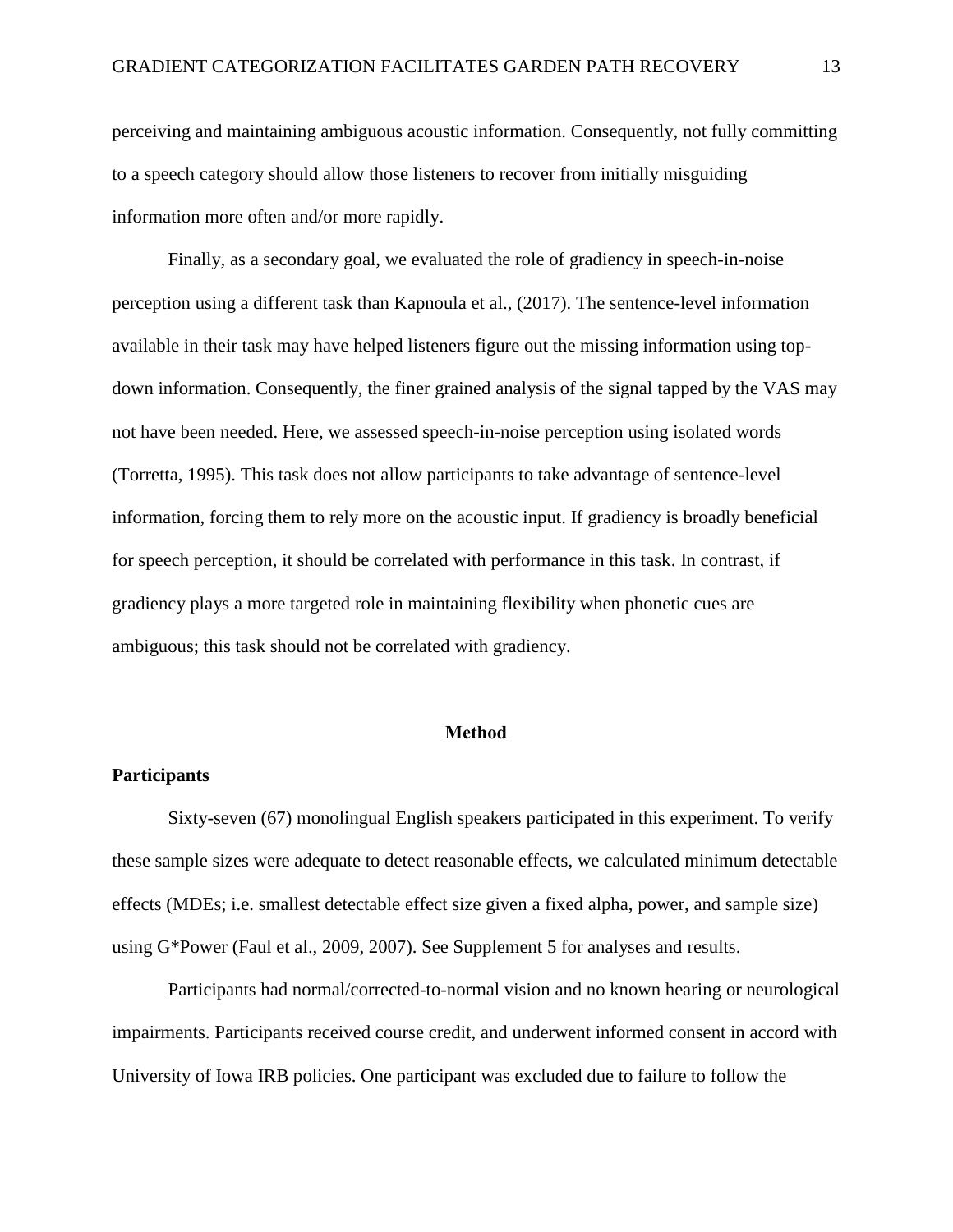perceiving and maintaining ambiguous acoustic information. Consequently, not fully committing to a speech category should allow those listeners to recover from initially misguiding information more often and/or more rapidly.

Finally, as a secondary goal, we evaluated the role of gradiency in speech-in-noise perception using a different task than Kapnoula et al., (2017). The sentence-level information available in their task may have helped listeners figure out the missing information using top-down information. Consequently, the finer grained analysis of the signal tapped by the VAS may not have been needed. Here, we assessed speech-in-noise perception using isolated words (Torretta, 1995). This task does not allow participants to take advantage of sentence-level information, forcing them to rely more on the acoustic input. If gradiency is broadly beneficial for speech perception, it should be correlated with performance in this task. In contrast, if gradiency plays a more targeted role in maintaining flexibility when phonetic cues are ambiguous; this task should not be correlated with gradiency.

## Method

### Participants

Sixty-seven (67) monolingual English speakers participated in this experiment. To verify these sample sizes were adequate to detect reasonable effects, we calculated minimum detectable effects (MDEs; i.e. smallest detectable effect size given a fixed alpha, power, and sample size) using G*Power (Faul et al., 2009, 2007). See Supplement 5 for analyses and results.

Participants had normal/corrected-to-normal vision and no known hearing or neurological impairments. Participants received course credit, and underwent informed consent in accord with University of Iowa IRB policies. One participant was excluded due to failure to follow the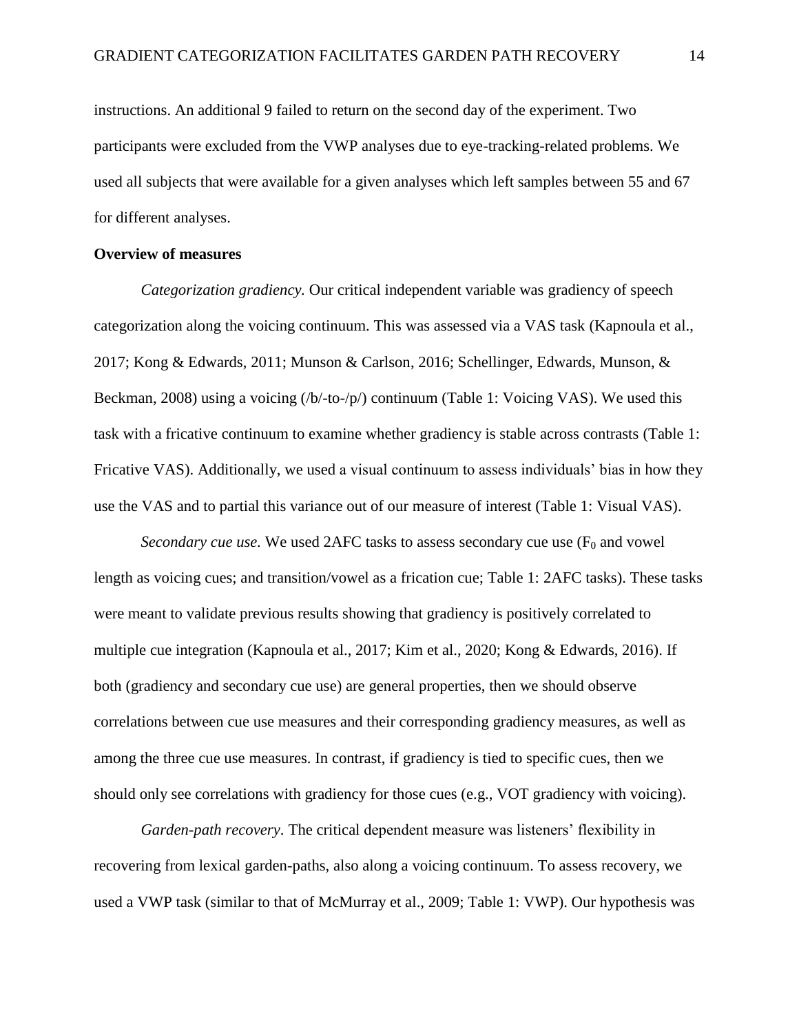instructions. An additional 9 failed to return on the second day of the experiment. Two participants were excluded from the VWP analyses due to eye-tracking-related problems. We used all subjects that were available for a given analyses which left samples between 55 and 67 for different analyses.

**Overview of measures**

*Categorization gradiency.* Our critical independent variable was gradiency of speech categorization along the voicing continuum. This was assessed via a VAS task (Kapnoula et al., 2017; Kong & Edwards, 2011; Munson & Carlson, 2016; Schellinger, Edwards, Munson, & Beckman, 2008) using a voicing (/b/-to-/p/) continuum (Table 1: Voicing VAS). We used this task with a fricative continuum to examine whether gradiency is stable across contrasts (Table 1: Fricative VAS). Additionally, we used a visual continuum to assess individuals' bias in how they use the VAS and to partial this variance out of our measure of interest (Table 1: Visual VAS).

*Secondary cue use.* We used 2AFC tasks to assess secondary cue use ($F_0$ and vowel length as voicing cues; and transition/vowel as a frication cue; Table 1: 2AFC tasks). These tasks were meant to validate previous results showing that gradiency is positively correlated to multiple cue integration (Kapnoula et al., 2017; Kim et al., 2020; Kong & Edwards, 2016). If both (gradiency and secondary cue use) are general properties, then we should observe correlations between cue use measures and their corresponding gradiency measures, as well as among the three cue use measures. In contrast, if gradiency is tied to specific cues, then we should only see correlations with gradiency for those cues (e.g., VOT gradiency with voicing).

*Garden-path recovery.* The critical dependent measure was listeners' flexibility in recovering from lexical garden-paths, also along a voicing continuum. To assess recovery, we used a VWP task (similar to that of McMurray et al., 2009; Table 1: VWP). Our hypothesis was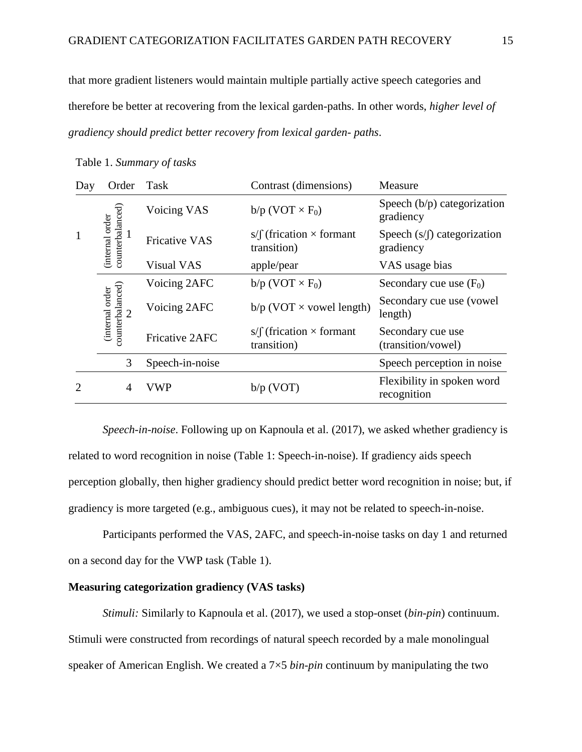that more gradient listeners would maintain multiple partially active speech categories and therefore be better at recovering from the lexical garden-paths. In other words, *higher level of gradiency should predict better recovery from lexical garden- paths*.

Table 1. *Summary of tasks*

| Day | Order | Task | Contrast (dimensions) | Measure |
|---|---|---|---|---|
| 1 | 1 (internal order counterbalanced) | Voicing VAS | b/p (VOT × $F_0$) | Speech (b/p) categorization gradiency |
| | | Fricative VAS | s/ʃ (frication × formant transition) | Speech (s/ʃ) categorization gradiency |
| | | Visual VAS | apple/pear | VAS usage bias |
| | 2 (internal order counterbalanced) | Voicing 2AFC | b/p (VOT × $F_0$) | Secondary cue use ($F_0$) |
| | | Voicing 2AFC | b/p (VOT × vowel length) | Secondary cue use (vowel length) |
| | | Fricative 2AFC | s/ʃ (frication × formant transition) | Secondary cue use (transition/vowel) |
| | 3 | Speech-in-noise | | Speech perception in noise |
| 2 | 4 | VWP | b/p (VOT) | Flexibility in spoken word recognition |

*Speech-in-noise*. Following up on Kapnoula et al. (2017), we asked whether gradiency is related to word recognition in noise (Table 1: Speech-in-noise). If gradiency aids speech perception globally, then higher gradiency should predict better word recognition in noise; but, if gradiency is more targeted (e.g., ambiguous cues), it may not be related to speech-in-noise.

Participants performed the VAS, 2AFC, and speech-in-noise tasks on day 1 and returned on a second day for the VWP task (Table 1).

**Measuring categorization gradiency (VAS tasks)**

*Stimuli:* Similarly to Kapnoula et al. (2017), we used a stop-onset (*bin-pin*) continuum. Stimuli were constructed from recordings of natural speech recorded by a male monolingual speaker of American English. We created a 7×5 *bin-pin* continuum by manipulating the two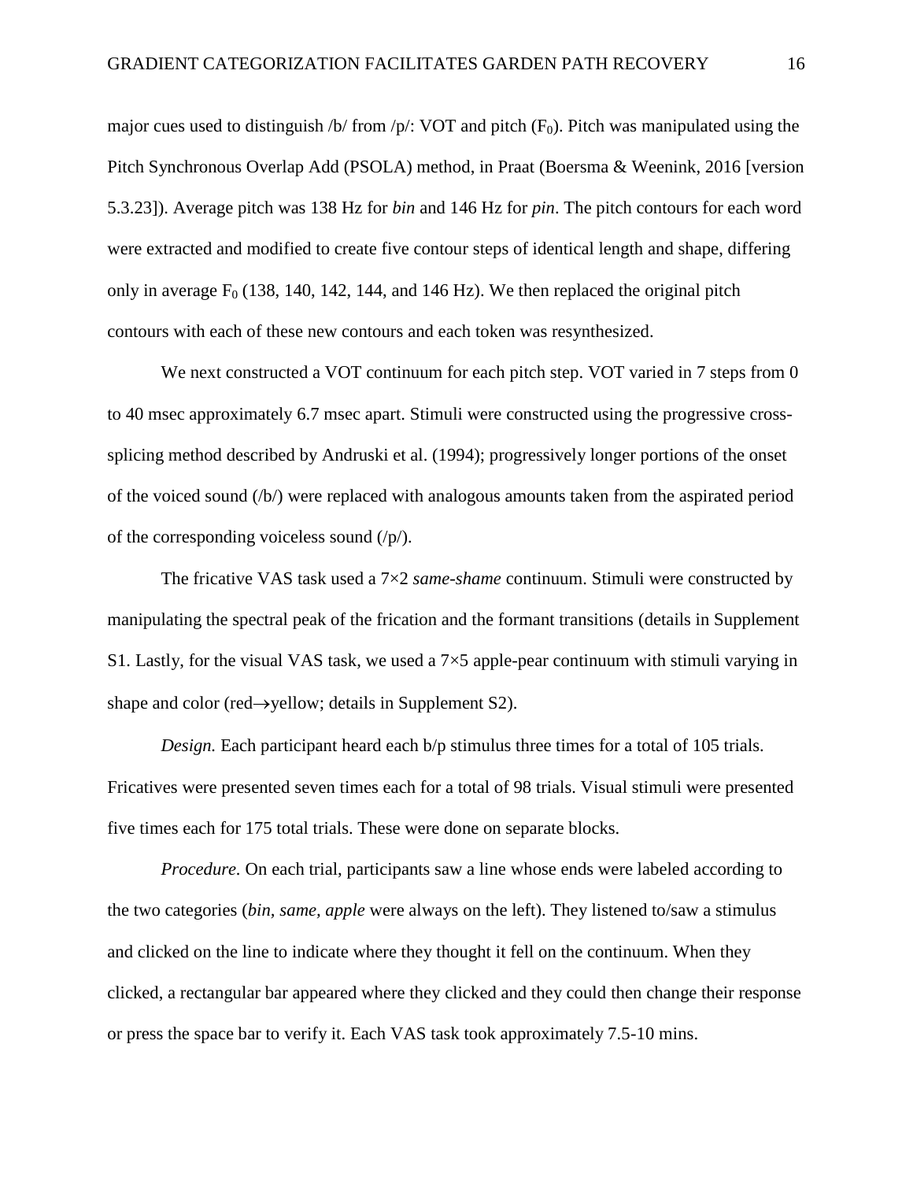major cues used to distinguish /b/ from /p/: VOT and pitch ($F_0$). Pitch was manipulated using the Pitch Synchronous Overlap Add (PSOLA) method, in Praat (Boersma & Weenink, 2016 [version 5.3.23]). Average pitch was 138 Hz for *bin* and 146 Hz for *pin*. The pitch contours for each word were extracted and modified to create five contour steps of identical length and shape, differing only in average $F_0$ (138, 140, 142, 144, and 146 Hz). We then replaced the original pitch contours with each of these new contours and each token was resynthesized.

We next constructed a VOT continuum for each pitch step. VOT varied in 7 steps from 0 to 40 msec approximately 6.7 msec apart. Stimuli were constructed using the progressive cross-splicing method described by Andruski et al. (1994); progressively longer portions of the onset of the voiced sound (/b/) were replaced with analogous amounts taken from the aspirated period of the corresponding voiceless sound (/p/).

The fricative VAS task used a 7×2 *same-shame* continuum. Stimuli were constructed by manipulating the spectral peak of the frication and the formant transitions (details in Supplement S1. Lastly, for the visual VAS task, we used a 7×5 apple-pear continuum with stimuli varying in shape and color (red→yellow; details in Supplement S2).

*Design.* Each participant heard each b/p stimulus three times for a total of 105 trials. Fricatives were presented seven times each for a total of 98 trials. Visual stimuli were presented five times each for 175 total trials. These were done on separate blocks.

*Procedure.* On each trial, participants saw a line whose ends were labeled according to the two categories (*bin*, *same*, *apple* were always on the left). They listened to/saw a stimulus and clicked on the line to indicate where they thought it fell on the continuum. When they clicked, a rectangular bar appeared where they clicked and they could then change their response or press the space bar to verify it. Each VAS task took approximately 7.5-10 mins.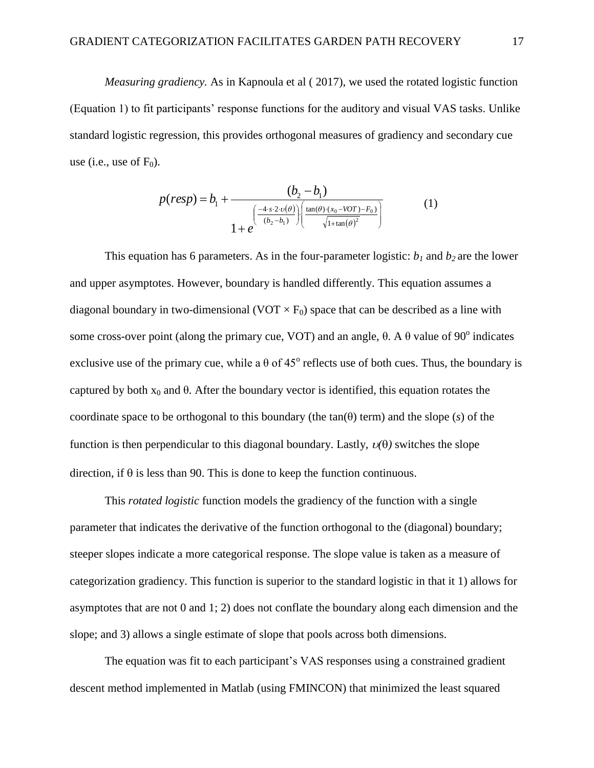*Measuring gradiency.* As in Kapnoula et al ( 2017), we used the rotated logistic function (Equation 1) to fit participants' response functions for the auditory and visual VAS tasks. Unlike standard logistic regression, this provides orthogonal measures of gradiency and secondary cue use (i.e., use of $F_0$).

$$p(resp) = b_1 + \frac{(b_2 - b_1)}{1 + e^{\left(\frac{-4 \cdot s \cdot 2 \cdot \upsilon(\theta)}{(b_2 - b_1)}\right) \cdot \left(\frac{\tan(\theta) \cdot (x_0 - VOT) - F_0}{\sqrt{1 + \tan(\theta)^2}}\right)}} \qquad (1)$$

This equation has 6 parameters. As in the four-parameter logistic: $b_1$ and $b_2$ are the lower and upper asymptotes. However, boundary is handled differently. This equation assumes a diagonal boundary in two-dimensional (VOT × $F_0$) space that can be described as a line with some cross-over point (along the primary cue, VOT) and an angle, $\theta$. A $\theta$ value of $90^{o}$ indicates exclusive use of the primary cue, while a $\theta$ of $45^{o}$ reflects use of both cues. Thus, the boundary is captured by both $x_0$ and $\theta$. After the boundary vector is identified, this equation rotates the coordinate space to be orthogonal to this boundary (the tan($\theta$) term) and the slope (*s*) of the function is then perpendicular to this diagonal boundary. Lastly, $\upsilon(\theta)$ switches the slope direction, if $\theta$ is less than 90. This is done to keep the function continuous.

This *rotated logistic* function models the gradiency of the function with a single parameter that indicates the derivative of the function orthogonal to the (diagonal) boundary; steeper slopes indicate a more categorical response. The slope value is taken as a measure of categorization gradiency. This function is superior to the standard logistic in that it 1) allows for asymptotes that are not 0 and 1; 2) does not conflate the boundary along each dimension and the slope; and 3) allows a single estimate of slope that pools across both dimensions.

The equation was fit to each participant's VAS responses using a constrained gradient descent method implemented in Matlab (using FMINCON) that minimized the least squared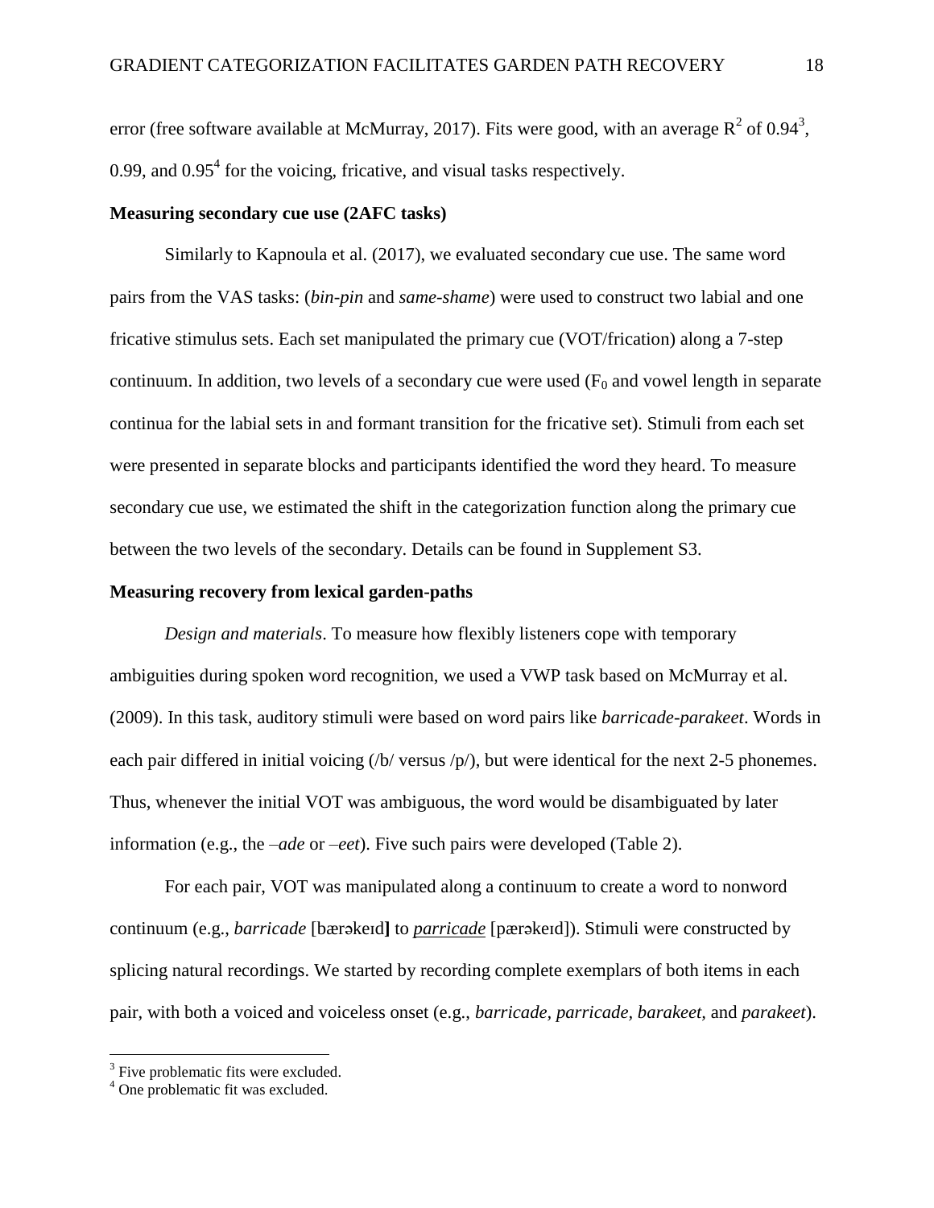error (free software available at McMurray, 2017). Fits were good, with an average $R^2$ of 0.94[3], 0.99, and 0.95[4] for the voicing, fricative, and visual tasks respectively.

**Measuring secondary cue use (2AFC tasks)**

Similarly to Kapnoula et al. (2017), we evaluated secondary cue use. The same word pairs from the VAS tasks: (*bin-pin* and *same-shame*) were used to construct two labial and one fricative stimulus sets. Each set manipulated the primary cue (VOT/frication) along a 7-step continuum. In addition, two levels of a secondary cue were used ($F_0$ and vowel length in separate continua for the labial sets in and formant transition for the fricative set). Stimuli from each set were presented in separate blocks and participants identified the word they heard. To measure secondary cue use, we estimated the shift in the categorization function along the primary cue between the two levels of the secondary. Details can be found in Supplement S3.

**Measuring recovery from lexical garden-paths**

*Design and materials*. To measure how flexibly listeners cope with temporary ambiguities during spoken word recognition, we used a VWP task based on McMurray et al. (2009). In this task, auditory stimuli were based on word pairs like *barricade-parakeet*. Words in each pair differed in initial voicing (/b/ versus /p/), but were identical for the next 2-5 phonemes. Thus, whenever the initial VOT was ambiguous, the word would be disambiguated by later information (e.g., the *–ade* or *–eet*). Five such pairs were developed (Table 2).

For each pair, VOT was manipulated along a continuum to create a word to nonword continuum (e.g., *barricade* [bærəkeɪd**]** to ***parricade*** [pærəkeɪd]). Stimuli were constructed by splicing natural recordings. We started by recording complete exemplars of both items in each pair, with both a voiced and voiceless onset (e.g., *barricade, parricade, barakeet,* and *parakeet*).

[3] Five problematic fits were excluded.
[4] One problematic fit was excluded.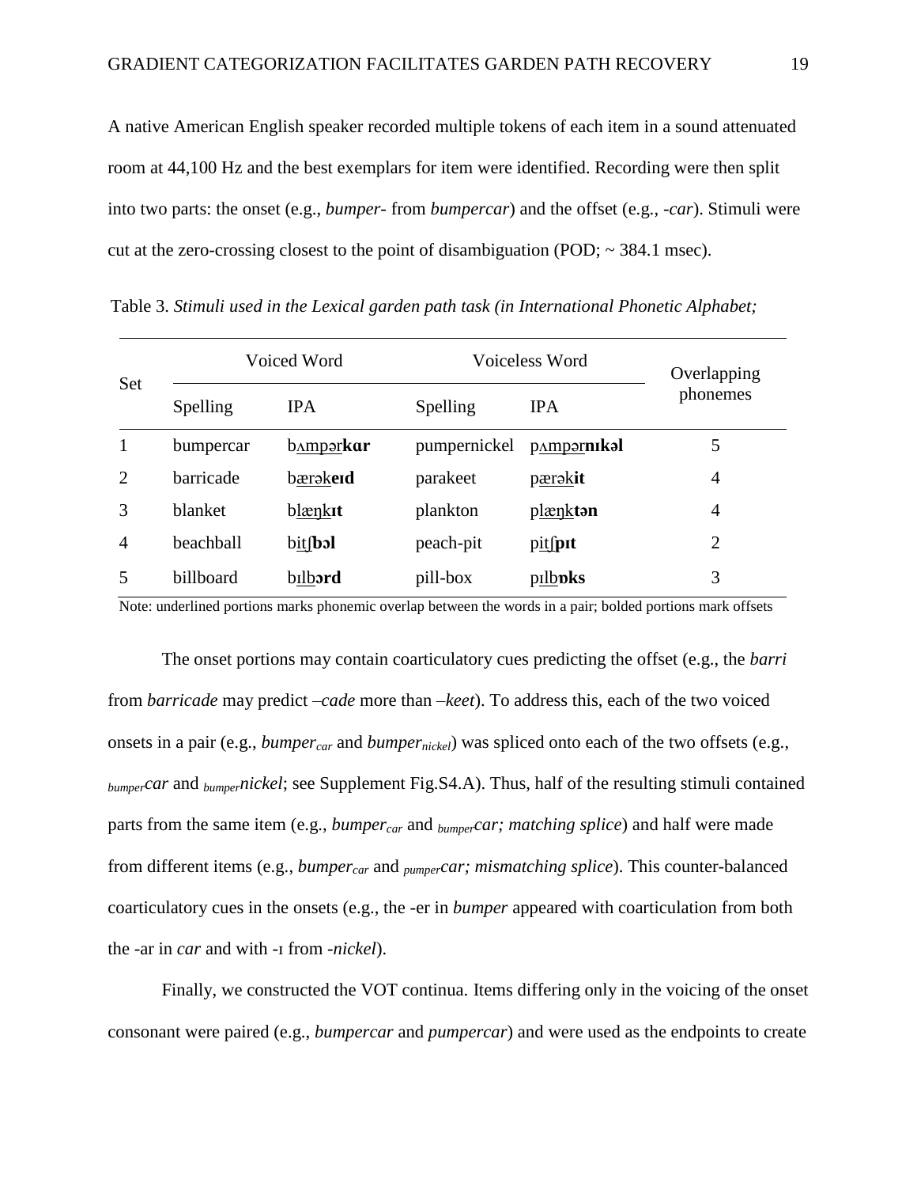A native American English speaker recorded multiple tokens of each item in a sound attenuated room at 44,100 Hz and the best exemplars for item were identified. Recording were then split into two parts: the onset (e.g., *bumper-* from *bumpercar*) and the offset (e.g., *-car*). Stimuli were cut at the zero-crossing closest to the point of disambiguation (POD; ~ 384.1 msec).

Table 3. *Stimuli used in the Lexical garden path task (in International Phonetic Alphabet;*

| Set | Voiced Word | | Voiceless Word | | Overlapping phonemes |
|---|---|---|---|---|---|
| | Spelling | IPA | Spelling | IPA | |
| 1 | bumpercar | b<u>ʌmpər</u>**kɑr** | pumpernickel | p<u>ʌmpər</u>**nɪkəl** | 5 |
| 2 | barricade | b<u>ærək</u>**eɪd** | parakeet | p<u>ærək</u>**it** | 4 |
| 3 | blanket | b<u>læŋk</u>**ɪt** | plankton | p<u>læŋk</u>**tən** | 4 |
| 4 | beachball | b<u>itʃ</u>**bɔl** | peach-pit | p<u>itʃ</u>**pɪt** | 2 |
| 5 | billboard | b<u>ɪlb</u>**ɔrd** | pill-box | p<u>ɪlb</u>**ɒks** | 3 |

Note: underlined portions marks phonemic overlap between the words in a pair; bolded portions mark offsets

The onset portions may contain coarticulatory cues predicting the offset (e.g., the *barri* from *barricade* may predict *–cade* more than *–keet*). To address this, each of the two voiced onsets in a pair (e.g., *bumper$_{car}$* and *bumper$_{nickel}$*) was spliced onto each of the two offsets (e.g., *$_{bumper}$car* and *$_{bumper}$nickel*; see Supplement Fig.S4.A). Thus, half of the resulting stimuli contained parts from the same item (e.g., *bumper$_{car}$* and *$_{bumper}$car; matching splice*) and half were made from different items (e.g., *bumper$_{car}$* and *$_{pumper}$car; mismatching splice*). This counter-balanced coarticulatory cues in the onsets (e.g., the -er in *bumper* appeared with coarticulation from both the -ar in *car* and with -ɪ from *-nickel*).

Finally, we constructed the VOT continua. Items differing only in the voicing of the onset consonant were paired (e.g., *bumpercar* and *pumpercar*) and were used as the endpoints to create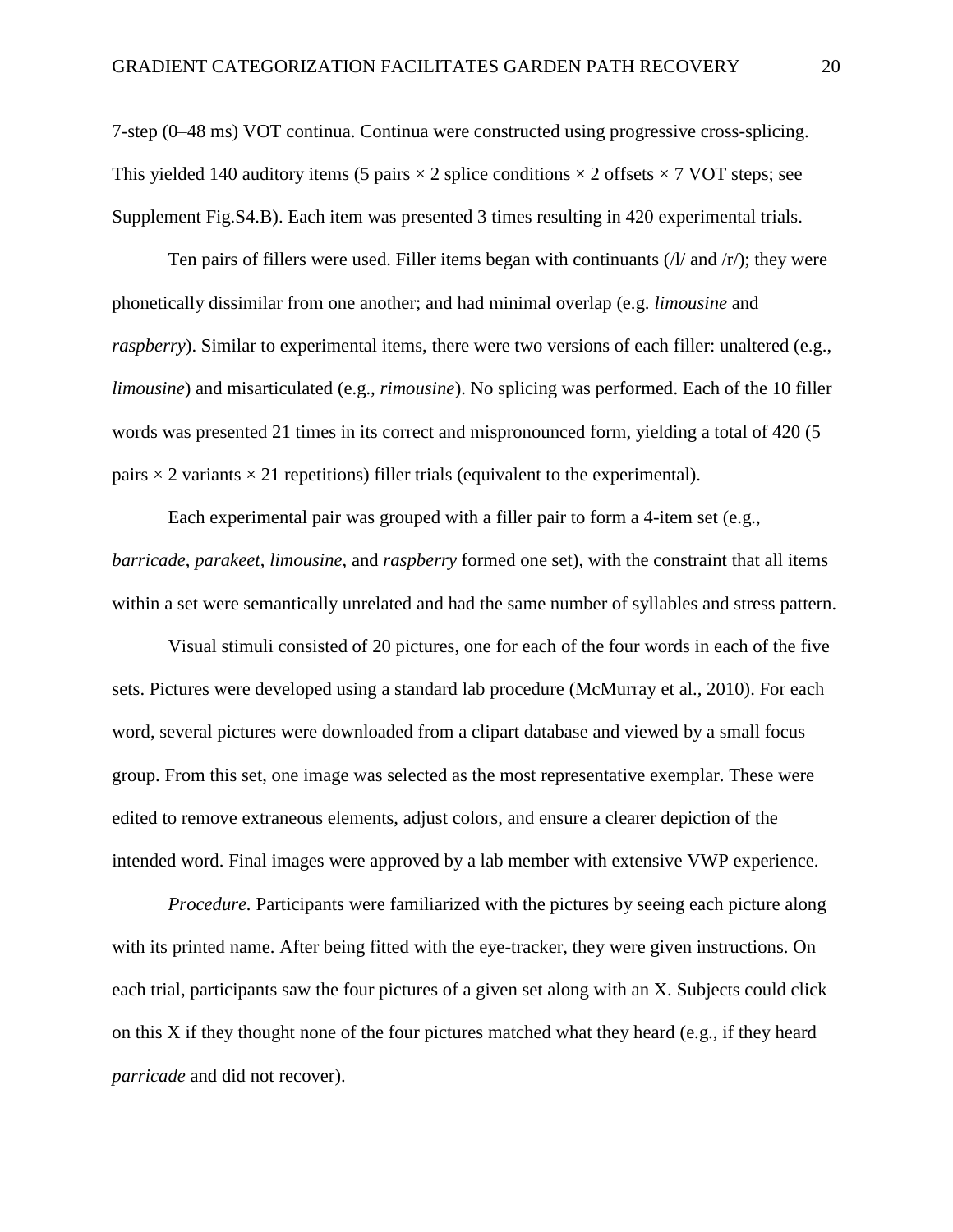7-step (0–48 ms) VOT continua. Continua were constructed using progressive cross-splicing. This yielded 140 auditory items (5 pairs × 2 splice conditions × 2 offsets × 7 VOT steps; see Supplement Fig.S4.B). Each item was presented 3 times resulting in 420 experimental trials.

Ten pairs of fillers were used. Filler items began with continuants (/l/ and /r/); they were phonetically dissimilar from one another; and had minimal overlap (e.g. *limousine* and *raspberry*). Similar to experimental items, there were two versions of each filler: unaltered (e.g., *limousine*) and misarticulated (e.g., *rimousine*). No splicing was performed. Each of the 10 filler words was presented 21 times in its correct and mispronounced form, yielding a total of 420 (5 pairs × 2 variants × 21 repetitions) filler trials (equivalent to the experimental).

Each experimental pair was grouped with a filler pair to form a 4-item set (e.g., *barricade*, *parakeet*, *limousine*, and *raspberry* formed one set), with the constraint that all items within a set were semantically unrelated and had the same number of syllables and stress pattern.

Visual stimuli consisted of 20 pictures, one for each of the four words in each of the five sets. Pictures were developed using a standard lab procedure (McMurray et al., 2010). For each word, several pictures were downloaded from a clipart database and viewed by a small focus group. From this set, one image was selected as the most representative exemplar. These were edited to remove extraneous elements, adjust colors, and ensure a clearer depiction of the intended word. Final images were approved by a lab member with extensive VWP experience.

*Procedure.* Participants were familiarized with the pictures by seeing each picture along with its printed name. After being fitted with the eye-tracker, they were given instructions. On each trial, participants saw the four pictures of a given set along with an X. Subjects could click on this X if they thought none of the four pictures matched what they heard (e.g., if they heard *parricade* and did not recover).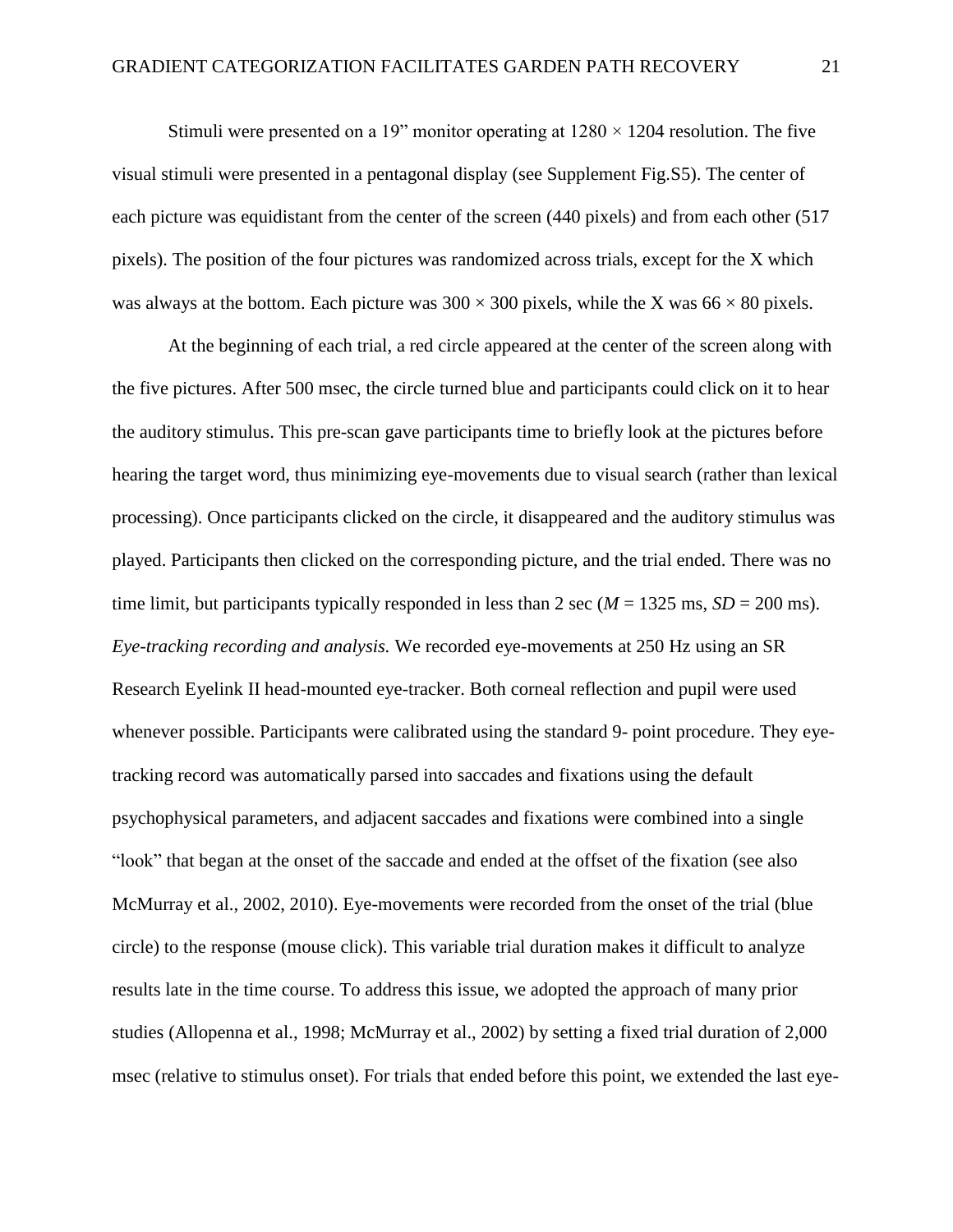Stimuli were presented on a 19" monitor operating at 1280 × 1204 resolution. The five visual stimuli were presented in a pentagonal display (see Supplement Fig.S5). The center of each picture was equidistant from the center of the screen (440 pixels) and from each other (517 pixels). The position of the four pictures was randomized across trials, except for the X which was always at the bottom. Each picture was 300 × 300 pixels, while the X was 66 × 80 pixels.

At the beginning of each trial, a red circle appeared at the center of the screen along with the five pictures. After 500 msec, the circle turned blue and participants could click on it to hear the auditory stimulus. This pre-scan gave participants time to briefly look at the pictures before hearing the target word, thus minimizing eye-movements due to visual search (rather than lexical processing). Once participants clicked on the circle, it disappeared and the auditory stimulus was played. Participants then clicked on the corresponding picture, and the trial ended. There was no time limit, but participants typically responded in less than 2 sec ($M$ = 1325 ms, $SD$ = 200 ms).

*Eye-tracking recording and analysis.* We recorded eye-movements at 250 Hz using an SR Research Eyelink II head-mounted eye-tracker. Both corneal reflection and pupil were used whenever possible. Participants were calibrated using the standard 9- point procedure. They eye-tracking record was automatically parsed into saccades and fixations using the default psychophysical parameters, and adjacent saccades and fixations were combined into a single "look" that began at the onset of the saccade and ended at the offset of the fixation (see also McMurray et al., 2002, 2010). Eye-movements were recorded from the onset of the trial (blue circle) to the response (mouse click). This variable trial duration makes it difficult to analyze results late in the time course. To address this issue, we adopted the approach of many prior studies (Allopenna et al., 1998; McMurray et al., 2002) by setting a fixed trial duration of 2,000 msec (relative to stimulus onset). For trials that ended before this point, we extended the last eye-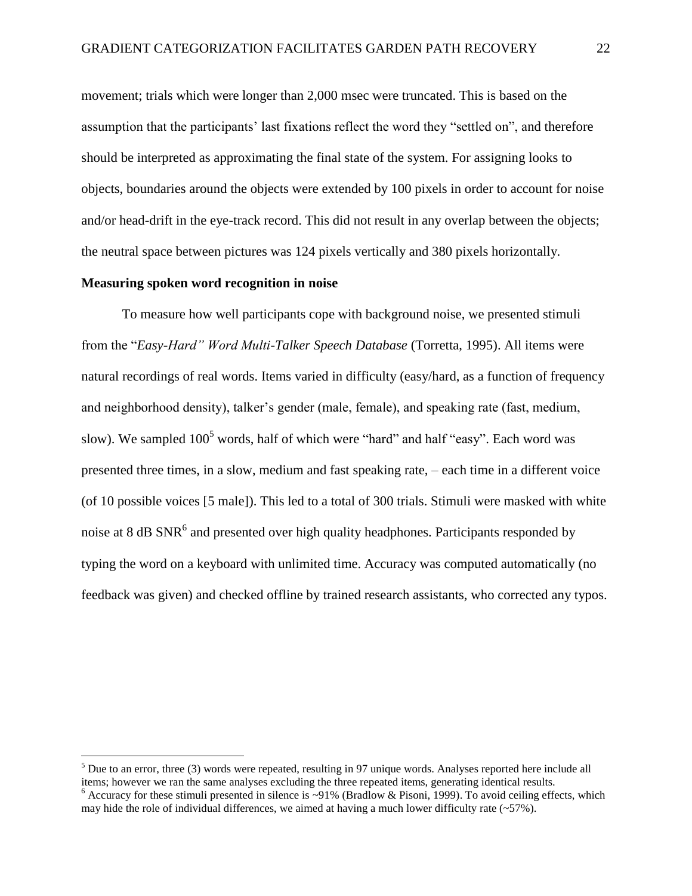movement; trials which were longer than 2,000 msec were truncated. This is based on the assumption that the participants' last fixations reflect the word they "settled on", and therefore should be interpreted as approximating the final state of the system. For assigning looks to objects, boundaries around the objects were extended by 100 pixels in order to account for noise and/or head-drift in the eye-track record. This did not result in any overlap between the objects; the neutral space between pictures was 124 pixels vertically and 380 pixels horizontally.

**Measuring spoken word recognition in noise**

To measure how well participants cope with background noise, we presented stimuli from the "*Easy-Hard" Word Multi-Talker Speech Database* (Torretta, 1995). All items were natural recordings of real words. Items varied in difficulty (easy/hard, as a function of frequency and neighborhood density), talker's gender (male, female), and speaking rate (fast, medium, slow). We sampled 100[5] words, half of which were "hard" and half "easy". Each word was presented three times, in a slow, medium and fast speaking rate, – each time in a different voice (of 10 possible voices [5 male]). This led to a total of 300 trials. Stimuli were masked with white noise at 8 dB SNR[6] and presented over high quality headphones. Participants responded by typing the word on a keyboard with unlimited time. Accuracy was computed automatically (no feedback was given) and checked offline by trained research assistants, who corrected any typos.

[5] Due to an error, three (3) words were repeated, resulting in 97 unique words. Analyses reported here include all items; however we ran the same analyses excluding the three repeated items, generating identical results.

[6] Accuracy for these stimuli presented in silence is ~91% (Bradlow & Pisoni, 1999). To avoid ceiling effects, which may hide the role of individual differences, we aimed at having a much lower difficulty rate (~57%).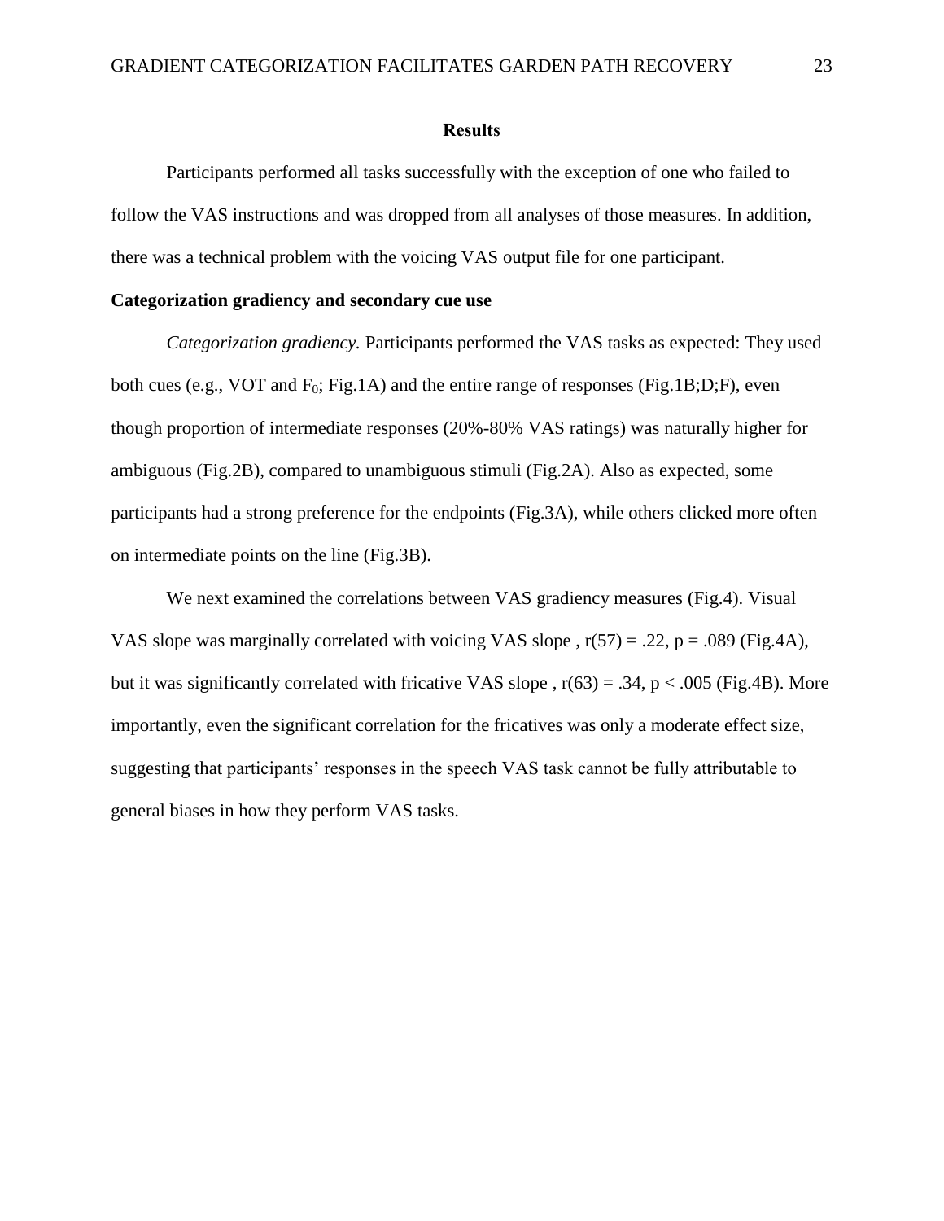## Results

Participants performed all tasks successfully with the exception of one who failed to follow the VAS instructions and was dropped from all analyses of those measures. In addition, there was a technical problem with the voicing VAS output file for one participant.

### Categorization gradiency and secondary cue use

*Categorization gradiency.* Participants performed the VAS tasks as expected: They used both cues (e.g., VOT and $F_0$; Fig.1A) and the entire range of responses (Fig.1B;D;F), even though proportion of intermediate responses (20%-80% VAS ratings) was naturally higher for ambiguous (Fig.2B), compared to unambiguous stimuli (Fig.2A). Also as expected, some participants had a strong preference for the endpoints (Fig.3A), while others clicked more often on intermediate points on the line (Fig.3B).

We next examined the correlations between VAS gradiency measures (Fig.4). Visual VAS slope was marginally correlated with voicing VAS slope , $r(57) = .22$, $p = .089$ (Fig.4A), but it was significantly correlated with fricative VAS slope , $r(63) = .34$, $p < .005$ (Fig.4B). More importantly, even the significant correlation for the fricatives was only a moderate effect size, suggesting that participants' responses in the speech VAS task cannot be fully attributable to general biases in how they perform VAS tasks.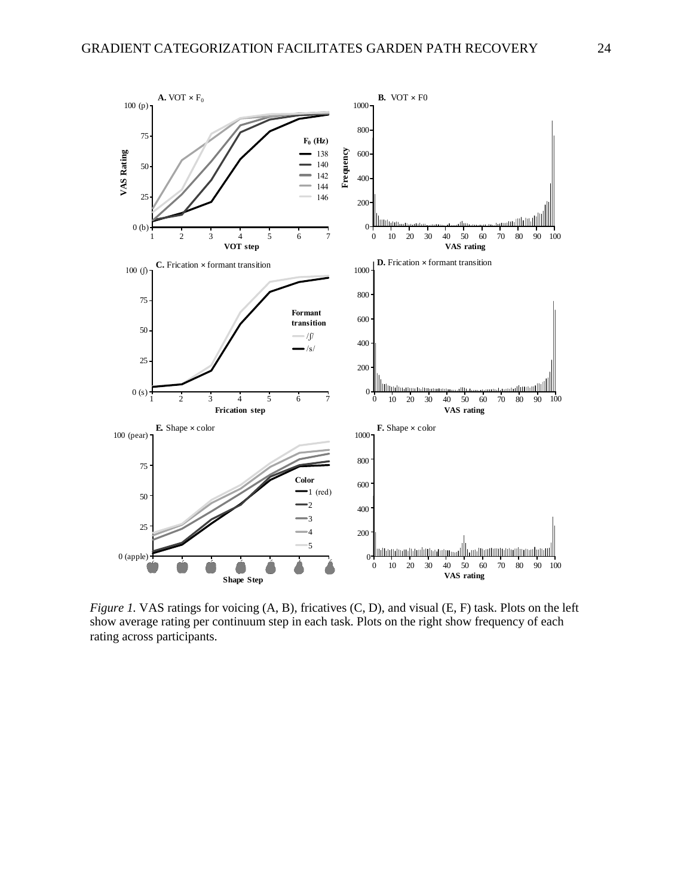*Figure 1.* VAS ratings for voicing (A, B), fricatives (C, D), and visual (E, F) task. Plots on the left show average rating per continuum step in each task. Plots on the right show frequency of each rating across participants.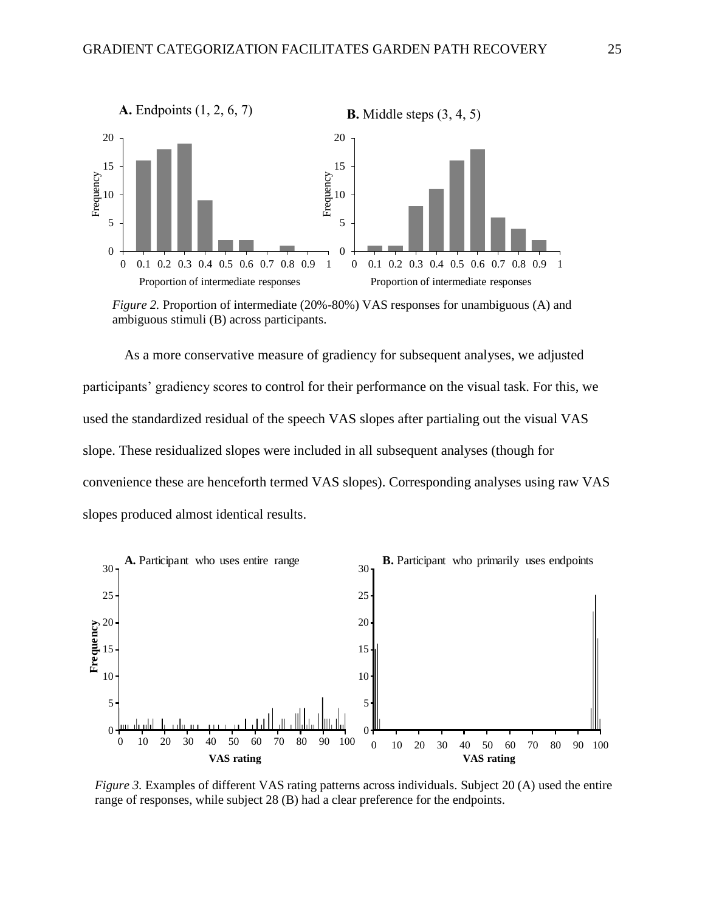*Figure 2.* Proportion of intermediate (20%-80%) VAS responses for unambiguous (A) and ambiguous stimuli (B) across participants.

As a more conservative measure of gradiency for subsequent analyses, we adjusted participants' gradiency scores to control for their performance on the visual task. For this, we used the standardized residual of the speech VAS slopes after partialing out the visual VAS slope. These residualized slopes were included in all subsequent analyses (though for convenience these are henceforth termed VAS slopes). Corresponding analyses using raw VAS slopes produced almost identical results.

*Figure 3.* Examples of different VAS rating patterns across individuals. Subject 20 (A) used the entire range of responses, while subject 28 (B) had a clear preference for the endpoints.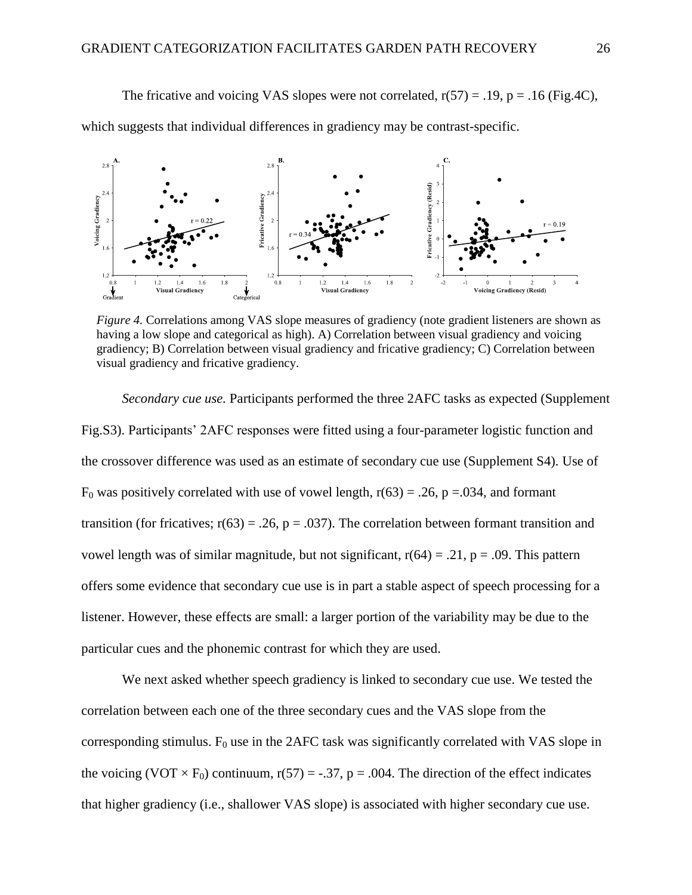The fricative and voicing VAS slopes were not correlated, $r(57) = .19$, $p = .16$ (Fig.4C), which suggests that individual differences in gradiency may be contrast-specific.

*Figure 4.* Correlations among VAS slope measures of gradiency (note gradient listeners are shown as having a low slope and categorical as high). A) Correlation between visual gradiency and voicing gradiency; B) Correlation between visual gradiency and fricative gradiency; C) Correlation between visual gradiency and fricative gradiency.

*Secondary cue use.* Participants performed the three 2AFC tasks as expected (Supplement Fig.S3). Participants' 2AFC responses were fitted using a four-parameter logistic function and the crossover difference was used as an estimate of secondary cue use (Supplement S4). Use of $F_0$ was positively correlated with use of vowel length, $r(63) = .26$, $p = .034$, and formant transition (for fricatives; $r(63) = .26$, $p = .037$). The correlation between formant transition and vowel length was of similar magnitude, but not significant, $r(64) = .21$, $p = .09$. This pattern offers some evidence that secondary cue use is in part a stable aspect of speech processing for a listener. However, these effects are small: a larger portion of the variability may be due to the particular cues and the phonemic contrast for which they are used.

We next asked whether speech gradiency is linked to secondary cue use. We tested the correlation between each one of the three secondary cues and the VAS slope from the corresponding stimulus. $F_0$ use in the 2AFC task was significantly correlated with VAS slope in the voicing ($\text{VOT} \times F_0$) continuum, $r(57) = -.37$, $p = .004$. The direction of the effect indicates that higher gradiency (i.e., shallower VAS slope) is associated with higher secondary cue use.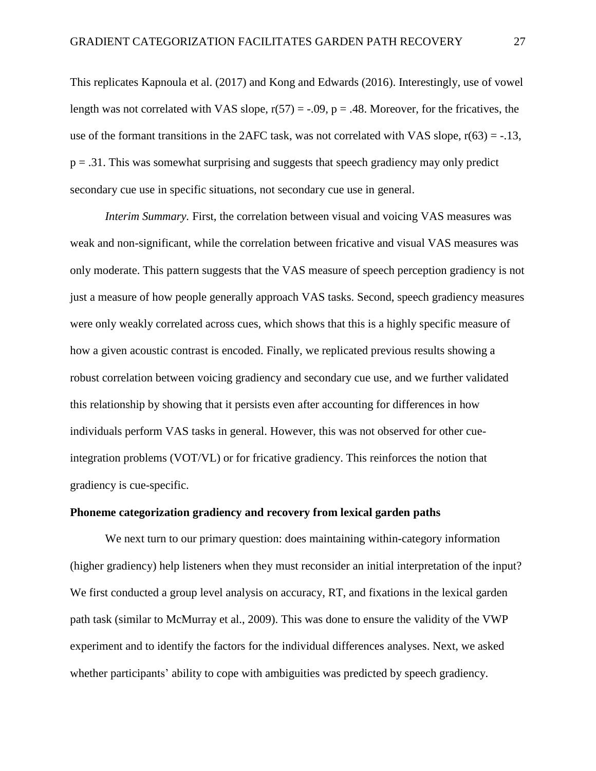This replicates Kapnoula et al. (2017) and Kong and Edwards (2016). Interestingly, use of vowel length was not correlated with VAS slope, $r(57) = -.09$, $p = .48$. Moreover, for the fricatives, the use of the formant transitions in the 2AFC task, was not correlated with VAS slope, $r(63) = -.13$, $p = .31$. This was somewhat surprising and suggests that speech gradiency may only predict secondary cue use in specific situations, not secondary cue use in general.

*Interim Summary.* First, the correlation between visual and voicing VAS measures was weak and non-significant, while the correlation between fricative and visual VAS measures was only moderate. This pattern suggests that the VAS measure of speech perception gradiency is not just a measure of how people generally approach VAS tasks. Second, speech gradiency measures were only weakly correlated across cues, which shows that this is a highly specific measure of how a given acoustic contrast is encoded. Finally, we replicated previous results showing a robust correlation between voicing gradiency and secondary cue use, and we further validated this relationship by showing that it persists even after accounting for differences in how individuals perform VAS tasks in general. However, this was not observed for other cue-integration problems (VOT/VL) or for fricative gradiency. This reinforces the notion that gradiency is cue-specific.

## Phoneme categorization gradiency and recovery from lexical garden paths

We next turn to our primary question: does maintaining within-category information (higher gradiency) help listeners when they must reconsider an initial interpretation of the input? We first conducted a group level analysis on accuracy, RT, and fixations in the lexical garden path task (similar to McMurray et al., 2009). This was done to ensure the validity of the VWP experiment and to identify the factors for the individual differences analyses. Next, we asked whether participants' ability to cope with ambiguities was predicted by speech gradiency.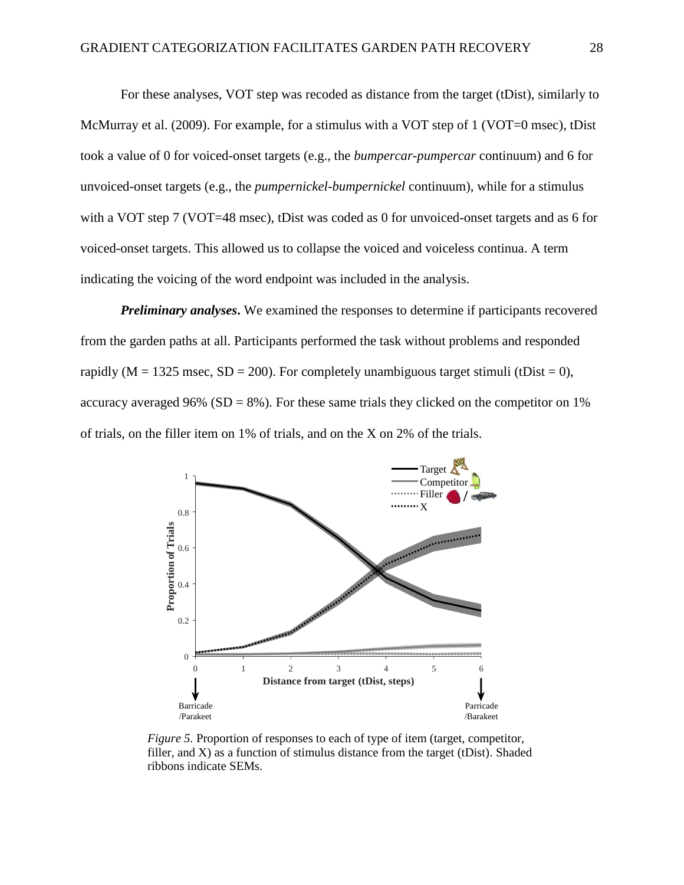For these analyses, VOT step was recoded as distance from the target (tDist), similarly to McMurray et al. (2009). For example, for a stimulus with a VOT step of 1 (VOT=0 msec), tDist took a value of 0 for voiced-onset targets (e.g., the *bumpercar-pumpercar* continuum) and 6 for unvoiced-onset targets (e.g., the *pumpernickel-bumpernickel* continuum), while for a stimulus with a VOT step 7 (VOT=48 msec), tDist was coded as 0 for unvoiced-onset targets and as 6 for voiced-onset targets. This allowed us to collapse the voiced and voiceless continua. A term indicating the voicing of the word endpoint was included in the analysis.

***Preliminary analyses***. We examined the responses to determine if participants recovered from the garden paths at all. Participants performed the task without problems and responded rapidly (M = 1325 msec, SD = 200). For completely unambiguous target stimuli (tDist = 0), accuracy averaged 96% (SD = 8%). For these same trials they clicked on the competitor on 1% of trials, on the filler item on 1% of trials, and on the X on 2% of the trials.

*Figure 5.* Proportion of responses to each of type of item (target, competitor, filler, and X) as a function of stimulus distance from the target (tDist). Shaded ribbons indicate SEMs.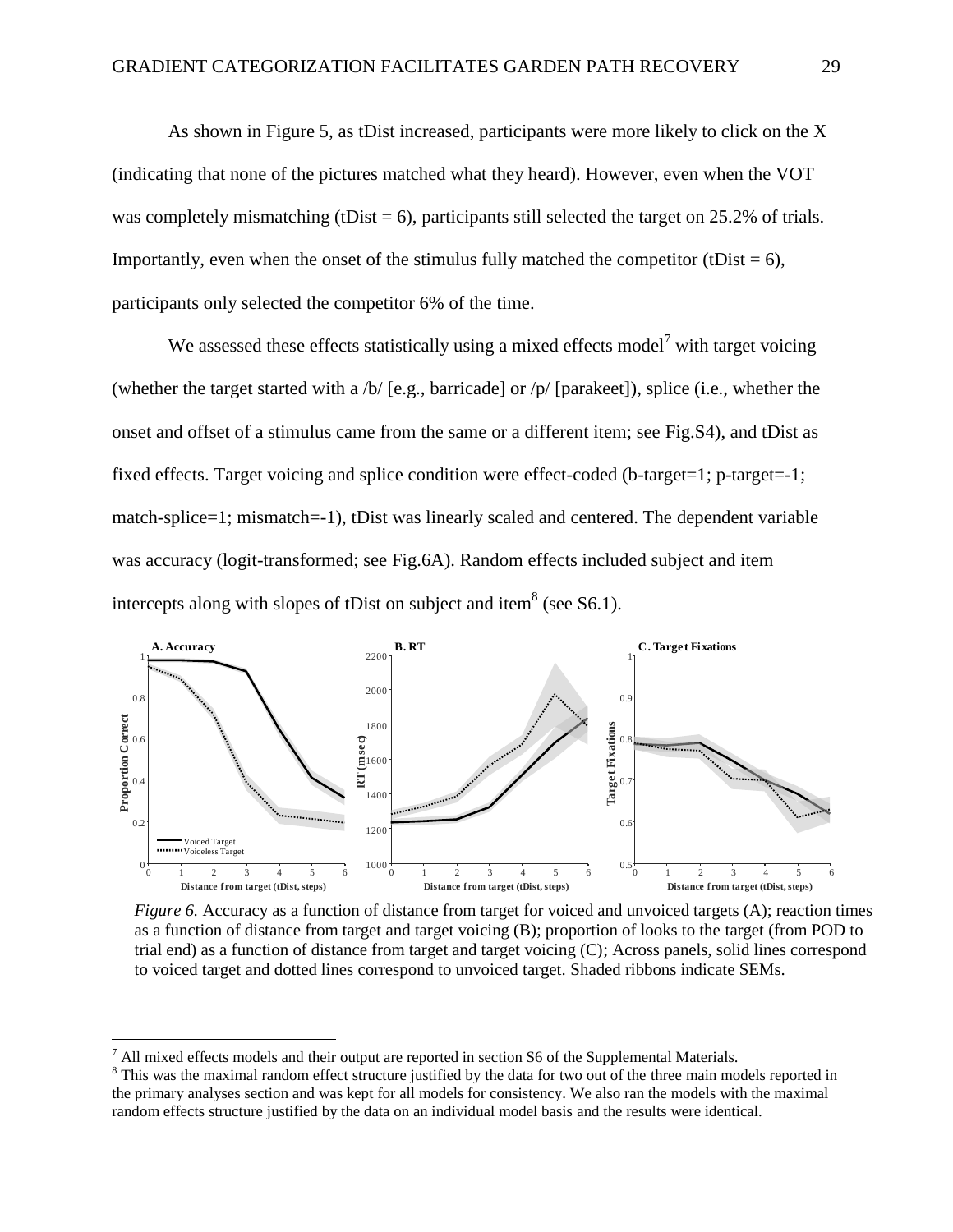As shown in Figure 5, as tDist increased, participants were more likely to click on the X (indicating that none of the pictures matched what they heard). However, even when the VOT was completely mismatching (tDist = 6), participants still selected the target on 25.2% of trials. Importantly, even when the onset of the stimulus fully matched the competitor (tDist = 6), participants only selected the competitor 6% of the time.

We assessed these effects statistically using a mixed effects model[7] with target voicing (whether the target started with a /b/ [e.g., barricade] or /p/ [parakeet]), splice (i.e., whether the onset and offset of a stimulus came from the same or a different item; see Fig.S4), and tDist as fixed effects. Target voicing and splice condition were effect-coded (b-target=1; p-target=-1; match-splice=1; mismatch=-1), tDist was linearly scaled and centered. The dependent variable was accuracy (logit-transformed; see Fig.6A). Random effects included subject and item intercepts along with slopes of tDist on subject and item[8] (see S6.1).

*Figure 6.* Accuracy as a function of distance from target for voiced and unvoiced targets (A); reaction times as a function of distance from target and target voicing (B); proportion of looks to the target (from POD to trial end) as a function of distance from target and target voicing (C); Across panels, solid lines correspond to voiced target and dotted lines correspond to unvoiced target. Shaded ribbons indicate SEMs.

[7] All mixed effects models and their output are reported in section S6 of the Supplemental Materials.

[8] This was the maximal random effect structure justified by the data for two out of the three main models reported in the primary analyses section and was kept for all models for consistency. We also ran the models with the maximal random effects structure justified by the data on an individual model basis and the results were identical.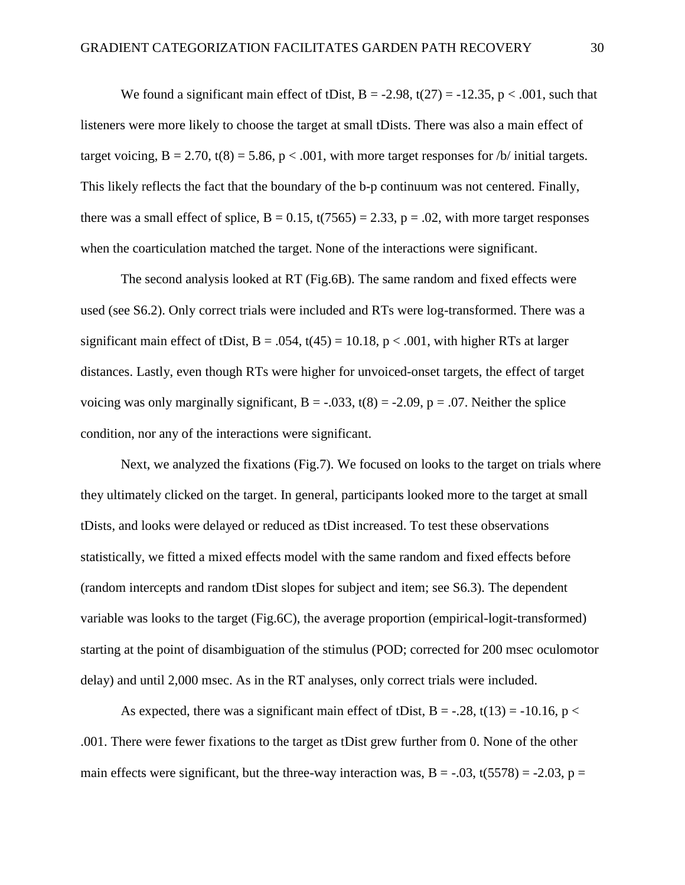We found a significant main effect of tDist, $B = -2.98$, $t(27) = -12.35$, $p < .001$, such that listeners were more likely to choose the target at small tDists. There was also a main effect of target voicing, $B = 2.70$, $t(8) = 5.86$, $p < .001$, with more target responses for /b/ initial targets. This likely reflects the fact that the boundary of the b-p continuum was not centered. Finally, there was a small effect of splice, $B = 0.15$, $t(7565) = 2.33$, $p = .02$, with more target responses when the coarticulation matched the target. None of the interactions were significant.

The second analysis looked at RT (Fig.6B). The same random and fixed effects were used (see S6.2). Only correct trials were included and RTs were log-transformed. There was a significant main effect of tDist, $B = .054$, $t(45) = 10.18$, $p < .001$, with higher RTs at larger distances. Lastly, even though RTs were higher for unvoiced-onset targets, the effect of target voicing was only marginally significant, $B = -.033$, $t(8) = -2.09$, $p = .07$. Neither the splice condition, nor any of the interactions were significant.

Next, we analyzed the fixations (Fig.7). We focused on looks to the target on trials where they ultimately clicked on the target. In general, participants looked more to the target at small tDists, and looks were delayed or reduced as tDist increased. To test these observations statistically, we fitted a mixed effects model with the same random and fixed effects before (random intercepts and random tDist slopes for subject and item; see S6.3). The dependent variable was looks to the target (Fig.6C), the average proportion (empirical-logit-transformed) starting at the point of disambiguation of the stimulus (POD; corrected for 200 msec oculomotor delay) and until 2,000 msec. As in the RT analyses, only correct trials were included.

As expected, there was a significant main effect of tDist, $B = -.28$, $t(13) = -10.16$, $p < .001$. There were fewer fixations to the target as tDist grew further from 0. None of the other main effects were significant, but the three-way interaction was, $B = -.03$, $t(5578) = -2.03$, $p =$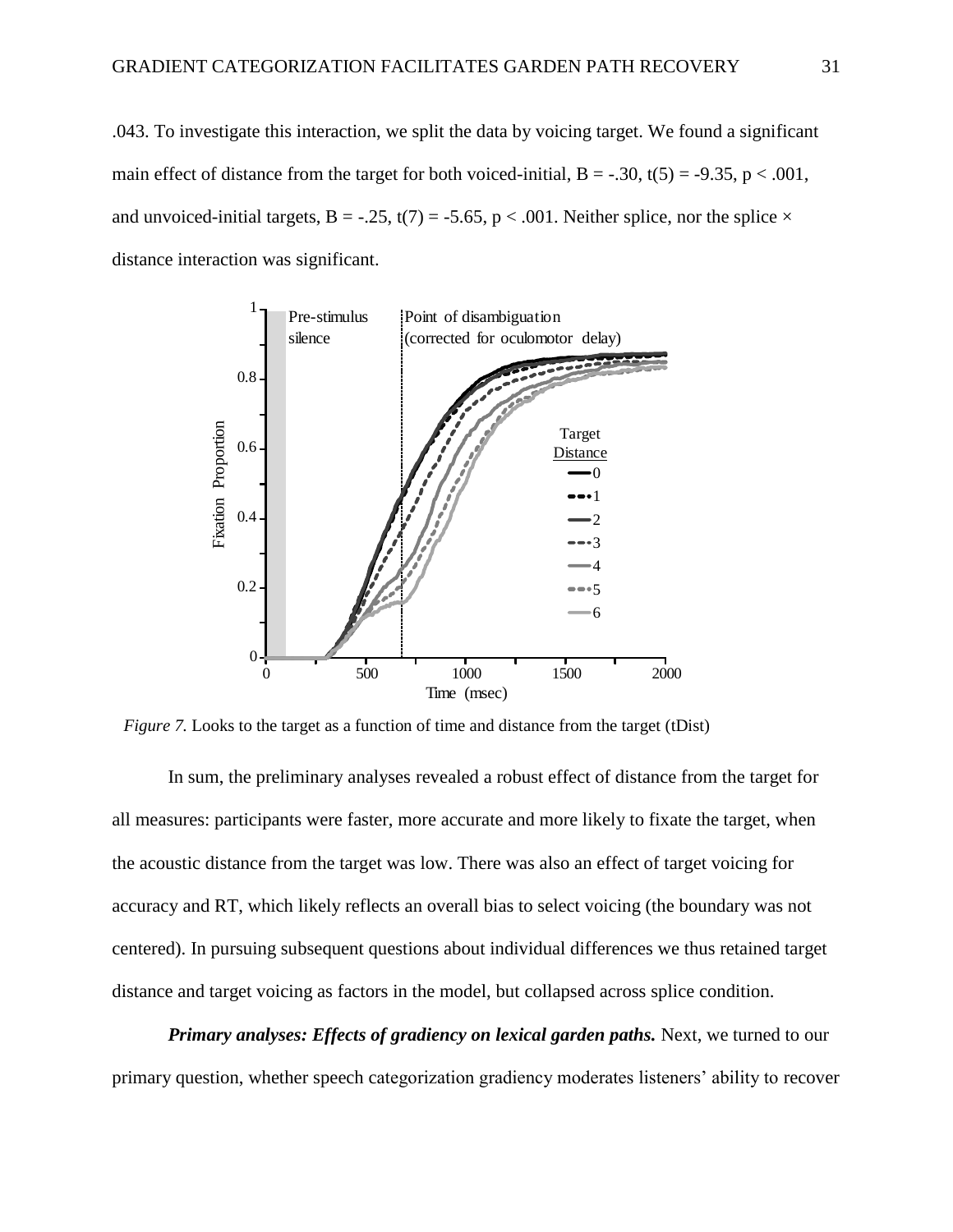.043. To investigate this interaction, we split the data by voicing target. We found a significant main effect of distance from the target for both voiced-initial, $B = -.30$, $t(5) = -9.35$, $p < .001$, and unvoiced-initial targets, $B = -.25$, $t(7) = -5.65$, $p < .001$. Neither splice, nor the splice × distance interaction was significant.

*Figure 7.* Looks to the target as a function of time and distance from the target (tDist)

In sum, the preliminary analyses revealed a robust effect of distance from the target for all measures: participants were faster, more accurate and more likely to fixate the target, when the acoustic distance from the target was low. There was also an effect of target voicing for accuracy and RT, which likely reflects an overall bias to select voicing (the boundary was not centered). In pursuing subsequent questions about individual differences we thus retained target distance and target voicing as factors in the model, but collapsed across splice condition.

***Primary analyses: Effects of gradiency on lexical garden paths.*** Next, we turned to our primary question, whether speech categorization gradiency moderates listeners' ability to recover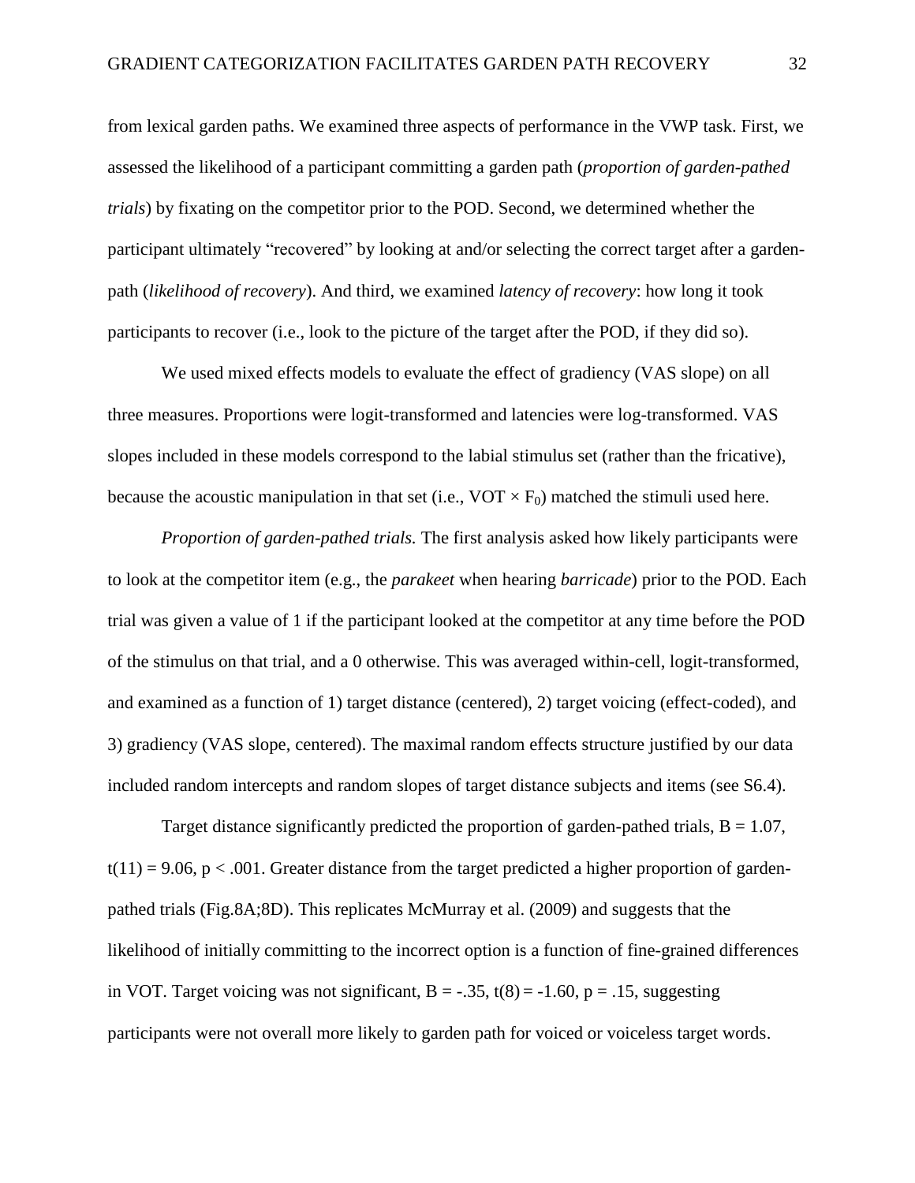from lexical garden paths. We examined three aspects of performance in the VWP task. First, we assessed the likelihood of a participant committing a garden path (*proportion of garden-pathed trials*) by fixating on the competitor prior to the POD. Second, we determined whether the participant ultimately "recovered" by looking at and/or selecting the correct target after a garden-path (*likelihood of recovery*). And third, we examined *latency of recovery*: how long it took participants to recover (i.e., look to the picture of the target after the POD, if they did so).

We used mixed effects models to evaluate the effect of gradiency (VAS slope) on all three measures. Proportions were logit-transformed and latencies were log-transformed. VAS slopes included in these models correspond to the labial stimulus set (rather than the fricative), because the acoustic manipulation in that set (i.e., VOT × $F_0$) matched the stimuli used here.

*Proportion of garden-pathed trials.* The first analysis asked how likely participants were to look at the competitor item (e.g., the *parakeet* when hearing *barricade*) prior to the POD. Each trial was given a value of 1 if the participant looked at the competitor at any time before the POD of the stimulus on that trial, and a 0 otherwise. This was averaged within-cell, logit-transformed, and examined as a function of 1) target distance (centered), 2) target voicing (effect-coded), and 3) gradiency (VAS slope, centered). The maximal random effects structure justified by our data included random intercepts and random slopes of target distance subjects and items (see S6.4).

Target distance significantly predicted the proportion of garden-pathed trials, $B = 1.07$, $t(11) = 9.06$, $p < .001$. Greater distance from the target predicted a higher proportion of garden-pathed trials (Fig.8A;8D). This replicates McMurray et al. (2009) and suggests that the likelihood of initially committing to the incorrect option is a function of fine-grained differences in VOT. Target voicing was not significant, $B = -.35$, $t(8) = -1.60$, $p = .15$, suggesting participants were not overall more likely to garden path for voiced or voiceless target words.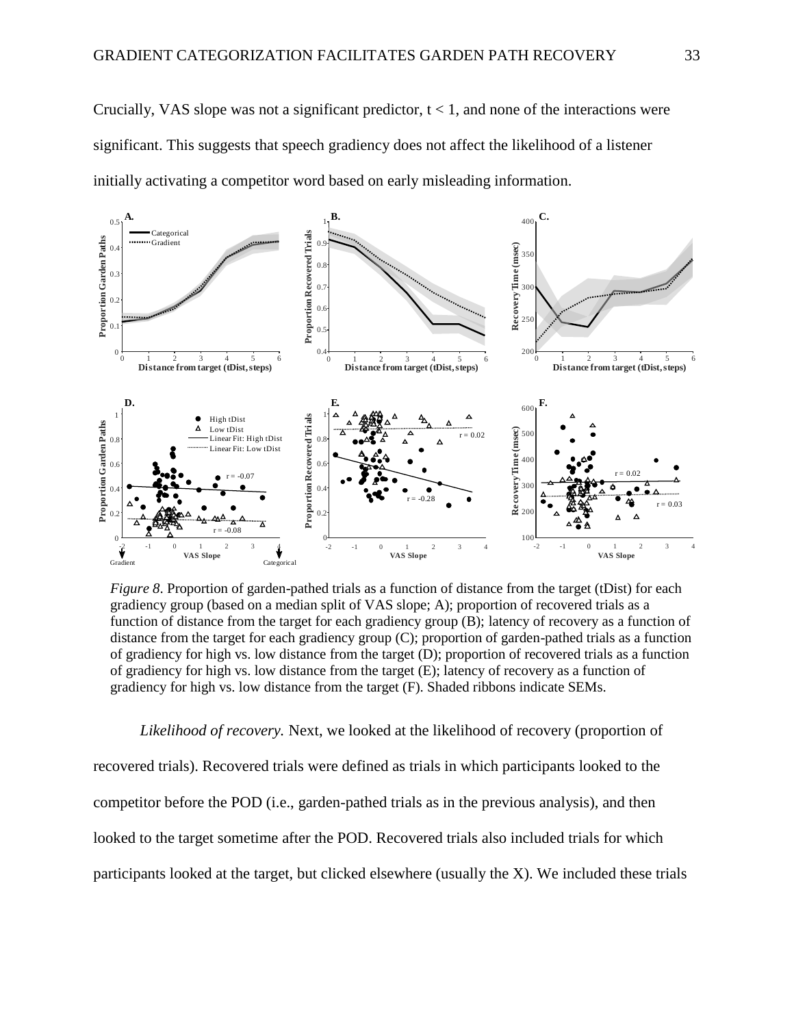Crucially, VAS slope was not a significant predictor, $t < 1$, and none of the interactions were significant. This suggests that speech gradiency does not affect the likelihood of a listener initially activating a competitor word based on early misleading information.

*Figure 8*. Proportion of garden-pathed trials as a function of distance from the target (tDist) for each gradiency group (based on a median split of VAS slope; A); proportion of recovered trials as a function of distance from the target for each gradiency group (B); latency of recovery as a function of distance from the target for each gradiency group (C); proportion of garden-pathed trials as a function of gradiency for high vs. low distance from the target (D); proportion of recovered trials as a function of gradiency for high vs. low distance from the target (E); latency of recovery as a function of gradiency for high vs. low distance from the target (F). Shaded ribbons indicate SEMs.

*Likelihood of recovery.* Next, we looked at the likelihood of recovery (proportion of recovered trials). Recovered trials were defined as trials in which participants looked to the competitor before the POD (i.e., garden-pathed trials as in the previous analysis), and then looked to the target sometime after the POD. Recovered trials also included trials for which participants looked at the target, but clicked elsewhere (usually the X). We included these trials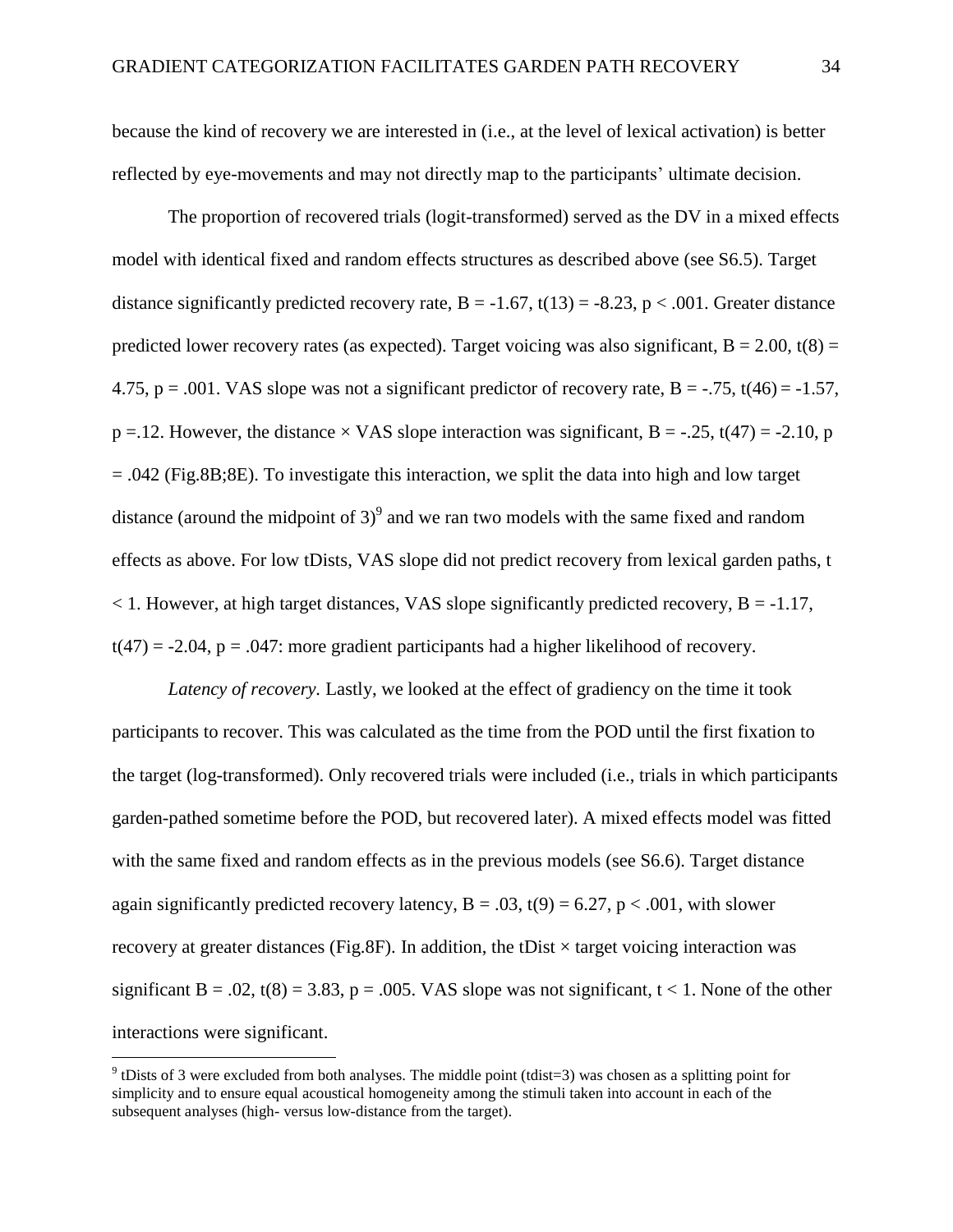because the kind of recovery we are interested in (i.e., at the level of lexical activation) is better reflected by eye-movements and may not directly map to the participants' ultimate decision.

The proportion of recovered trials (logit-transformed) served as the DV in a mixed effects model with identical fixed and random effects structures as described above (see S6.5). Target distance significantly predicted recovery rate, $B = -1.67$, $t(13) = -8.23$, $p < .001$. Greater distance predicted lower recovery rates (as expected). Target voicing was also significant, $B = 2.00$, $t(8) = 4.75$, $p = .001$. VAS slope was not a significant predictor of recovery rate, $B = -.75$, $t(46) = -1.57$, $p = .12$. However, the distance $\times$ VAS slope interaction was significant, $B = -.25$, $t(47) = -2.10$, $p = .042$ (Fig.8B;8E). To investigate this interaction, we split the data into high and low target distance (around the midpoint of 3)[9] and we ran two models with the same fixed and random effects as above. For low tDists, VAS slope did not predict recovery from lexical garden paths, $t < 1$. However, at high target distances, VAS slope significantly predicted recovery, $B = -1.17$, $t(47) = -2.04$, $p = .047$: more gradient participants had a higher likelihood of recovery.

*Latency of recovery*. Lastly, we looked at the effect of gradiency on the time it took participants to recover. This was calculated as the time from the POD until the first fixation to the target (log-transformed). Only recovered trials were included (i.e., trials in which participants garden-pathed sometime before the POD, but recovered later). A mixed effects model was fitted with the same fixed and random effects as in the previous models (see S6.6). Target distance again significantly predicted recovery latency, $B = .03$, $t(9) = 6.27$, $p < .001$, with slower recovery at greater distances (Fig.8F). In addition, the tDist $\times$ target voicing interaction was significant $B = .02$, $t(8) = 3.83$, $p = .005$. VAS slope was not significant, $t < 1$. None of the other interactions were significant.

[9] tDists of 3 were excluded from both analyses. The middle point (tdist=3) was chosen as a splitting point for simplicity and to ensure equal acoustical homogeneity among the stimuli taken into account in each of the subsequent analyses (high- versus low-distance from the target).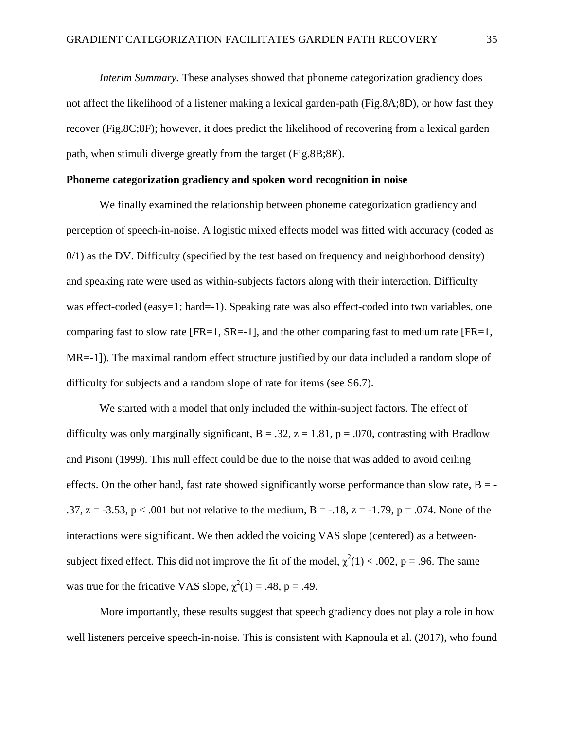*Interim Summary.* These analyses showed that phoneme categorization gradiency does not affect the likelihood of a listener making a lexical garden-path (Fig.8A;8D), or how fast they recover (Fig.8C;8F); however, it does predict the likelihood of recovering from a lexical garden path, when stimuli diverge greatly from the target (Fig.8B;8E).

**Phoneme categorization gradiency and spoken word recognition in noise**

We finally examined the relationship between phoneme categorization gradiency and perception of speech-in-noise. A logistic mixed effects model was fitted with accuracy (coded as 0/1) as the DV. Difficulty (specified by the test based on frequency and neighborhood density) and speaking rate were used as within-subjects factors along with their interaction. Difficulty was effect-coded (easy=1; hard=-1). Speaking rate was also effect-coded into two variables, one comparing fast to slow rate [FR=1, SR=-1], and the other comparing fast to medium rate [FR=1, MR=-1]). The maximal random effect structure justified by our data included a random slope of difficulty for subjects and a random slope of rate for items (see S6.7).

We started with a model that only included the within-subject factors. The effect of difficulty was only marginally significant, $B = .32$, $z = 1.81$, $p = .070$, contrasting with Bradlow and Pisoni (1999). This null effect could be due to the noise that was added to avoid ceiling effects. On the other hand, fast rate showed significantly worse performance than slow rate, $B = -.37$, $z = -3.53$, $p < .001$ but not relative to the medium, $B = -.18$, $z = -1.79$, $p = .074$. None of the interactions were significant. We then added the voicing VAS slope (centered) as a between-subject fixed effect. This did not improve the fit of the model, $\chi^2(1) < .002$, $p = .96$. The same was true for the fricative VAS slope, $\chi^2(1) = .48$, $p = .49$.

More importantly, these results suggest that speech gradiency does not play a role in how well listeners perceive speech-in-noise. This is consistent with Kapnoula et al. (2017), who found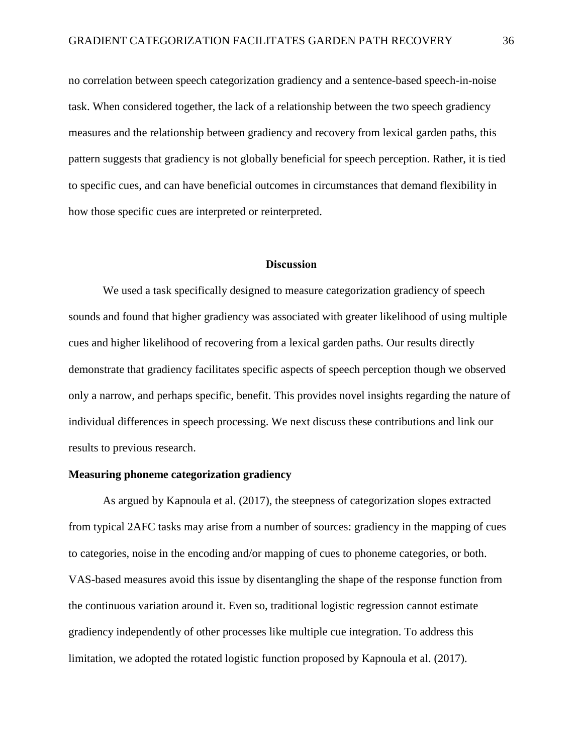no correlation between speech categorization gradiency and a sentence-based speech-in-noise task. When considered together, the lack of a relationship between the two speech gradiency measures and the relationship between gradiency and recovery from lexical garden paths, this pattern suggests that gradiency is not globally beneficial for speech perception. Rather, it is tied to specific cues, and can have beneficial outcomes in circumstances that demand flexibility in how those specific cues are interpreted or reinterpreted.

## Discussion

We used a task specifically designed to measure categorization gradiency of speech sounds and found that higher gradiency was associated with greater likelihood of using multiple cues and higher likelihood of recovering from a lexical garden paths. Our results directly demonstrate that gradiency facilitates specific aspects of speech perception though we observed only a narrow, and perhaps specific, benefit. This provides novel insights regarding the nature of individual differences in speech processing. We next discuss these contributions and link our results to previous research.

### Measuring phoneme categorization gradiency

As argued by Kapnoula et al. (2017), the steepness of categorization slopes extracted from typical 2AFC tasks may arise from a number of sources: gradiency in the mapping of cues to categories, noise in the encoding and/or mapping of cues to phoneme categories, or both. VAS-based measures avoid this issue by disentangling the shape of the response function from the continuous variation around it. Even so, traditional logistic regression cannot estimate gradiency independently of other processes like multiple cue integration. To address this limitation, we adopted the rotated logistic function proposed by Kapnoula et al. (2017).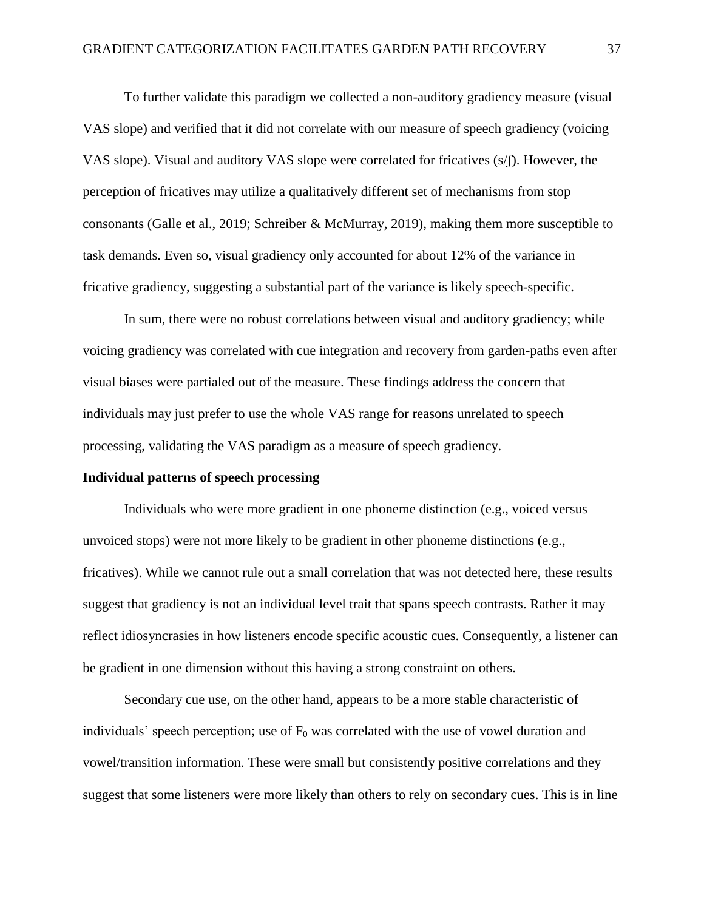To further validate this paradigm we collected a non-auditory gradiency measure (visual VAS slope) and verified that it did not correlate with our measure of speech gradiency (voicing VAS slope). Visual and auditory VAS slope were correlated for fricatives (s/ʃ). However, the perception of fricatives may utilize a qualitatively different set of mechanisms from stop consonants (Galle et al., 2019; Schreiber & McMurray, 2019), making them more susceptible to task demands. Even so, visual gradiency only accounted for about 12% of the variance in fricative gradiency, suggesting a substantial part of the variance is likely speech-specific.

In sum, there were no robust correlations between visual and auditory gradiency; while voicing gradiency was correlated with cue integration and recovery from garden-paths even after visual biases were partialed out of the measure. These findings address the concern that individuals may just prefer to use the whole VAS range for reasons unrelated to speech processing, validating the VAS paradigm as a measure of speech gradiency.

**Individual patterns of speech processing**

Individuals who were more gradient in one phoneme distinction (e.g., voiced versus unvoiced stops) were not more likely to be gradient in other phoneme distinctions (e.g., fricatives). While we cannot rule out a small correlation that was not detected here, these results suggest that gradiency is not an individual level trait that spans speech contrasts. Rather it may reflect idiosyncrasies in how listeners encode specific acoustic cues. Consequently, a listener can be gradient in one dimension without this having a strong constraint on others.

Secondary cue use, on the other hand, appears to be a more stable characteristic of individuals' speech perception; use of $F_0$ was correlated with the use of vowel duration and vowel/transition information. These were small but consistently positive correlations and they suggest that some listeners were more likely than others to rely on secondary cues. This is in line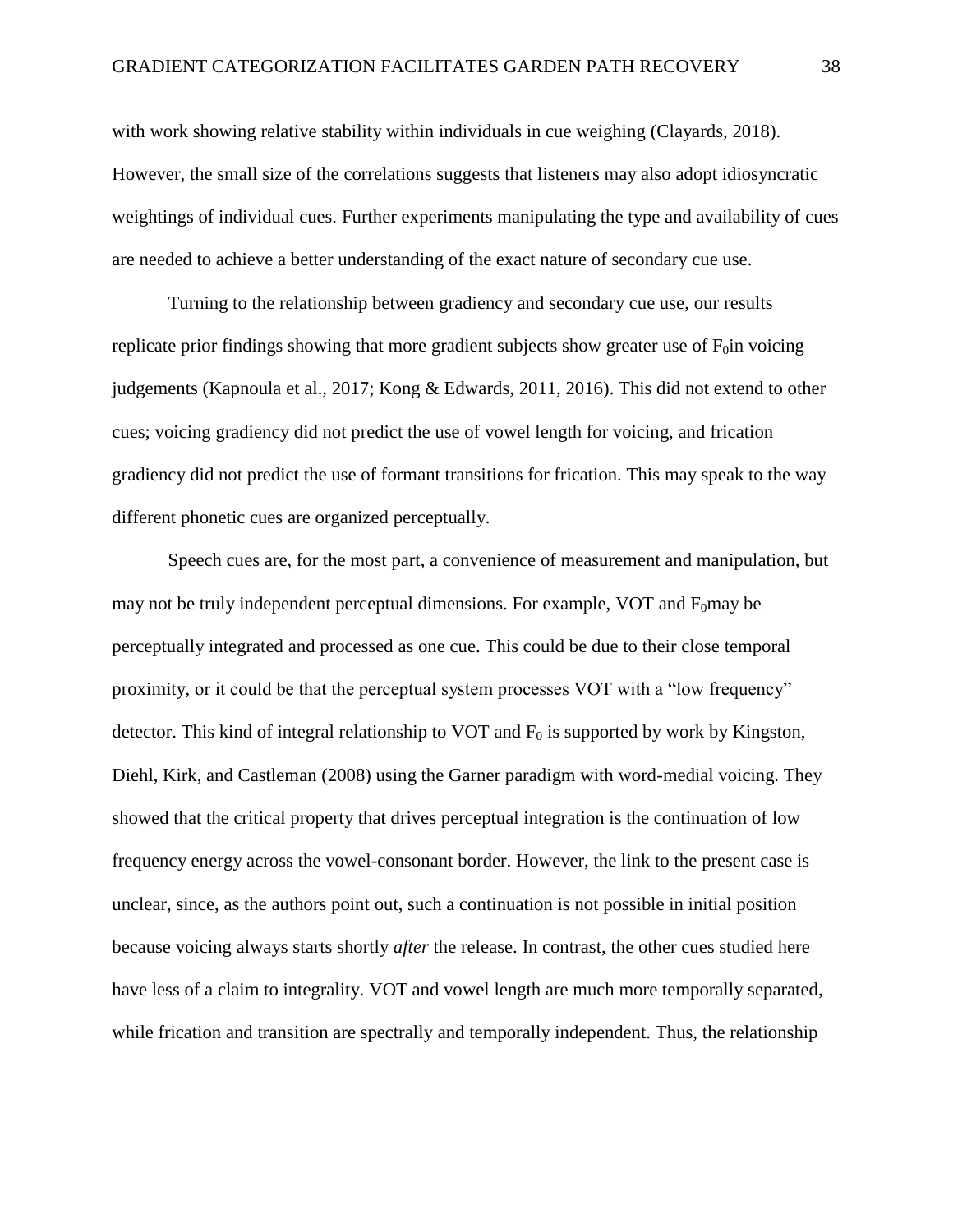with work showing relative stability within individuals in cue weighing (Clayards, 2018). However, the small size of the correlations suggests that listeners may also adopt idiosyncratic weightings of individual cues. Further experiments manipulating the type and availability of cues are needed to achieve a better understanding of the exact nature of secondary cue use.

Turning to the relationship between gradiency and secondary cue use, our results replicate prior findings showing that more gradient subjects show greater use of $F_0$in voicing judgements (Kapnoula et al., 2017; Kong & Edwards, 2011, 2016). This did not extend to other cues; voicing gradiency did not predict the use of vowel length for voicing, and frication gradiency did not predict the use of formant transitions for frication. This may speak to the way different phonetic cues are organized perceptually.

Speech cues are, for the most part, a convenience of measurement and manipulation, but may not be truly independent perceptual dimensions. For example, VOT and $F_0$may be perceptually integrated and processed as one cue. This could be due to their close temporal proximity, or it could be that the perceptual system processes VOT with a "low frequency" detector. This kind of integral relationship to VOT and $F_0$ is supported by work by Kingston, Diehl, Kirk, and Castleman (2008) using the Garner paradigm with word-medial voicing. They showed that the critical property that drives perceptual integration is the continuation of low frequency energy across the vowel-consonant border. However, the link to the present case is unclear, since, as the authors point out, such a continuation is not possible in initial position because voicing always starts shortly *after* the release. In contrast, the other cues studied here have less of a claim to integrality. VOT and vowel length are much more temporally separated, while frication and transition are spectrally and temporally independent. Thus, the relationship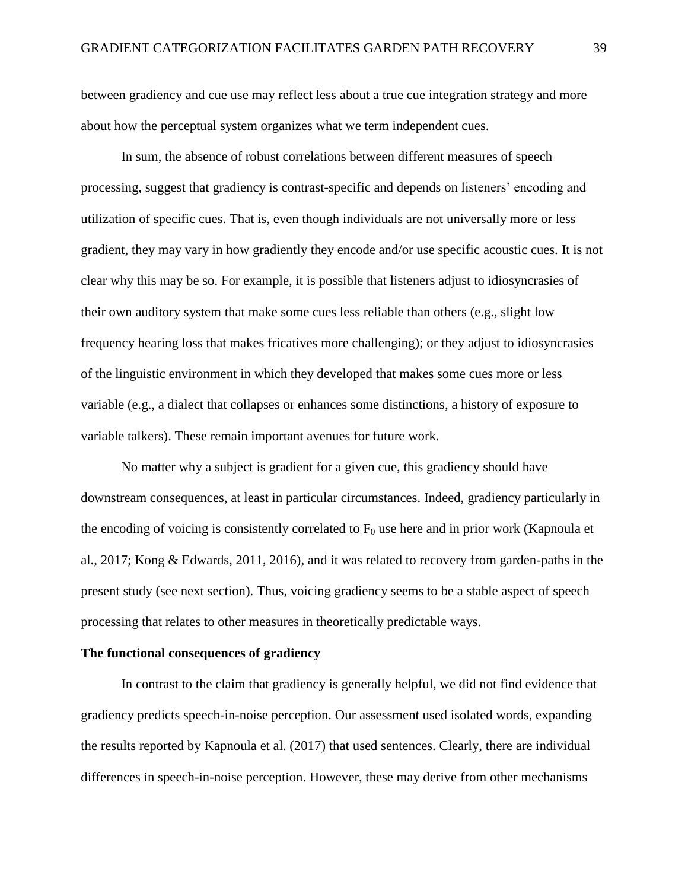between gradiency and cue use may reflect less about a true cue integration strategy and more about how the perceptual system organizes what we term independent cues.

In sum, the absence of robust correlations between different measures of speech processing, suggest that gradiency is contrast-specific and depends on listeners' encoding and utilization of specific cues. That is, even though individuals are not universally more or less gradient, they may vary in how gradiently they encode and/or use specific acoustic cues. It is not clear why this may be so. For example, it is possible that listeners adjust to idiosyncrasies of their own auditory system that make some cues less reliable than others (e.g., slight low frequency hearing loss that makes fricatives more challenging); or they adjust to idiosyncrasies of the linguistic environment in which they developed that makes some cues more or less variable (e.g., a dialect that collapses or enhances some distinctions, a history of exposure to variable talkers). These remain important avenues for future work.

No matter why a subject is gradient for a given cue, this gradiency should have downstream consequences, at least in particular circumstances. Indeed, gradiency particularly in the encoding of voicing is consistently correlated to $F_0$ use here and in prior work (Kapnoula et al., 2017; Kong & Edwards, 2011, 2016), and it was related to recovery from garden-paths in the present study (see next section). Thus, voicing gradiency seems to be a stable aspect of speech processing that relates to other measures in theoretically predictable ways.

**The functional consequences of gradiency**

In contrast to the claim that gradiency is generally helpful, we did not find evidence that gradiency predicts speech-in-noise perception. Our assessment used isolated words, expanding the results reported by Kapnoula et al. (2017) that used sentences. Clearly, there are individual differences in speech-in-noise perception. However, these may derive from other mechanisms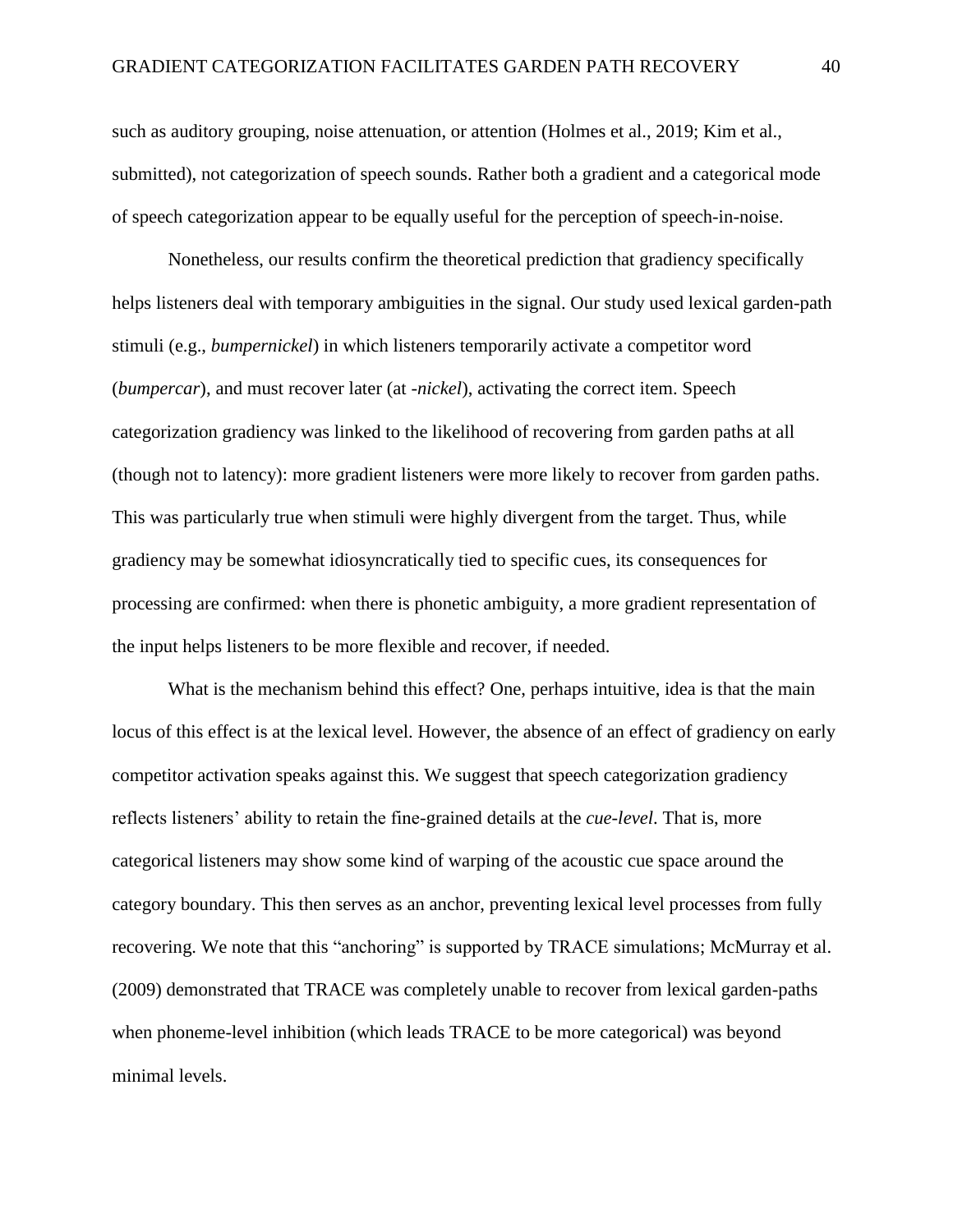such as auditory grouping, noise attenuation, or attention (Holmes et al., 2019; Kim et al., submitted), not categorization of speech sounds. Rather both a gradient and a categorical mode of speech categorization appear to be equally useful for the perception of speech-in-noise.

Nonetheless, our results confirm the theoretical prediction that gradiency specifically helps listeners deal with temporary ambiguities in the signal. Our study used lexical garden-path stimuli (e.g., *bumpernickel*) in which listeners temporarily activate a competitor word (*bumpercar*), and must recover later (at *-nickel*), activating the correct item. Speech categorization gradiency was linked to the likelihood of recovering from garden paths at all (though not to latency): more gradient listeners were more likely to recover from garden paths. This was particularly true when stimuli were highly divergent from the target. Thus, while gradiency may be somewhat idiosyncratically tied to specific cues, its consequences for processing are confirmed: when there is phonetic ambiguity, a more gradient representation of the input helps listeners to be more flexible and recover, if needed.

What is the mechanism behind this effect? One, perhaps intuitive, idea is that the main locus of this effect is at the lexical level. However, the absence of an effect of gradiency on early competitor activation speaks against this. We suggest that speech categorization gradiency reflects listeners' ability to retain the fine-grained details at the *cue-level*. That is, more categorical listeners may show some kind of warping of the acoustic cue space around the category boundary. This then serves as an anchor, preventing lexical level processes from fully recovering. We note that this "anchoring" is supported by TRACE simulations; McMurray et al. (2009) demonstrated that TRACE was completely unable to recover from lexical garden-paths when phoneme-level inhibition (which leads TRACE to be more categorical) was beyond minimal levels.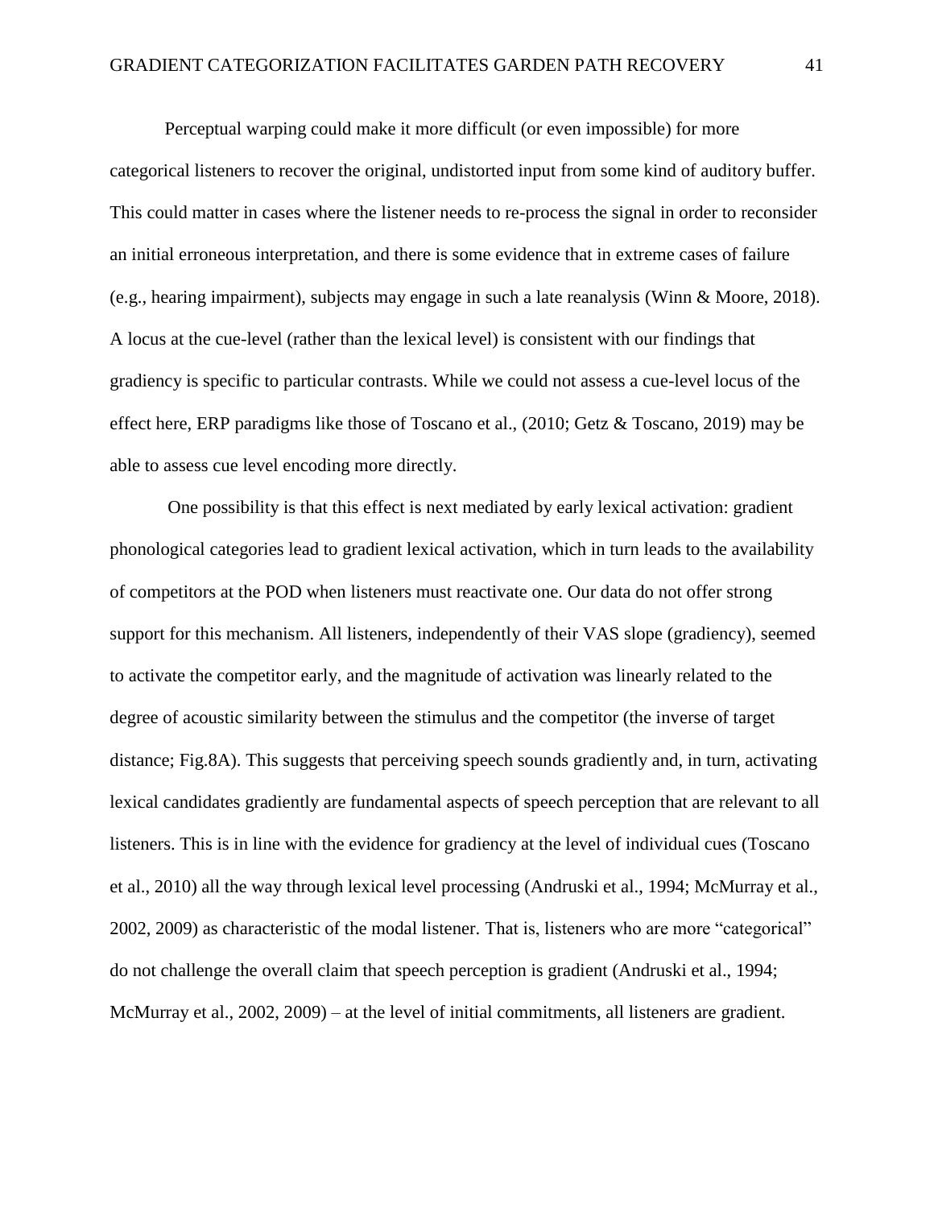Perceptual warping could make it more difficult (or even impossible) for more categorical listeners to recover the original, undistorted input from some kind of auditory buffer. This could matter in cases where the listener needs to re-process the signal in order to reconsider an initial erroneous interpretation, and there is some evidence that in extreme cases of failure (e.g., hearing impairment), subjects may engage in such a late reanalysis (Winn & Moore, 2018). A locus at the cue-level (rather than the lexical level) is consistent with our findings that gradiency is specific to particular contrasts. While we could not assess a cue-level locus of the effect here, ERP paradigms like those of Toscano et al., (2010; Getz & Toscano, 2019) may be able to assess cue level encoding more directly.

One possibility is that this effect is next mediated by early lexical activation: gradient phonological categories lead to gradient lexical activation, which in turn leads to the availability of competitors at the POD when listeners must reactivate one. Our data do not offer strong support for this mechanism. All listeners, independently of their VAS slope (gradiency), seemed to activate the competitor early, and the magnitude of activation was linearly related to the degree of acoustic similarity between the stimulus and the competitor (the inverse of target distance; Fig.8A). This suggests that perceiving speech sounds gradiently and, in turn, activating lexical candidates gradiently are fundamental aspects of speech perception that are relevant to all listeners. This is in line with the evidence for gradiency at the level of individual cues (Toscano et al., 2010) all the way through lexical level processing (Andruski et al., 1994; McMurray et al., 2002, 2009) as characteristic of the modal listener. That is, listeners who are more "categorical" do not challenge the overall claim that speech perception is gradient (Andruski et al., 1994; McMurray et al., 2002, 2009) – at the level of initial commitments, all listeners are gradient.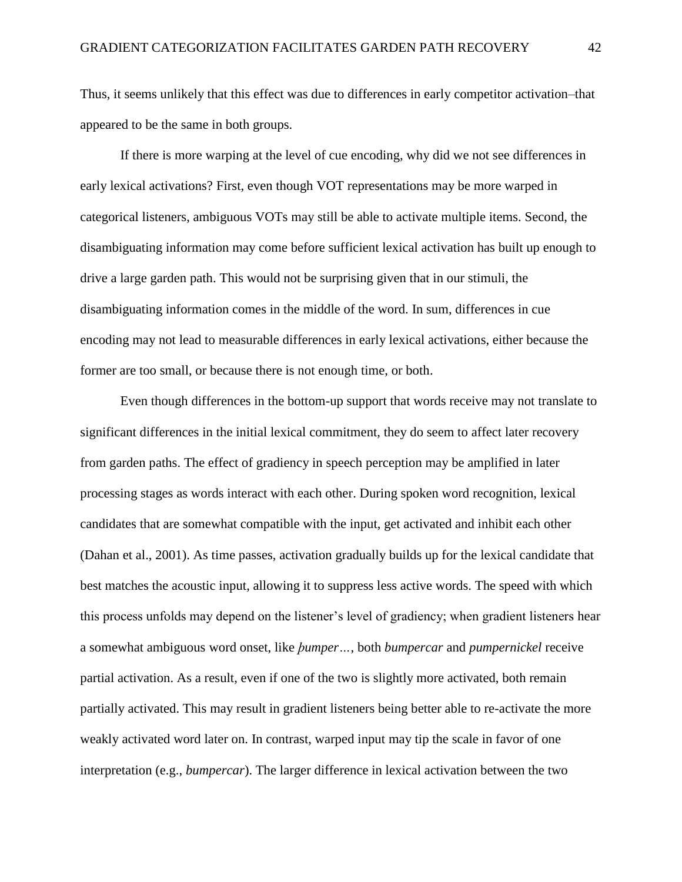Thus, it seems unlikely that this effect was due to differences in early competitor activation–that appeared to be the same in both groups.

If there is more warping at the level of cue encoding, why did we not see differences in early lexical activations? First, even though VOT representations may be more warped in categorical listeners, ambiguous VOTs may still be able to activate multiple items. Second, the disambiguating information may come before sufficient lexical activation has built up enough to drive a large garden path. This would not be surprising given that in our stimuli, the disambiguating information comes in the middle of the word. In sum, differences in cue encoding may not lead to measurable differences in early lexical activations, either because the former are too small, or because there is not enough time, or both.

Even though differences in the bottom-up support that words receive may not translate to significant differences in the initial lexical commitment, they do seem to affect later recovery from garden paths. The effect of gradiency in speech perception may be amplified in later processing stages as words interact with each other. During spoken word recognition, lexical candidates that are somewhat compatible with the input, get activated and inhibit each other (Dahan et al., 2001). As time passes, activation gradually builds up for the lexical candidate that best matches the acoustic input, allowing it to suppress less active words. The speed with which this process unfolds may depend on the listener's level of gradiency; when gradient listeners hear a somewhat ambiguous word onset, like *ƥumper…*, both *bumpercar* and *pumpernickel* receive partial activation. As a result, even if one of the two is slightly more activated, both remain partially activated. This may result in gradient listeners being better able to re-activate the more weakly activated word later on. In contrast, warped input may tip the scale in favor of one interpretation (e.g., *bumpercar*). The larger difference in lexical activation between the two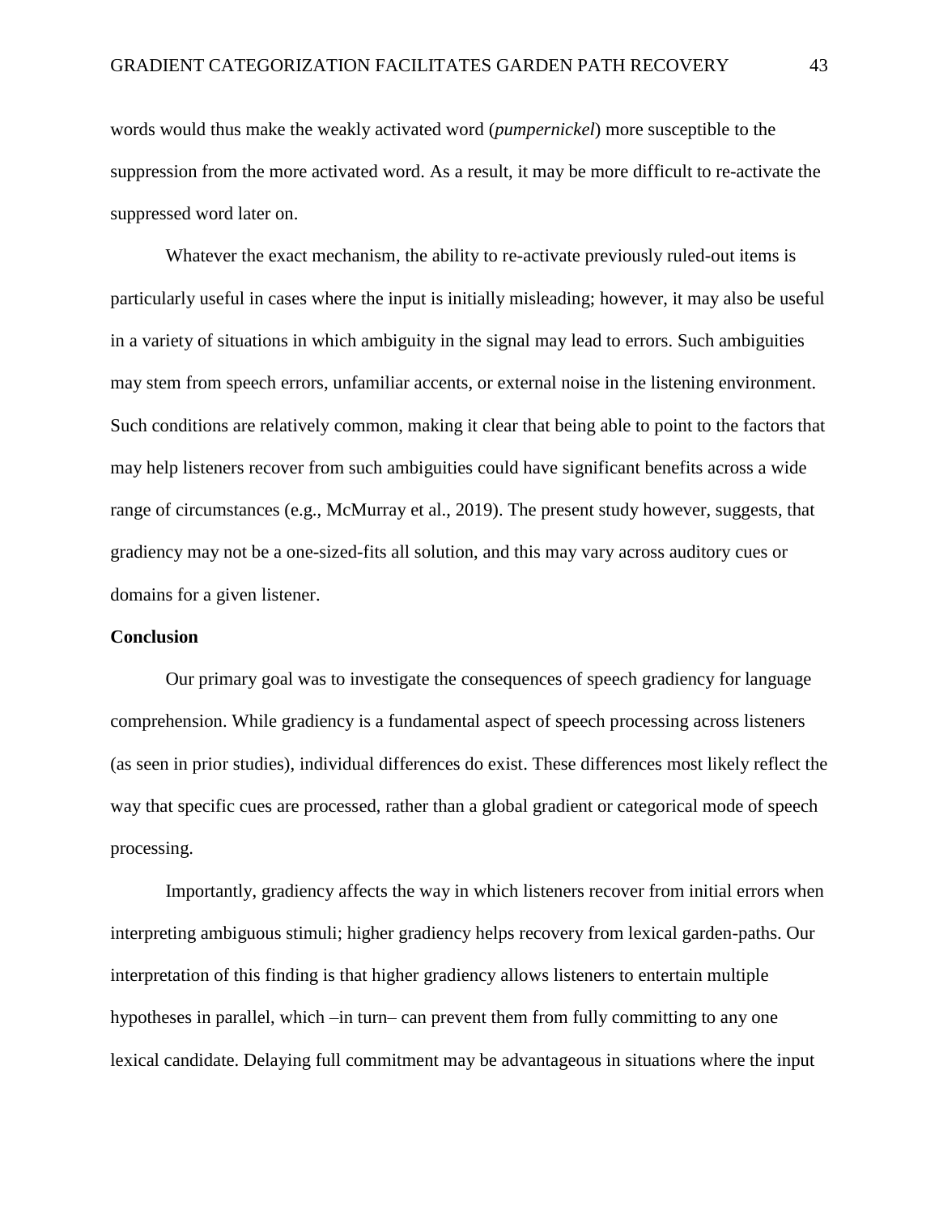words would thus make the weakly activated word (*pumpernickel*) more susceptible to the suppression from the more activated word. As a result, it may be more difficult to re-activate the suppressed word later on.

Whatever the exact mechanism, the ability to re-activate previously ruled-out items is particularly useful in cases where the input is initially misleading; however, it may also be useful in a variety of situations in which ambiguity in the signal may lead to errors. Such ambiguities may stem from speech errors, unfamiliar accents, or external noise in the listening environment. Such conditions are relatively common, making it clear that being able to point to the factors that may help listeners recover from such ambiguities could have significant benefits across a wide range of circumstances (e.g., McMurray et al., 2019). The present study however, suggests, that gradiency may not be a one-sized-fits all solution, and this may vary across auditory cues or domains for a given listener.

## Conclusion

Our primary goal was to investigate the consequences of speech gradiency for language comprehension. While gradiency is a fundamental aspect of speech processing across listeners (as seen in prior studies), individual differences do exist. These differences most likely reflect the way that specific cues are processed, rather than a global gradient or categorical mode of speech processing.

Importantly, gradiency affects the way in which listeners recover from initial errors when interpreting ambiguous stimuli; higher gradiency helps recovery from lexical garden-paths. Our interpretation of this finding is that higher gradiency allows listeners to entertain multiple hypotheses in parallel, which –in turn– can prevent them from fully committing to any one lexical candidate. Delaying full commitment may be advantageous in situations where the input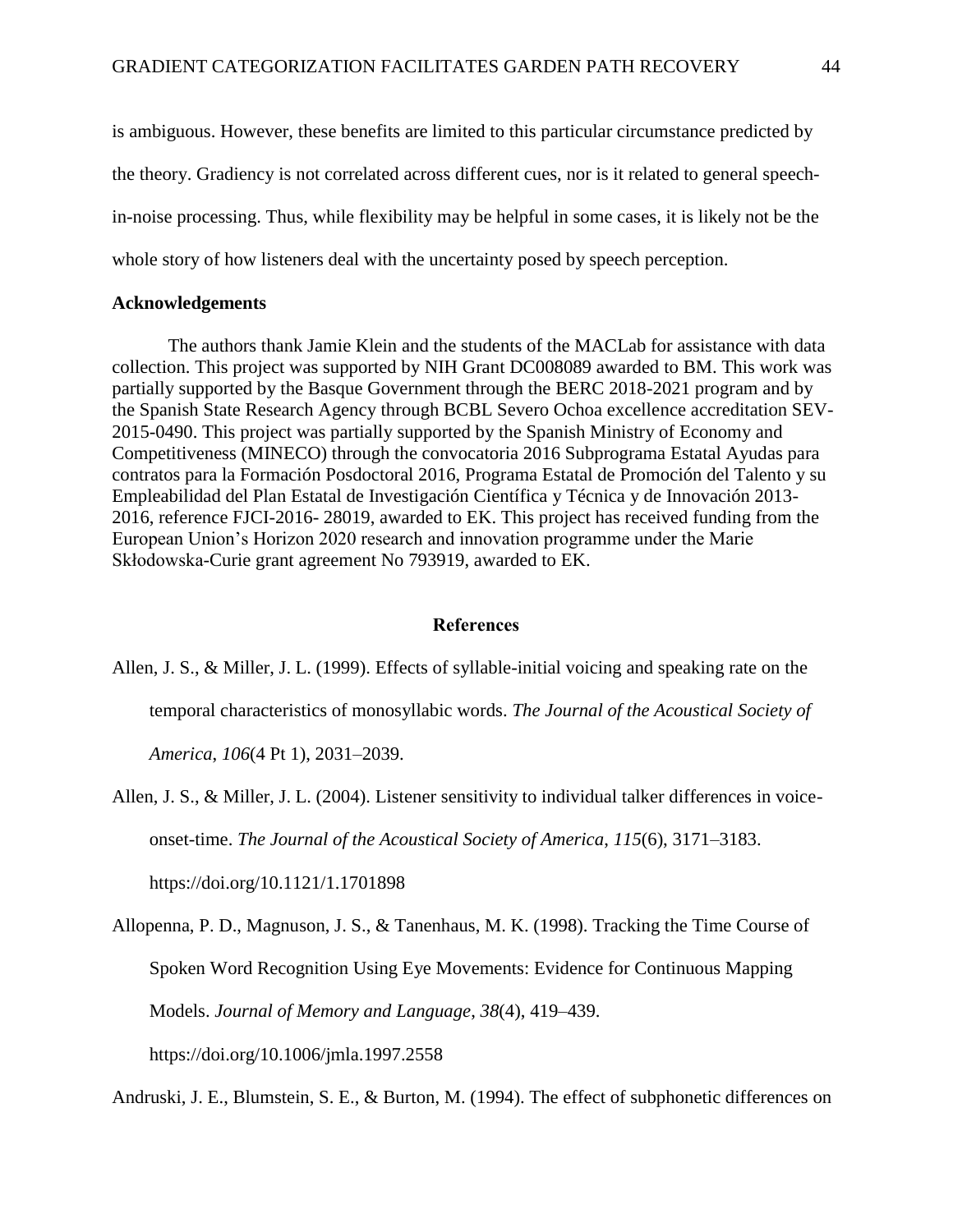is ambiguous. However, these benefits are limited to this particular circumstance predicted by the theory. Gradiency is not correlated across different cues, nor is it related to general speech-in-noise processing. Thus, while flexibility may be helpful in some cases, it is likely not be the whole story of how listeners deal with the uncertainty posed by speech perception.

## Acknowledgements

The authors thank Jamie Klein and the students of the MACLab for assistance with data collection. This project was supported by NIH Grant DC008089 awarded to BM. This work was partially supported by the Basque Government through the BERC 2018-2021 program and by the Spanish State Research Agency through BCBL Severo Ochoa excellence accreditation SEV-2015-0490. This project was partially supported by the Spanish Ministry of Economy and Competitiveness (MINECO) through the convocatoria 2016 Subprograma Estatal Ayudas para contratos para la Formación Posdoctoral 2016, Programa Estatal de Promoción del Talento y su Empleabilidad del Plan Estatal de Investigación Científica y Técnica y de Innovación 2013-2016, reference FJCI-2016- 28019, awarded to EK. This project has received funding from the European Union's Horizon 2020 research and innovation programme under the Marie Skłodowska-Curie grant agreement No 793919, awarded to EK.

## References

Allen, J. S., & Miller, J. L. (1999). Effects of syllable-initial voicing and speaking rate on the temporal characteristics of monosyllabic words. *The Journal of the Acoustical Society of America*, *106*(4 Pt 1), 2031–2039.

Allen, J. S., & Miller, J. L. (2004). Listener sensitivity to individual talker differences in voice-onset-time. *The Journal of the Acoustical Society of America*, *115*(6), 3171–3183. https://doi.org/10.1121/1.1701898

Allopenna, P. D., Magnuson, J. S., & Tanenhaus, M. K. (1998). Tracking the Time Course of Spoken Word Recognition Using Eye Movements: Evidence for Continuous Mapping Models. *Journal of Memory and Language*, *38*(4), 419–439. https://doi.org/10.1006/jmla.1997.2558

Andruski, J. E., Blumstein, S. E., & Burton, M. (1994). The effect of subphonetic differences on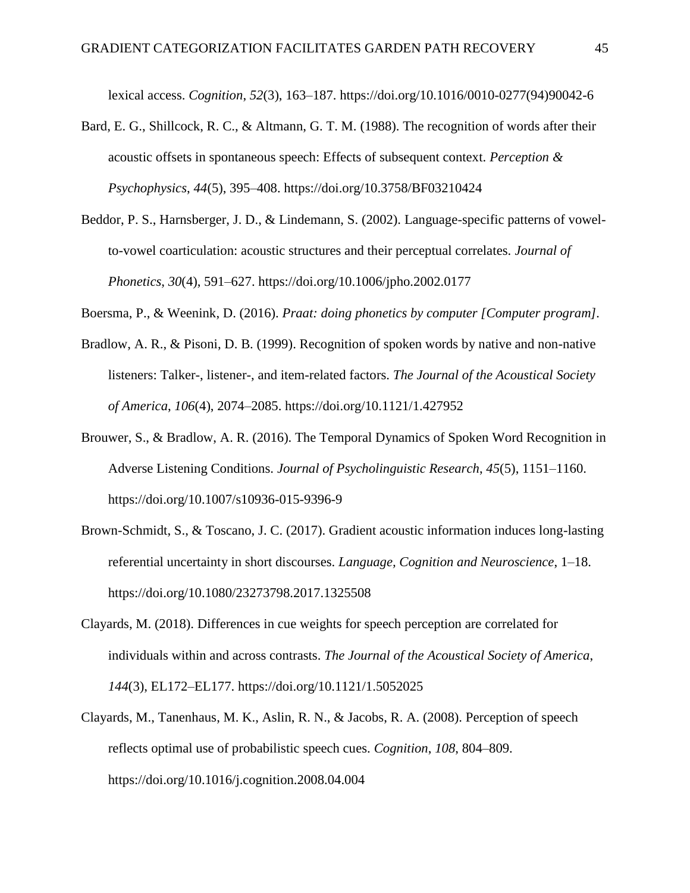lexical access. *Cognition*, *52*(3), 163–187. https://doi.org/10.1016/0010-0277(94)90042-6

Bard, E. G., Shillcock, R. C., & Altmann, G. T. M. (1988). The recognition of words after their acoustic offsets in spontaneous speech: Effects of subsequent context. *Perception & Psychophysics*, *44*(5), 395–408. https://doi.org/10.3758/BF03210424

Beddor, P. S., Harnsberger, J. D., & Lindemann, S. (2002). Language-specific patterns of vowel-to-vowel coarticulation: acoustic structures and their perceptual correlates. *Journal of Phonetics*, *30*(4), 591–627. https://doi.org/10.1006/jpho.2002.0177

Boersma, P., & Weenink, D. (2016). *Praat: doing phonetics by computer [Computer program]*.

Bradlow, A. R., & Pisoni, D. B. (1999). Recognition of spoken words by native and non-native listeners: Talker-, listener-, and item-related factors. *The Journal of the Acoustical Society of America*, *106*(4), 2074–2085. https://doi.org/10.1121/1.427952

Brouwer, S., & Bradlow, A. R. (2016). The Temporal Dynamics of Spoken Word Recognition in Adverse Listening Conditions. *Journal of Psycholinguistic Research*, *45*(5), 1151–1160. https://doi.org/10.1007/s10936-015-9396-9

Brown-Schmidt, S., & Toscano, J. C. (2017). Gradient acoustic information induces long-lasting referential uncertainty in short discourses. *Language, Cognition and Neuroscience*, 1–18. https://doi.org/10.1080/23273798.2017.1325508

Clayards, M. (2018). Differences in cue weights for speech perception are correlated for individuals within and across contrasts. *The Journal of the Acoustical Society of America*, *144*(3), EL172–EL177. https://doi.org/10.1121/1.5052025

Clayards, M., Tanenhaus, M. K., Aslin, R. N., & Jacobs, R. A. (2008). Perception of speech reflects optimal use of probabilistic speech cues. *Cognition*, *108*, 804–809. https://doi.org/10.1016/j.cognition.2008.04.004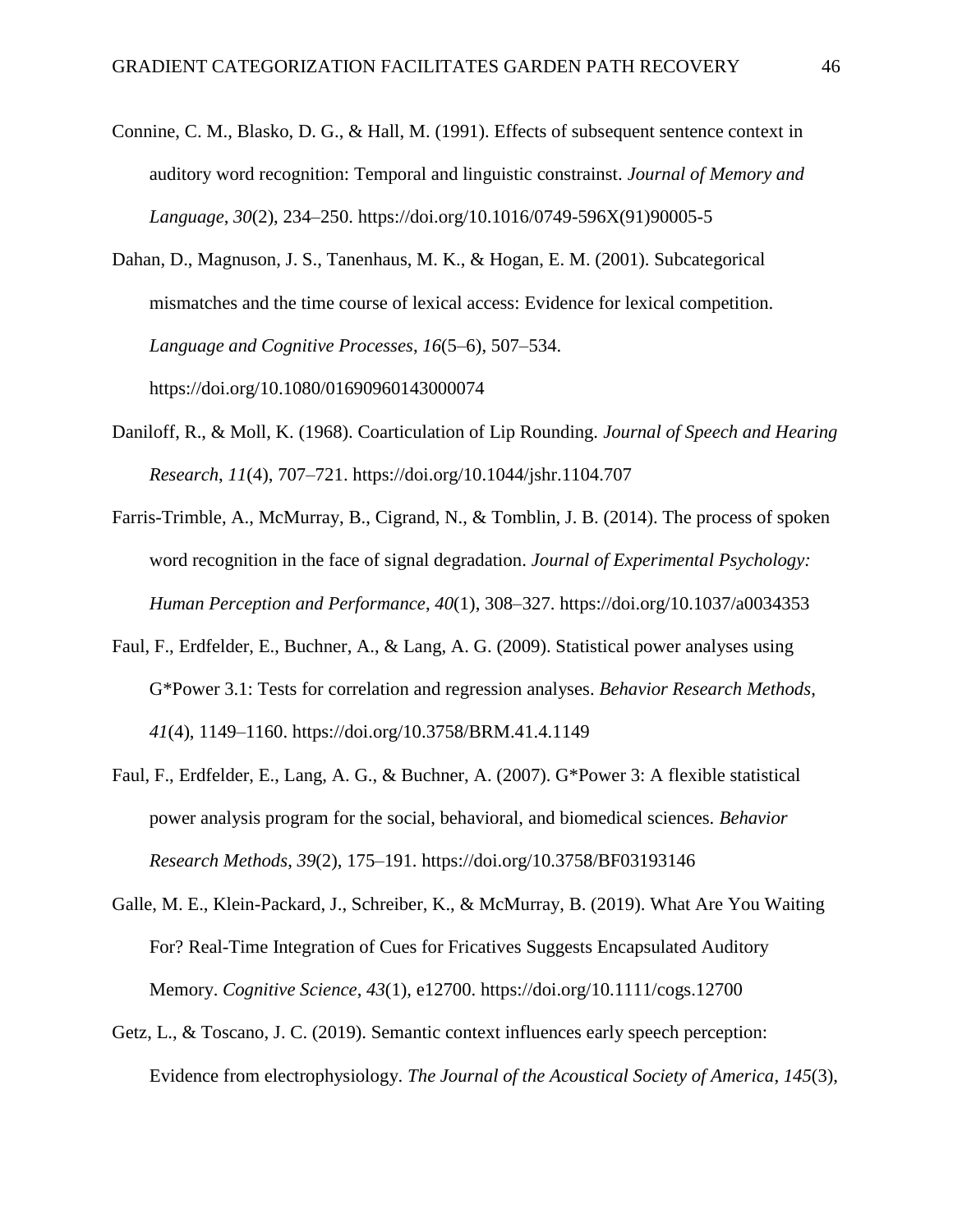Connine, C. M., Blasko, D. G., & Hall, M. (1991). Effects of subsequent sentence context in auditory word recognition: Temporal and linguistic constrainst. *Journal of Memory and Language*, *30*(2), 234–250. https://doi.org/10.1016/0749-596X(91)90005-5

Dahan, D., Magnuson, J. S., Tanenhaus, M. K., & Hogan, E. M. (2001). Subcategorical mismatches and the time course of lexical access: Evidence for lexical competition. *Language and Cognitive Processes*, *16*(5–6), 507–534. https://doi.org/10.1080/01690960143000074

Daniloff, R., & Moll, K. (1968). Coarticulation of Lip Rounding. *Journal of Speech and Hearing Research*, *11*(4), 707–721. https://doi.org/10.1044/jshr.1104.707

Farris-Trimble, A., McMurray, B., Cigrand, N., & Tomblin, J. B. (2014). The process of spoken word recognition in the face of signal degradation. *Journal of Experimental Psychology: Human Perception and Performance*, *40*(1), 308–327. https://doi.org/10.1037/a0034353

Faul, F., Erdfelder, E., Buchner, A., & Lang, A. G. (2009). Statistical power analyses using G*Power 3.1: Tests for correlation and regression analyses. *Behavior Research Methods*, *41*(4), 1149–1160. https://doi.org/10.3758/BRM.41.4.1149

Faul, F., Erdfelder, E., Lang, A. G., & Buchner, A. (2007). G*Power 3: A flexible statistical power analysis program for the social, behavioral, and biomedical sciences. *Behavior Research Methods*, *39*(2), 175–191. https://doi.org/10.3758/BF03193146

Galle, M. E., Klein-Packard, J., Schreiber, K., & McMurray, B. (2019). What Are You Waiting For? Real-Time Integration of Cues for Fricatives Suggests Encapsulated Auditory Memory. *Cognitive Science*, *43*(1), e12700. https://doi.org/10.1111/cogs.12700

Getz, L., & Toscano, J. C. (2019). Semantic context influences early speech perception: Evidence from electrophysiology. *The Journal of the Acoustical Society of America*, *145*(3),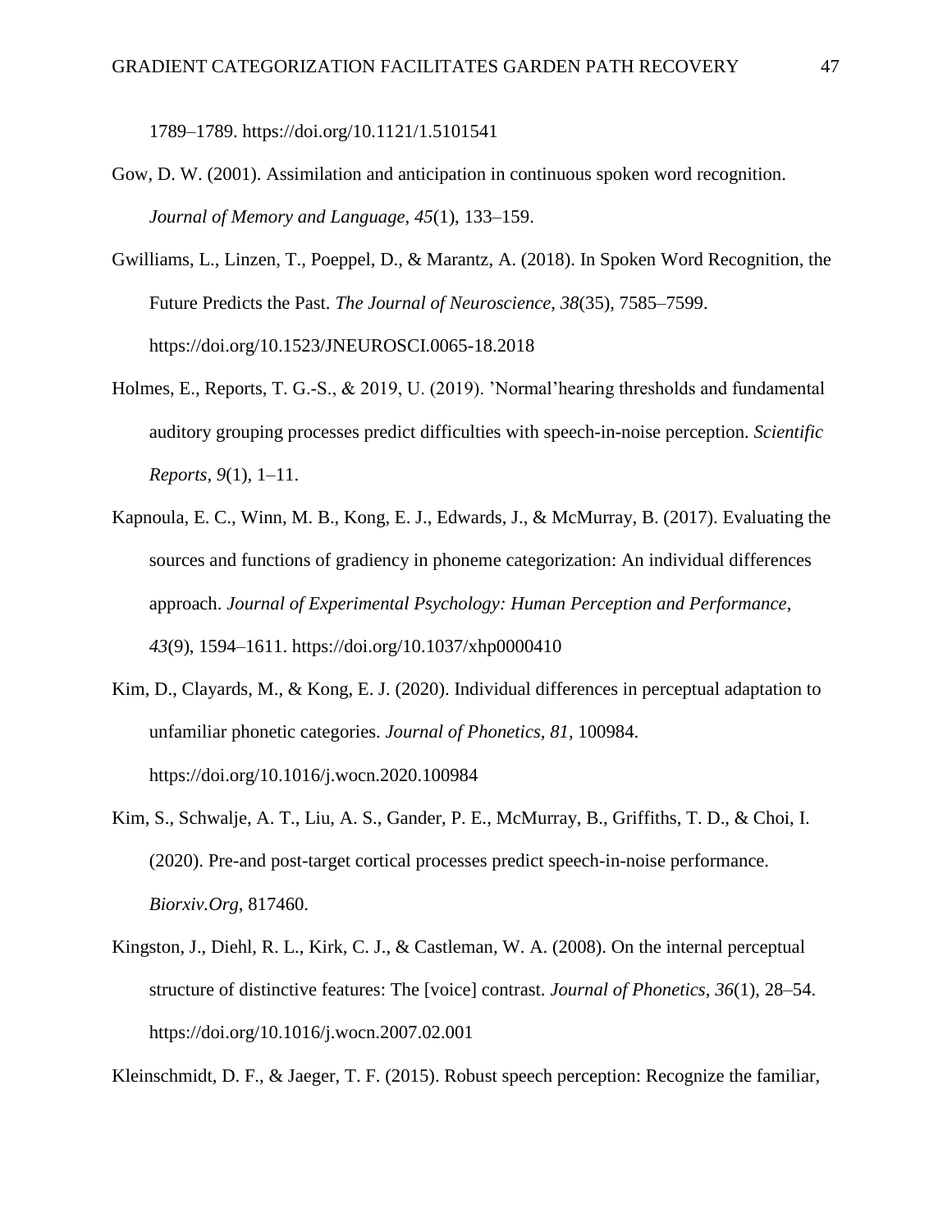1789–1789. https://doi.org/10.1121/1.5101541

Gow, D. W. (2001). Assimilation and anticipation in continuous spoken word recognition. *Journal of Memory and Language*, *45*(1), 133–159.

Gwilliams, L., Linzen, T., Poeppel, D., & Marantz, A. (2018). In Spoken Word Recognition, the Future Predicts the Past. *The Journal of Neuroscience*, *38*(35), 7585–7599. https://doi.org/10.1523/JNEUROSCI.0065-18.2018

Holmes, E., Reports, T. G.-S., & 2019, U. (2019). 'Normal'hearing thresholds and fundamental auditory grouping processes predict difficulties with speech-in-noise perception. *Scientific Reports*, *9*(1), 1–11.

Kapnoula, E. C., Winn, M. B., Kong, E. J., Edwards, J., & McMurray, B. (2017). Evaluating the sources and functions of gradiency in phoneme categorization: An individual differences approach. *Journal of Experimental Psychology: Human Perception and Performance*, *43*(9), 1594–1611. https://doi.org/10.1037/xhp0000410

Kim, D., Clayards, M., & Kong, E. J. (2020). Individual differences in perceptual adaptation to unfamiliar phonetic categories. *Journal of Phonetics*, *81*, 100984. https://doi.org/10.1016/j.wocn.2020.100984

Kim, S., Schwalje, A. T., Liu, A. S., Gander, P. E., McMurray, B., Griffiths, T. D., & Choi, I. (2020). Pre-and post-target cortical processes predict speech-in-noise performance. *Biorxiv.Org*, 817460.

Kingston, J., Diehl, R. L., Kirk, C. J., & Castleman, W. A. (2008). On the internal perceptual structure of distinctive features: The [voice] contrast. *Journal of Phonetics*, *36*(1), 28–54. https://doi.org/10.1016/j.wocn.2007.02.001

Kleinschmidt, D. F., & Jaeger, T. F. (2015). Robust speech perception: Recognize the familiar,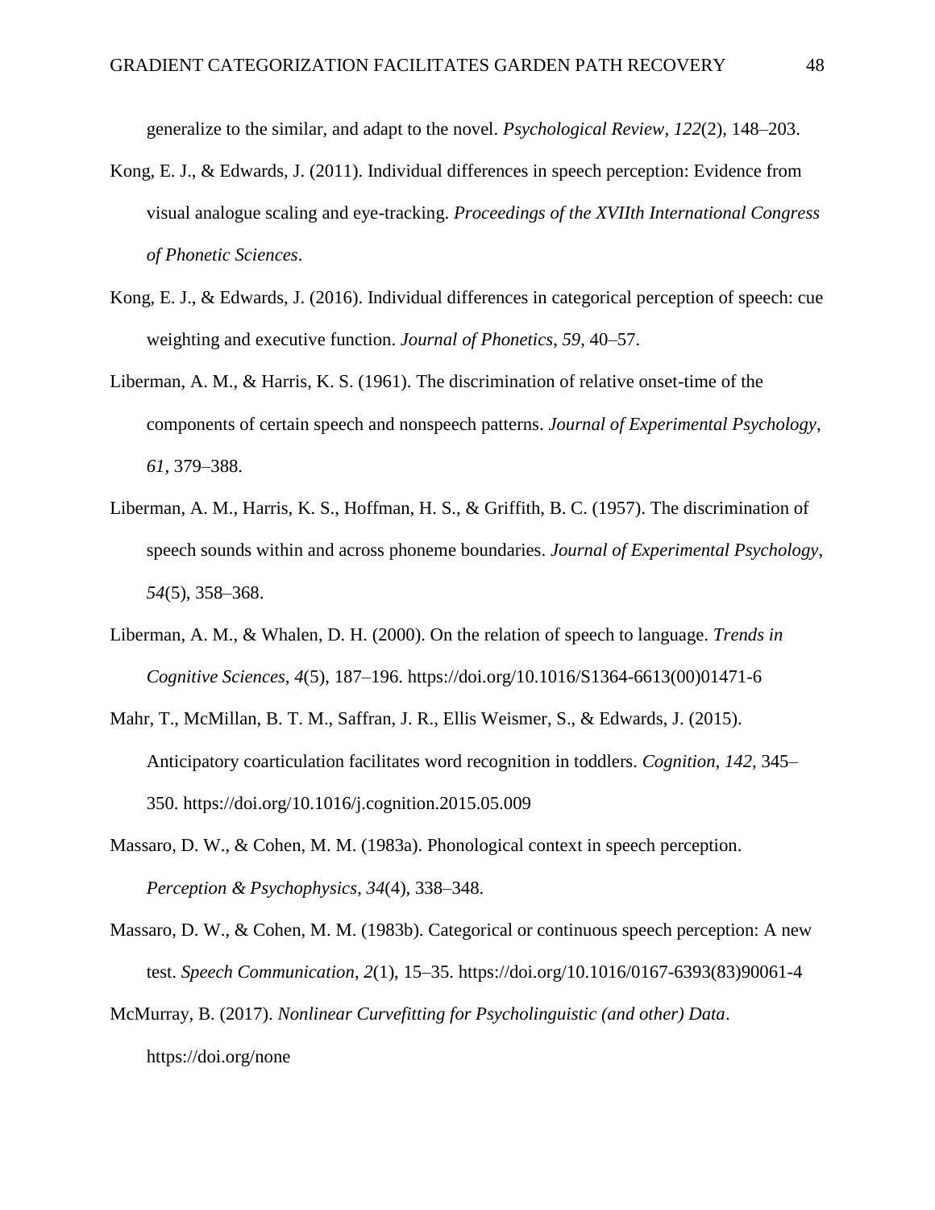generalize to the similar, and adapt to the novel. *Psychological Review*, *122*(2), 148–203.

Kong, E. J., & Edwards, J. (2011). Individual differences in speech perception: Evidence from visual analogue scaling and eye-tracking. *Proceedings of the XVIIth International Congress of Phonetic Sciences*.

Kong, E. J., & Edwards, J. (2016). Individual differences in categorical perception of speech: cue weighting and executive function. *Journal of Phonetics*, *59*, 40–57.

Liberman, A. M., & Harris, K. S. (1961). The discrimination of relative onset-time of the components of certain speech and nonspeech patterns. *Journal of Experimental Psychology*, *61*, 379–388.

Liberman, A. M., Harris, K. S., Hoffman, H. S., & Griffith, B. C. (1957). The discrimination of speech sounds within and across phoneme boundaries. *Journal of Experimental Psychology*, *54*(5), 358–368.

Liberman, A. M., & Whalen, D. H. (2000). On the relation of speech to language. *Trends in Cognitive Sciences*, *4*(5), 187–196. https://doi.org/10.1016/S1364-6613(00)01471-6

Mahr, T., McMillan, B. T. M., Saffran, J. R., Ellis Weismer, S., & Edwards, J. (2015). Anticipatory coarticulation facilitates word recognition in toddlers. *Cognition*, *142*, 345–350. https://doi.org/10.1016/j.cognition.2015.05.009

Massaro, D. W., & Cohen, M. M. (1983a). Phonological context in speech perception. *Perception & Psychophysics*, *34*(4), 338–348.

Massaro, D. W., & Cohen, M. M. (1983b). Categorical or continuous speech perception: A new test. *Speech Communication*, *2*(1), 15–35. https://doi.org/10.1016/0167-6393(83)90061-4

McMurray, B. (2017). *Nonlinear Curvefitting for Psycholinguistic (and other) Data*. https://doi.org/none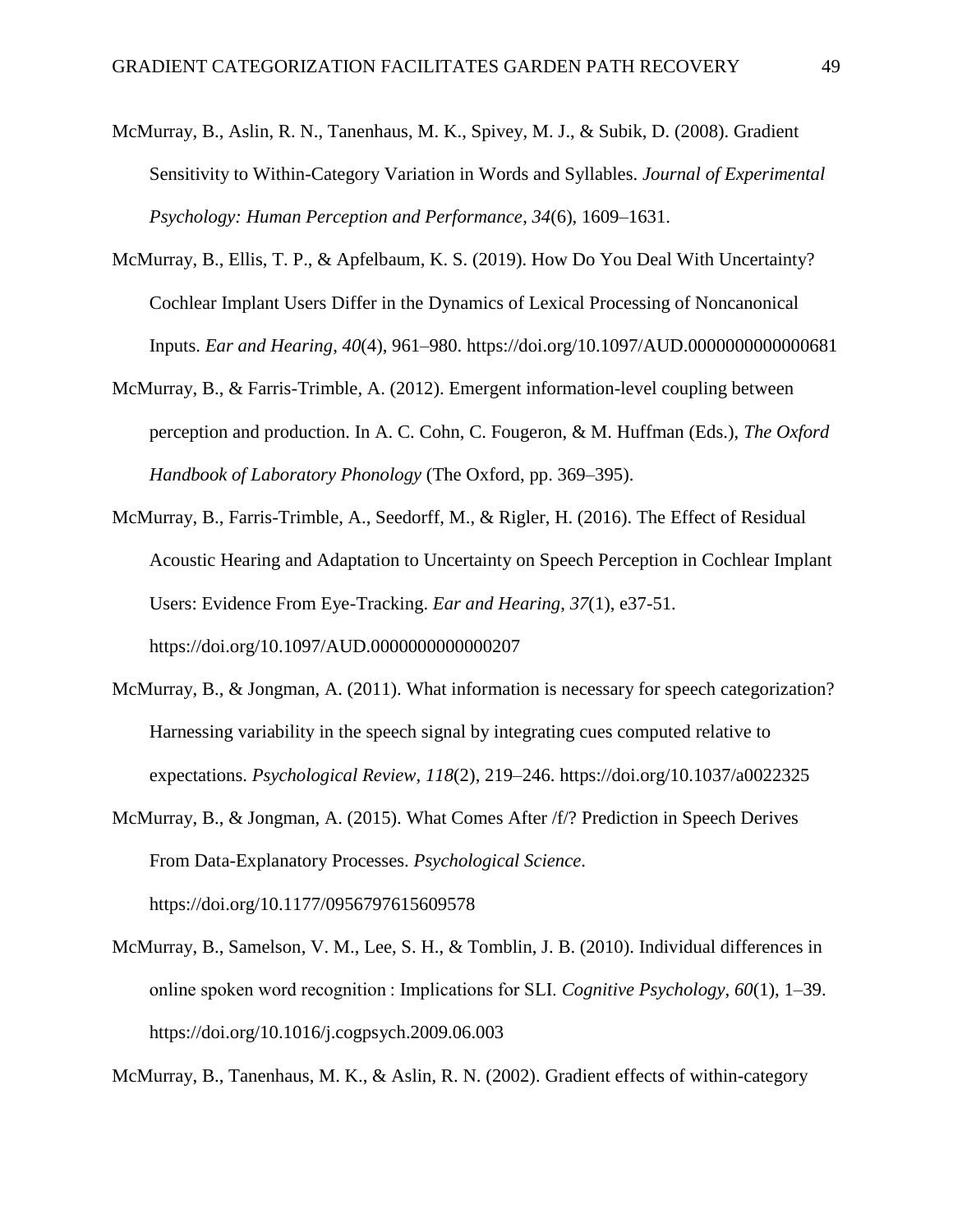McMurray, B., Aslin, R. N., Tanenhaus, M. K., Spivey, M. J., & Subik, D. (2008). Gradient Sensitivity to Within-Category Variation in Words and Syllables. *Journal of Experimental Psychology: Human Perception and Performance*, *34*(6), 1609–1631.

McMurray, B., Ellis, T. P., & Apfelbaum, K. S. (2019). How Do You Deal With Uncertainty? Cochlear Implant Users Differ in the Dynamics of Lexical Processing of Noncanonical Inputs. *Ear and Hearing*, *40*(4), 961–980. https://doi.org/10.1097/AUD.0000000000000681

McMurray, B., & Farris-Trimble, A. (2012). Emergent information-level coupling between perception and production. In A. C. Cohn, C. Fougeron, & M. Huffman (Eds.), *The Oxford Handbook of Laboratory Phonology* (The Oxford, pp. 369–395).

McMurray, B., Farris-Trimble, A., Seedorff, M., & Rigler, H. (2016). The Effect of Residual Acoustic Hearing and Adaptation to Uncertainty on Speech Perception in Cochlear Implant Users: Evidence From Eye-Tracking. *Ear and Hearing*, *37*(1), e37-51. https://doi.org/10.1097/AUD.0000000000000207

McMurray, B., & Jongman, A. (2011). What information is necessary for speech categorization? Harnessing variability in the speech signal by integrating cues computed relative to expectations. *Psychological Review*, *118*(2), 219–246. https://doi.org/10.1037/a0022325

McMurray, B., & Jongman, A. (2015). What Comes After /f/? Prediction in Speech Derives From Data-Explanatory Processes. *Psychological Science*. https://doi.org/10.1177/0956797615609578

McMurray, B., Samelson, V. M., Lee, S. H., & Tomblin, J. B. (2010). Individual differences in online spoken word recognition : Implications for SLI. *Cognitive Psychology*, *60*(1), 1–39. https://doi.org/10.1016/j.cogpsych.2009.06.003

McMurray, B., Tanenhaus, M. K., & Aslin, R. N. (2002). Gradient effects of within-category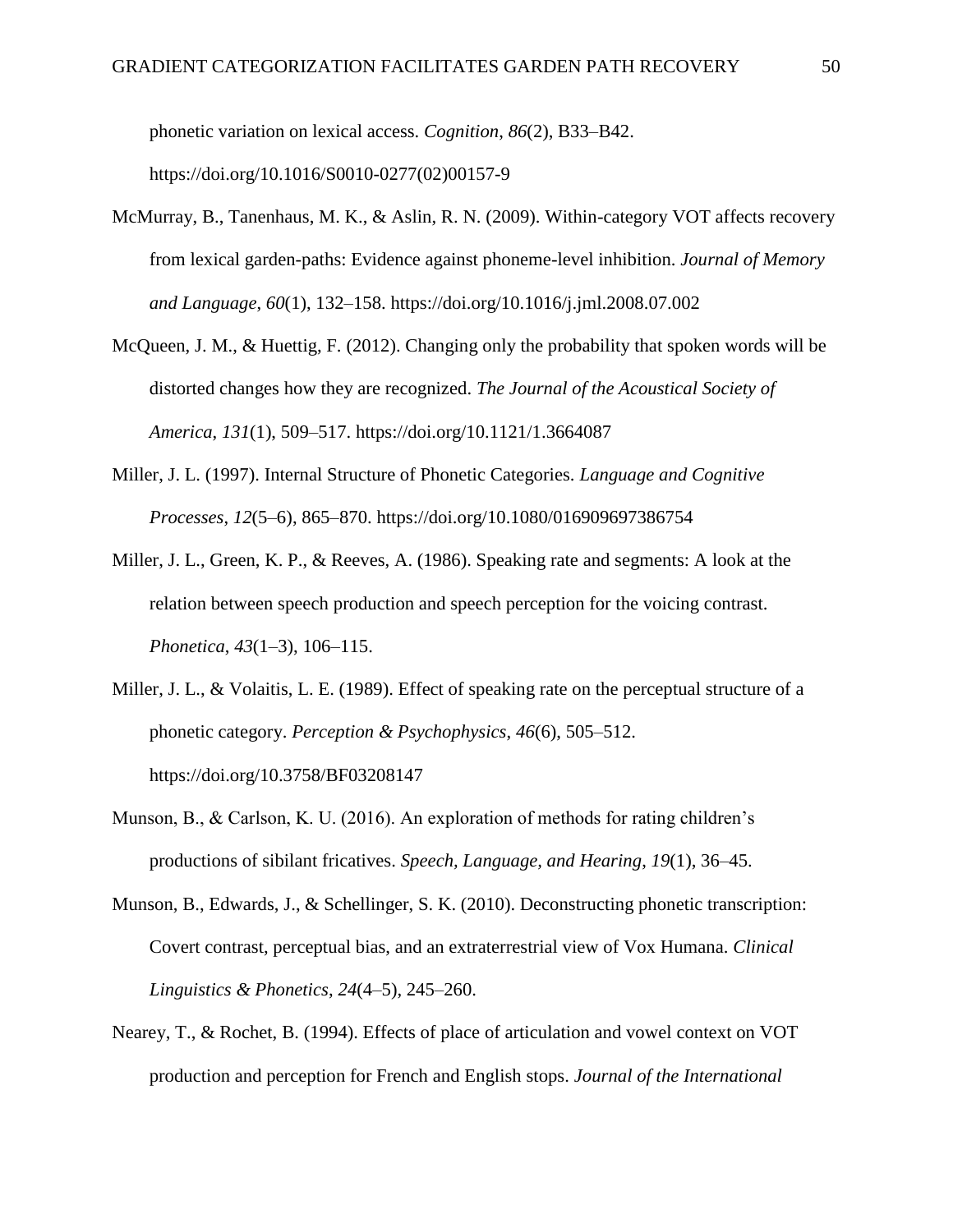phonetic variation on lexical access. *Cognition*, *86*(2), B33–B42. https://doi.org/10.1016/S0010-0277(02)00157-9

McMurray, B., Tanenhaus, M. K., & Aslin, R. N. (2009). Within-category VOT affects recovery from lexical garden-paths: Evidence against phoneme-level inhibition. *Journal of Memory and Language*, *60*(1), 132–158. https://doi.org/10.1016/j.jml.2008.07.002

McQueen, J. M., & Huettig, F. (2012). Changing only the probability that spoken words will be distorted changes how they are recognized. *The Journal of the Acoustical Society of America*, *131*(1), 509–517. https://doi.org/10.1121/1.3664087

Miller, J. L. (1997). Internal Structure of Phonetic Categories. *Language and Cognitive Processes*, *12*(5–6), 865–870. https://doi.org/10.1080/016909697386754

Miller, J. L., Green, K. P., & Reeves, A. (1986). Speaking rate and segments: A look at the relation between speech production and speech perception for the voicing contrast. *Phonetica*, *43*(1–3), 106–115.

Miller, J. L., & Volaitis, L. E. (1989). Effect of speaking rate on the perceptual structure of a phonetic category. *Perception & Psychophysics*, *46*(6), 505–512. https://doi.org/10.3758/BF03208147

Munson, B., & Carlson, K. U. (2016). An exploration of methods for rating children's productions of sibilant fricatives. *Speech, Language, and Hearing*, *19*(1), 36–45.

Munson, B., Edwards, J., & Schellinger, S. K. (2010). Deconstructing phonetic transcription: Covert contrast, perceptual bias, and an extraterrestrial view of Vox Humana. *Clinical Linguistics & Phonetics*, *24*(4–5), 245–260.

Nearey, T., & Rochet, B. (1994). Effects of place of articulation and vowel context on VOT production and perception for French and English stops. *Journal of the International*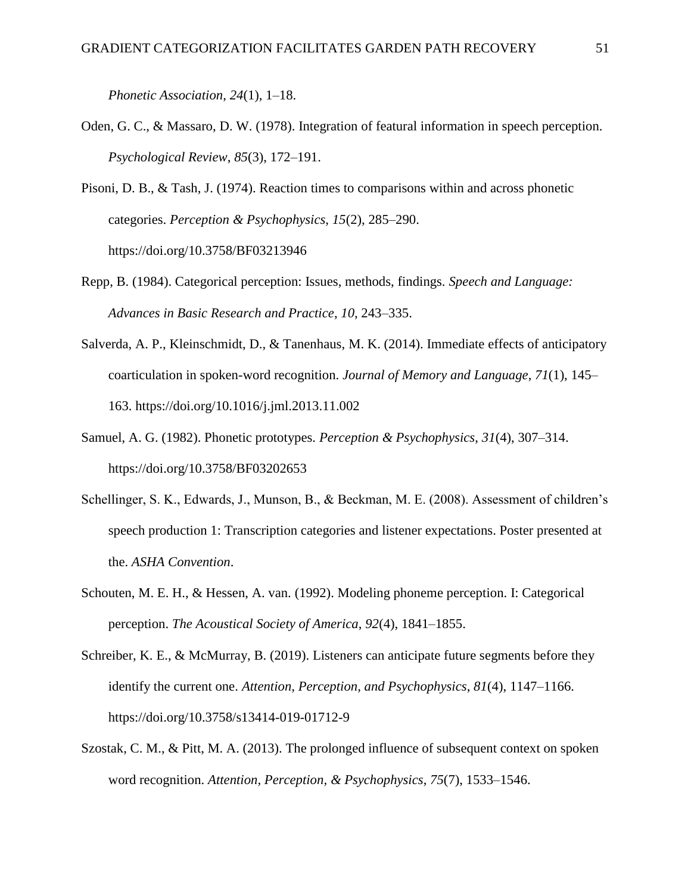*Phonetic Association*, *24*(1), 1–18.

Oden, G. C., & Massaro, D. W. (1978). Integration of featural information in speech perception. *Psychological Review*, *85*(3), 172–191.

Pisoni, D. B., & Tash, J. (1974). Reaction times to comparisons within and across phonetic categories. *Perception & Psychophysics*, *15*(2), 285–290. https://doi.org/10.3758/BF03213946

Repp, B. (1984). Categorical perception: Issues, methods, findings. *Speech and Language: Advances in Basic Research and Practice*, *10*, 243–335.

Salverda, A. P., Kleinschmidt, D., & Tanenhaus, M. K. (2014). Immediate effects of anticipatory coarticulation in spoken-word recognition. *Journal of Memory and Language*, *71*(1), 145–163. https://doi.org/10.1016/j.jml.2013.11.002

Samuel, A. G. (1982). Phonetic prototypes. *Perception & Psychophysics*, *31*(4), 307–314. https://doi.org/10.3758/BF03202653

Schellinger, S. K., Edwards, J., Munson, B., & Beckman, M. E. (2008). Assessment of children's speech production 1: Transcription categories and listener expectations. Poster presented at the. *ASHA Convention*.

Schouten, M. E. H., & Hessen, A. van. (1992). Modeling phoneme perception. I: Categorical perception. *The Acoustical Society of America*, *92*(4), 1841–1855.

Schreiber, K. E., & McMurray, B. (2019). Listeners can anticipate future segments before they identify the current one. *Attention, Perception, and Psychophysics*, *81*(4), 1147–1166. https://doi.org/10.3758/s13414-019-01712-9

Szostak, C. M., & Pitt, M. A. (2013). The prolonged influence of subsequent context on spoken word recognition. *Attention, Perception, & Psychophysics*, *75*(7), 1533–1546.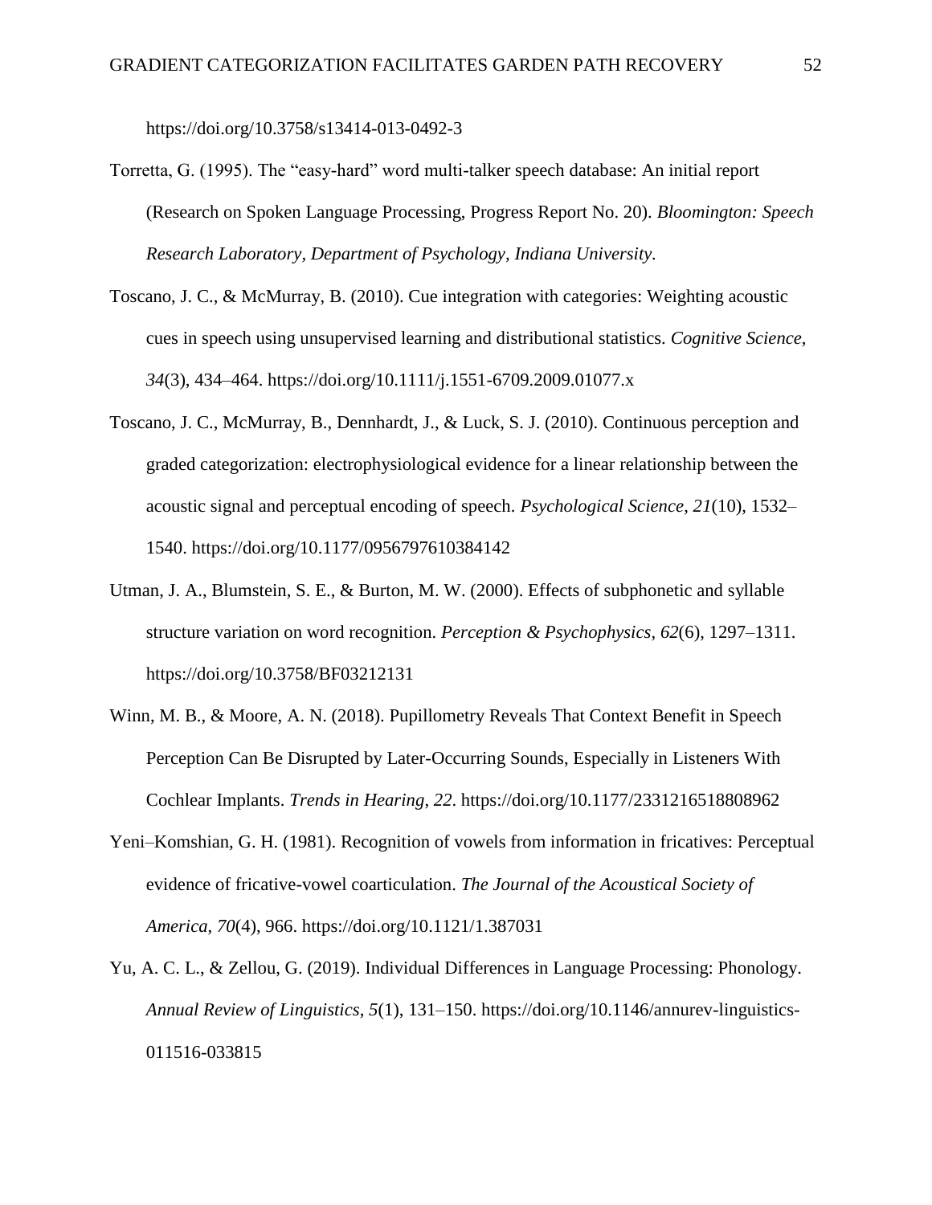https://doi.org/10.3758/s13414-013-0492-3

Torretta, G. (1995). The “easy-hard” word multi-talker speech database: An initial report (Research on Spoken Language Processing, Progress Report No. 20). *Bloomington: Speech Research Laboratory, Department of Psychology, Indiana University*.

Toscano, J. C., & McMurray, B. (2010). Cue integration with categories: Weighting acoustic cues in speech using unsupervised learning and distributional statistics. *Cognitive Science*, *34*(3), 434–464. https://doi.org/10.1111/j.1551-6709.2009.01077.x

Toscano, J. C., McMurray, B., Dennhardt, J., & Luck, S. J. (2010). Continuous perception and graded categorization: electrophysiological evidence for a linear relationship between the acoustic signal and perceptual encoding of speech. *Psychological Science*, *21*(10), 1532–1540. https://doi.org/10.1177/0956797610384142

Utman, J. A., Blumstein, S. E., & Burton, M. W. (2000). Effects of subphonetic and syllable structure variation on word recognition. *Perception & Psychophysics*, *62*(6), 1297–1311. https://doi.org/10.3758/BF03212131

Winn, M. B., & Moore, A. N. (2018). Pupillometry Reveals That Context Benefit in Speech Perception Can Be Disrupted by Later-Occurring Sounds, Especially in Listeners With Cochlear Implants. *Trends in Hearing*, *22*. https://doi.org/10.1177/2331216518808962

Yeni–Komshian, G. H. (1981). Recognition of vowels from information in fricatives: Perceptual evidence of fricative-vowel coarticulation. *The Journal of the Acoustical Society of America*, *70*(4), 966. https://doi.org/10.1121/1.387031

Yu, A. C. L., & Zellou, G. (2019). Individual Differences in Language Processing: Phonology. *Annual Review of Linguistics*, *5*(1), 131–150. https://doi.org/10.1146/annurev-linguistics-011516-033815